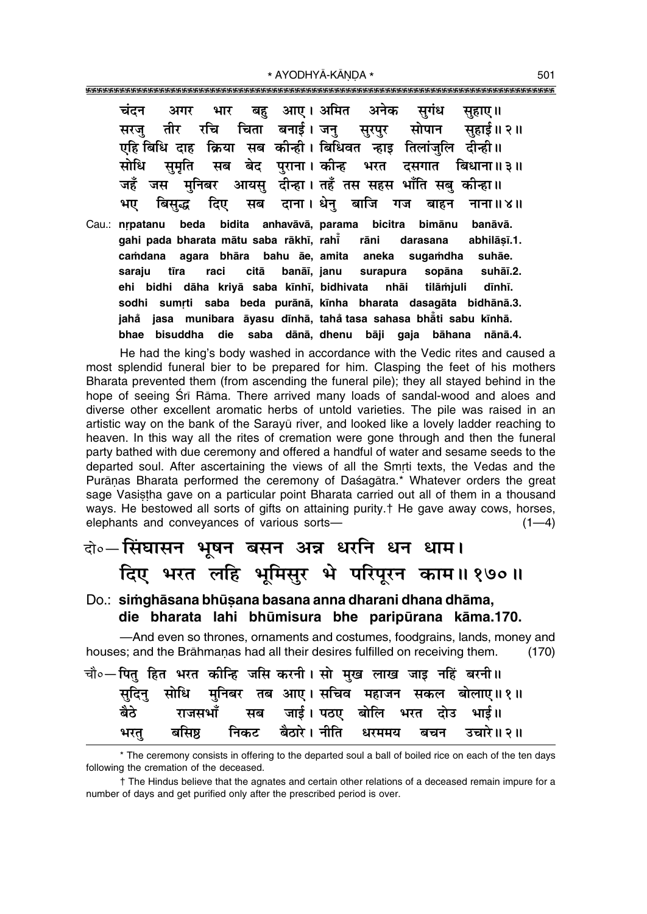चंदन अगर भार बहु आए। अमित अनेक सुगंध सुहाए॥
सरजु तीर रचि चिता बनाई। जनु सुरपुर सोपान सुहाई॥ २॥
एहि बिधि दाह क्रिया सब कीन्ही। बिधिवत न्हाइ तिलांजुलि दीन्ही॥
सोधि सुमृति सब बेद पुराना। कीन्ह भरत दसगात बिधाना॥ ३॥
जहँ जस मुनिबर आयसु दीन्हा। तहँ तस सहस भाँति सबु कीन्हा॥
भए बिसुद्ध दिए सब दाना। धेनु बाजि गज बाहन नाना॥ ४॥

Cau.: nṛpatanu beda bidita anhavāvā, parama bicitra bimānu banāvā.
gahi pada bharata mātu saba rākhī, rahī̐ rāni darasana abhilāṣī.1.
caṁdana agara bhāra bahu āe, amita aneka sugaṁdha suhāe.
saraju tīra raci citā banāī, janu surapura sopāna suhāī.2.
ehi bidhi dāha kriyā saba kīnhī, bidhivata nhāi tilāṁjuli dīnhī.
sodhi sumṛti saba beda purānā, kīnha bharata dasagāta bidhānā.3.
jahā̐ jasa munibara āyasu dīnhā, tahā̐ tasa sahasa bhā̐ti sabu kīnhā.
bhae bisuddha die saba dānā, dhenu bāji gaja bāhana nānā.4.

He had the king's body washed in accordance with the Vedic rites and caused a most splendid funeral bier to be prepared for him. Clasping the feet of his mothers Bharata prevented them (from ascending the funeral pile); they all stayed behind in the hope of seeing Śrī Rāma. There arrived many loads of sandal-wood and aloes and diverse other excellent aromatic herbs of untold varieties. The pile was raised in an artistic way on the bank of the Sarayū river, and looked like a lovely ladder reaching to heaven. In this way all the rites of cremation were gone through and then the funeral party bathed with due ceremony and offered a handful of water and sesame seeds to the departed soul. After ascertaining the views of all the Smṛti texts, the Vedas and the Purāṇas Bharata performed the ceremony of Daśagātra.* Whatever orders the great sage Vasiṣṭha gave on a particular point Bharata carried out all of them in a thousand ways. He bestowed all sorts of gifts on attaining purity.† He gave away cows, horses, elephants and conveyances of various sorts— (1—4)

**दो०—सिंघासन भूषन बसन अन्न धरनि धन धाम।**
**दिए भरत लहि भूमिसुर भे परिपूरन काम॥ १७०॥**

**Do.: siṁghāsana bhūṣana basana anna dharani dhana dhāma,**
**die bharata lahi bhūmisura bhe paripūrana kāma.170.**

—And even so thrones, ornaments and costumes, foodgrains, lands, money and houses; and the Brāhmaṇas had all their desires fulfilled on receiving them. (170)

चौ०—पितु हित भरत कीन्हि जसि करनी। सो मुख लाख जाइ नहिं बरनी॥
सुदिनु सोधि मुनिबर तब आए। सचिव महाजन सकल बोलाए॥ १॥
बैठे राजसभाँ सब जाई। पठए बोलि भरत दोउ भाई॥
भरतु बसिष्ठ निकट बैठारे। नीति धरममय बचन उचारे॥ २॥

* The ceremony consists in offering to the departed soul a ball of boiled rice on each of the ten days following the cremation of the deceased.

† The Hindus believe that the agnates and certain other relations of a deceased remain impure for a number of days and get purified only after the prescribed period is over.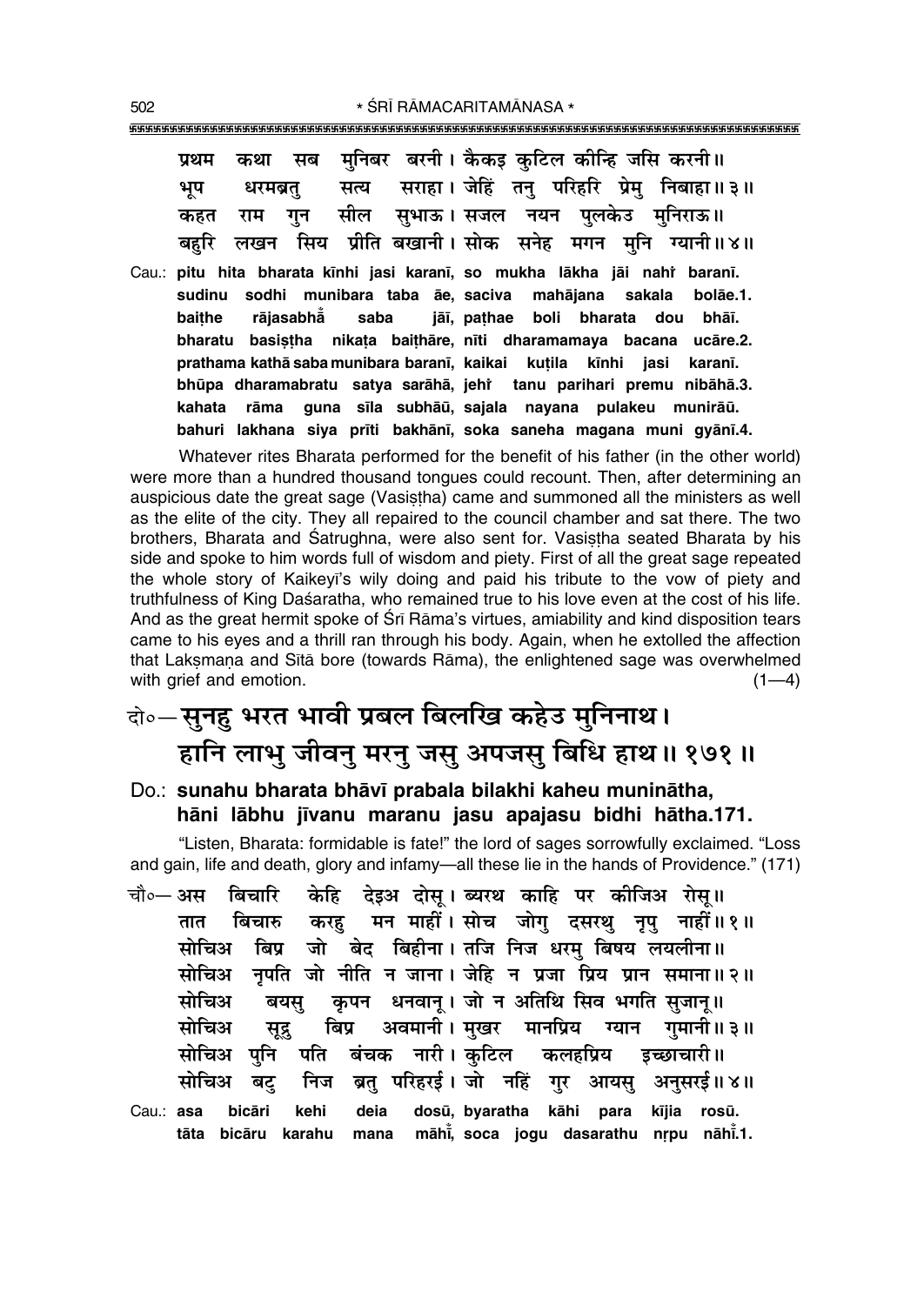प्रथम कथा सब मुनिबर बरनी। कैकइ कुटिल कीन्हि जसि करनी॥
भूप धरमब्रतु सत्य सराहा। जेहिं तनु परिहरि प्रेमु निबाहा॥३॥
कहत राम गुन सील सुभाऊ। सजल नयन पुलकेउ मुनिराऊ॥
बहुरि लखन सिय प्रीति बखानी। सोक सनेह मगन मुनि ग्यानी॥४॥

Cau.: **pitu hita bharata kīnhi jasi karanī, so mukha lākha jāi nahiṁ baranī.**
**sudinu sodhi munibara taba āe, saciva mahājana sakala bolāe.1.**
**baiṭhe rājasabhāँ saba jāī, paṭhae boli bharata dou bhāī.**
**bharatu basiṣṭha nikaṭa baiṭhāre, nīti dharamamaya bacana ucāre.2.**
**prathama kathā saba munibara baranī, kaikai kuṭila kīnhi jasi karanī.**
**bhūpa dharamabratu satya sarāhā, jehiṁ tanu parihari premu nibāhā.3.**
**kahata rāma guna sīla subhāū, sajala nayana pulakeu munirāū.**
**bahuri lakhana siya prīti bakhānī, soka saneha magana muni gyānī.4.**

Whatever rites Bharata performed for the benefit of his father (in the other world) were more than a hundred thousand tongues could recount. Then, after determining an auspicious date the great sage (Vasiṣṭha) came and summoned all the ministers as well as the elite of the city. They all repaired to the council chamber and sat there. The two brothers, Bharata and Śatrughna, were also sent for. Vasiṣṭha seated Bharata by his side and spoke to him words full of wisdom and piety. First of all the great sage repeated the whole story of Kaikeyī's wily doing and paid his tribute to the vow of piety and truthfulness of King Daśaratha, who remained true to his love even at the cost of his life. And as the great hermit spoke of Śrī Rāma's virtues, amiability and kind disposition tears came to his eyes and a thrill ran through his body. Again, when he extolled the affection that Lakṣmaṇa and Sītā bore (towards Rāma), the enlightened sage was overwhelmed with grief and emotion. (1—4)

## दो०—सुनहु भरत भावी प्रबल बिलखि कहेउ मुनिनाथ। हानि लाभु जीवनु मरनु जसु अपजसु बिधि हाथ॥१७१॥

Do.: **sunahu bharata bhāvī prabala bilakhi kaheu muninātha,**
**hāni lābhu jīvanu maranu jasu apajasu bidhi hātha.171.**

"Listen, Bharata: formidable is fate!" the lord of sages sorrowfully exclaimed. "Loss and gain, life and death, glory and infamy—all these lie in the hands of Providence." (171)

चौ०—अस बिचारि केहि देइअ दोसू। ब्यरथ काहि पर कीजिअ रोसू॥
तात बिचारु करहु मन माहीं। सोच जोगु दसरथु नृपु नाहीं॥१॥
सोचिअ बिप्र जो बेद बिहीना। तजि निज धरमु बिषय लयलीना॥
सोचिअ नृपति जो नीति न जाना। जेहि न प्रजा प्रिय प्रान समाना॥२॥
सोचिअ बयसु कृपन धनवानू। जो न अतिथि सिव भगति सुजानू॥
सोचिअ सूद्रु बिप्र अवमानी। मुखर मानप्रिय ग्यान गुमानी॥३॥
सोचिअ पुनि पति बंचक नारी। कुटिल कलहप्रिय इच्छाचारी॥
सोचिअ बटु निज ब्रतु परिहरई। जो नहिं गुर आयसु अनुसरई॥४॥

Cau.: **asa bicāri kehi deia dosū, byaratha kāhi para kījia rosū.**
**tāta bicāru karahu mana māhīँ, soca jogu dasarathu nṛpu nāhīँ.1.**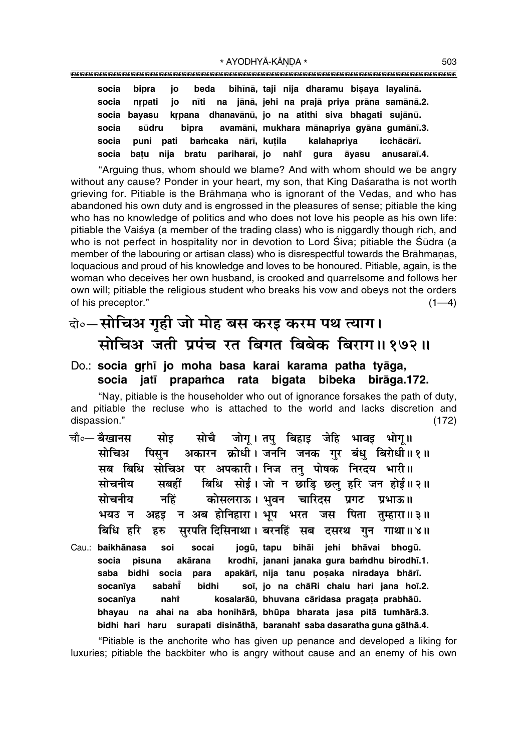socia bipra jo beda bihīnā, taji nija dharamu biṣaya layalīnā.
socia nṛpati jo nīti na jānā, jehi na prajā priya prāna samānā.2.
socia bayasu kṛpana dhanavānū, jo na atithi siva bhagati sujānū.
socia sūdru bipra avamānī, mukhara mānapriya gyāna gumānī.3.
socia puni pati baṁcaka nārī, kuṭila kalahapriya icchācārī.
socia baṭu nija bratu pariharaī, jo nahi̐ gura āyasu anusaraī.4.

"Arguing thus, whom should we blame? And with whom should we be angry without any cause? Ponder in your heart, my son, that King Daśaratha is not worth grieving for. Pitiable is the Brāhmaṇa who is ignorant of the Vedas, and who has abandoned his own duty and is engrossed in the pleasures of sense; pitiable the king who has no knowledge of politics and who does not love his people as his own life: pitiable the Vaiśya (a member of the trading class) who is niggardly though rich, and who is not perfect in hospitality nor in devotion to Lord Śiva; pitiable the Śūdra (a member of the labouring or artisan class) who is disrespectful towards the Brāhmaṇas, loquacious and proud of his knowledge and loves to be honoured. Pitiable, again, is the woman who deceives her own husband, is crooked and quarrelsome and follows her own will; pitiable the religious student who breaks his vow and obeys not the orders of his preceptor." (1—4)

## दो०—सोचिअ गृही जो मोह बस करइ करम पथ त्याग। सोचिअ जती प्रपंच रत बिगत बिबेक बिराग॥ १७२॥

**Do.: socia gṛhī jo moha basa karai karama patha tyāga, socia jatī prapaṁca rata bigata bibeka birāga.172.**

"Nay, pitiable is the householder who out of ignorance forsakes the path of duty, and pitiable the recluse who is attached to the world and lacks discretion and dispassion." (172)

चौ०— बैखानस सोइ सोचै जोगू। तपु बिहाइ जेहि भावइ भोगू॥
सोचिअ पिसुन अकारन क्रोधी। जननि जनक गुर बंधु बिरोधी॥ १॥
सब बिधि सोचिअ पर अपकारी। निज तनु पोषक निरदय भारी॥
सोचनीय सबहीं बिधि सोई। जो न छाड़ि छलु हरि जन होई॥ २॥
सोचनीय नहिं कोसलराऊ। भुवन चारिदस प्रगट प्रभाऊ॥
भयउ न अहइ न अब होनिहारा। भूप भरत जस पिता तुम्हारा॥ ३॥
बिधि हरि हरु सुरपति दिसिनाथा। बरनहिं सब दसरथ गुन गाथा॥ ४॥

Cau.: baikhānasa soi socai jogū, tapu bihāi jehi bhāvai bhogū.
socia pisuna akārana krodhī, janani janaka gura baṁdhu birodhī.1.
saba bidhi socia para apakārī, nija tanu poṣaka niradaya bhārī.
socanīya sabahi̐ bidhi soī, jo na chāRi chalu hari jana hoī.2.
socanīya nahi̐ kosalarāū, bhuvana cāridasa pragaṭa prabhāū.
bhayau na ahai na aba honihārā, bhūpa bharata jasa pitā tumhārā.3.
bidhi hari haru surapati disināthā, baranahi̐ saba dasaratha guna gāthā.4.

"Pitiable is the anchorite who has given up penance and developed a liking for luxuries; pitiable the backbiter who is angry without cause and an enemy of his own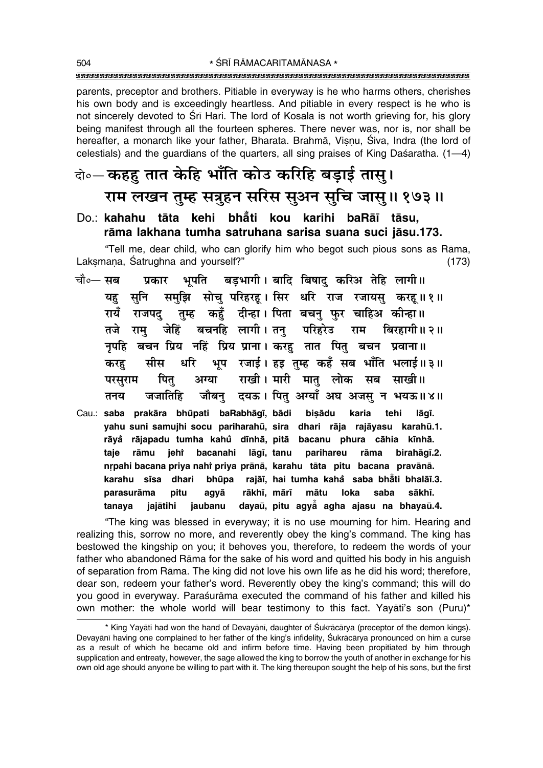parents, preceptor and brothers. Pitiable in everyway is he who harms others, cherishes his own body and is exceedingly heartless. And pitiable in every respect is he who is not sincerely devoted to Śrī Hari. The lord of Kosala is not worth grieving for, his glory being manifest through all the fourteen spheres. There never was, nor is, nor shall be hereafter, a monarch like your father, Bharata. Brahmā, Viṣṇu, Śiva, Indra (the lord of celestials) and the guardians of the quarters, all sing praises of King Daśaratha. (1—4)

**दो०— कहहु तात केहि भाँति कोउ करिहि बड़ाई तासु।**
**राम लखन तुम्ह सत्रुहन सरिस सुअन सुचि जासु॥ १७३॥**

**Do.: kahahu tāta kehi bhā̐ti kou karihi baRāī tāsu,**
**rāma lakhana tumha satruhana sarisa suana suci jāsu.173.**

"Tell me, dear child, who can glorify him who begot such pious sons as Rāma, Lakṣmaṇa, Śatrughna and yourself?" (173)

चौ०— सब प्रकार भूपति बड़भागी। बादि बिषादु करिअ तेहि लागी॥
यहु सुनि समुझि सोचु परिहरहू। सिर धरि राज रजायसु करहू॥ १॥
रायँ राजपदु तुम्ह कहुँ दीन्हा। पिता बचनु फुर चाहिअ कीन्हा॥
तजे रामु जेहिं बचनहि लागी। तनु परिहरेउ राम बिरहागी॥ २॥
नृपहि बचन प्रिय नहिं प्रिय प्राना। करहु तात पितु बचन प्रवाना॥
करहु सीस धरि भूप रजाई। हइ तुम्ह कहँ सब भाँति भलाई॥ ३॥
परसुराम पितु अग्या राखी। मारी मातु लोक सब साखी॥
तनय जजातिहि जौबनु दयऊ। पितु अग्याँ अघ अजसु न भयऊ॥ ४॥

Cau.: saba prakāra bhūpati baRabhāgī, bādi biṣādu karia tehi lāgī.
yahu suni samujhi socu pariharahū, sira dhari rāja rajāyasu karahū.1.
rāyā̐ rājapadu tumha kahu̐ dīnhā, pitā bacanu phura cāhia kīnhā.
taje rāmu jehi̐ bacanahi lāgī, tanu parihareu rāma birahāgī.2.
nṛpahi bacana priya nahi̐ priya prānā, karahu tāta pitu bacana pravānā.
karahu sīsa dhari bhūpa rajāī, hai tumha kahā̐ saba bhā̐ti bhalāī.3.
parasurāma pitu agyā rākhī, mārī mātu loka saba sākhī.
tanaya jajātihi jaubanu dayaū, pitu agyā̐ agha ajasu na bhayaū.4.

"The king was blessed in everyway; it is no use mourning for him. Hearing and realizing this, sorrow no more, and reverently obey the king's command. The king has bestowed the kingship on you; it behoves you, therefore, to redeem the words of your father who abandoned Rāma for the sake of his word and quitted his body in his anguish of separation from Rāma. The king did not love his own life as he did his word; therefore, dear son, redeem your father's word. Reverently obey the king's command; this will do you good in everyway. Paraśurāma executed the command of his father and killed his own mother: the whole world will bear testimony to this fact. Yayāti's son (Puru)*

---

* King Yayāti had won the hand of Devayānī, daughter of Śukrācārya (preceptor of the demon kings). Devayānī having one complained to her father of the king's infidelity, Śukrācārya pronounced on him a curse as a result of which he became old and infirm before time. Having been propitiated by him through supplication and entreaty, however, the sage allowed the king to borrow the youth of another in exchange for his own old age should anyone be willing to part with it. The king thereupon sought the help of his sons, but the first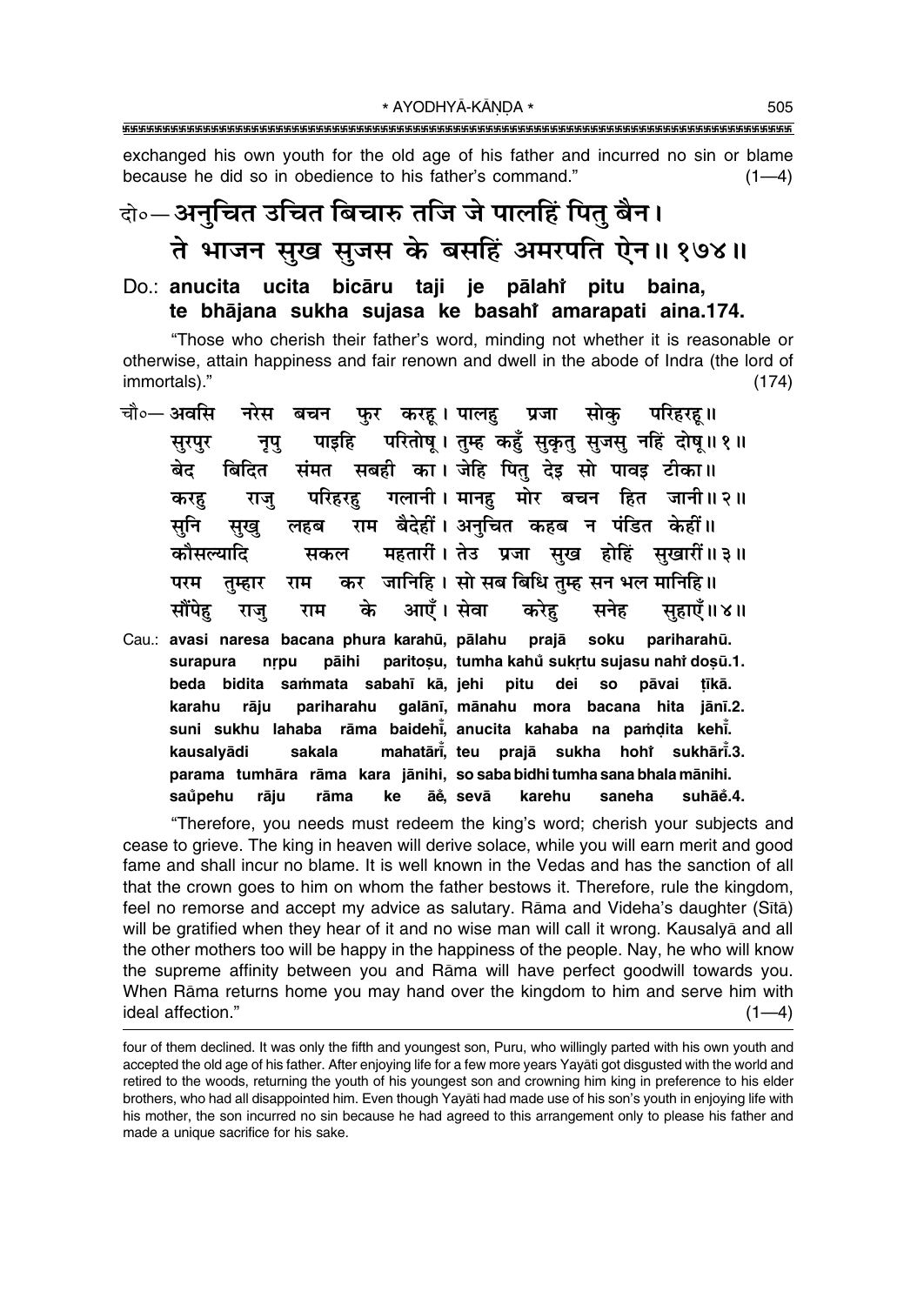exchanged his own youth for the old age of his father and incurred no sin or blame because he did so in obedience to his father's command." (1—4)

दो०— अनुचित उचित बिचारु तजि जे पालहिं पितु बैन।
ते भाजन सुख सुजस के बसहिं अमरपति ऐन॥ १७४॥

Do.: **anucita ucita bicāru taji je pālahiṁ pitu baina,**
**te bhājana sukha sujasa ke basahiṁ amarapati aina.174.**

"Those who cherish their father's word, minding not whether it is reasonable or otherwise, attain happiness and fair renown and dwell in the abode of Indra (the lord of immortals)." (174)

चौ०— अवसि नरेस बचन फुर करहू। पालहु प्रजा सोकु परिहरहू॥
सुरपुर नृपु पाइहि परितोषू। तुम्ह कहुँ सुकृतु सुजसु नहिं दोषू॥ १॥
बेद बिदित संमत सबही का। जेहि पितु देइ सो पावइ टीका॥
करहु राजु परिहरहु गलानी। मानहु मोर बचन हित जानी॥ २॥
सुनि सुखु लहब राम बैदेहीं। अनुचित कहब न पंडित केहीं॥
कौसल्यादि सकल महतारीं। तेउ प्रजा सुख होहिं सुखारीं॥ ३॥
परम तुम्हार राम कर जानिहि। सो सब बिधि तुम्ह सन भल मानिहि॥
सौंपेहु राजु राम के आएँ। सेवा करेहु सनेह सुहाएँ॥ ४॥

Cau.: **avasi naresa bacana phura karahū, pālahu prajā soku pariharahū.**
**surapura nṛpu pāihi paritoṣu, tumha kahuँ sukṛtu sujasu nahiṁ doṣū.1.**
**beda bidita saṁmata sabahī kā, jehi pitu dei so pāvai ṭīkā.**
**karahu rāju pariharahu galānī, mānahu mora bacana hita jānī.2.**
**suni sukhu lahaba rāma baidehīṁ, anucita kahaba na paṁḍita kehīṁ.**
**kausalyādi sakala mahatārīṁ, teu prajā sukha hohiṁ sukhārīṁ.3.**
**parama tumhāra rāma kara jānihi, so saba bidhi tumha sana bhala mānihi.**
**saũpehu rāju rāma ke āeँ, sevā karehu saneha suhāeँ.4.**

"Therefore, you needs must redeem the king's word; cherish your subjects and cease to grieve. The king in heaven will derive solace, while you will earn merit and good fame and shall incur no blame. It is well known in the Vedas and has the sanction of all that the crown goes to him on whom the father bestows it. Therefore, rule the kingdom, feel no remorse and accept my advice as salutary. Rāma and Videha's daughter (Sītā) will be gratified when they hear of it and no wise man will call it wrong. Kausalyā and all the other mothers too will be happy in the happiness of the people. Nay, he who will know the supreme affinity between you and Rāma will have perfect goodwill towards you. When Rāma returns home you may hand over the kingdom to him and serve him with ideal affection." (1—4)

---

four of them declined. It was only the fifth and youngest son, Puru, who willingly parted with his own youth and accepted the old age of his father. After enjoying life for a few more years Yayāti got disgusted with the world and retired to the woods, returning the youth of his youngest son and crowning him king in preference to his elder brothers, who had all disappointed him. Even though Yayāti had made use of his son's youth in enjoying life with his mother, the son incurred no sin because he had agreed to this arrangement only to please his father and made a unique sacrifice for his sake.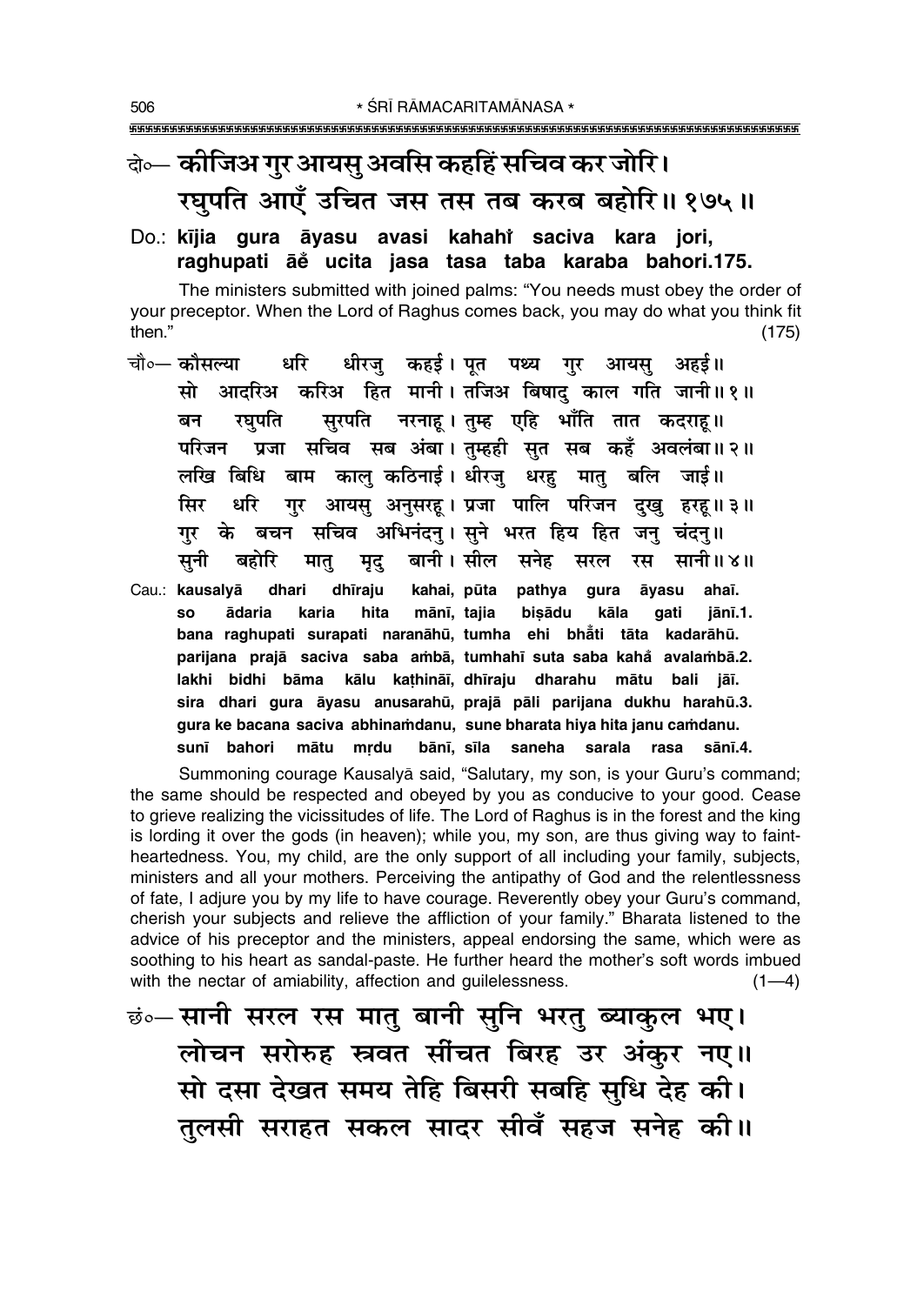दो०— कीजिअ गुर आयसु अवसि कहहिं सचिव कर जोरि।
रघुपति आएँ उचित जस तस तब करब बहोरि॥ १७५॥

Do.: **kījia gura āyasu avasi kahahi̐ saciva kara jori,**
**raghupati āe̐ ucita jasa tasa taba karaba bahori.175.**

The ministers submitted with joined palms: "You needs must obey the order of your preceptor. When the Lord of Raghus comes back, you may do what you think fit then." (175)

चौ०— कौसल्या धरि धीरजु कहई। पूत पथ्य गुर आयसु अहई॥
सो आदरिअ करिअ हित मानी। तजिअ बिषादु काल गति जानी॥ १॥
बन रघुपति सुरपति नरनाहू। तुम्ह एहि भाँति तात कदराहू॥
परिजन प्रजा सचिव सब अंबा। तुम्हही सुत सब कहँ अवलंबा॥ २॥
लखि बिधि बाम कालु कठिनाई। धीरजु धरहु मातु बलि जाई॥
सिर धरि गुर आयसु अनुसरहू। प्रजा पालि परिजन दुखु हरहू॥ ३॥
गुर के बचन सचिव अभिनंदनु। सुने भरत हिय हित जनु चंदनु॥
सुनी बहोरि मातु मृदु बानी। सील सनेह सरल रस सानी॥ ४॥

Cau.: **kausalyā dhari dhīraju kahai, pūta pathya gura āyasu ahaī.**
**so ādaria karia hita mānī, tajia biṣādu kāla gati jānī.1.**
**bana raghupati surapati naranāhū, tumha ehi bhā̐ti tāta kadarāhū.**
**parijana prajā saciva saba aṁbā, tumhahī suta saba kahā̐ avalaṁbā.2.**
**lakhi bidhi bāma kālu kaṭhināī, dhīraju dharahu mātu bali jāī.**
**sira dhari gura āyasu anusarahū, prajā pāli parijana dukhu harahū.3.**
**gura ke bacana saciva abhinaṁdanu, sune bharata hiya hita janu caṁdanu.**
**sunī bahori mātu mṛdu bānī, sīla saneha sarala rasa sānī.4.**

Summoning courage Kausalyā said, "Salutary, my son, is your Guru's command; the same should be respected and obeyed by you as conducive to your good. Cease to grieve realizing the vicissitudes of life. The Lord of Raghus is in the forest and the king is lording it over the gods (in heaven); while you, my son, are thus giving way to faint-heartedness. You, my child, are the only support of all including your family, subjects, ministers and all your mothers. Perceiving the antipathy of God and the relentlessness of fate, I adjure you by my life to have courage. Reverently obey your Guru's command, cherish your subjects and relieve the affliction of your family." Bharata listened to the advice of his preceptor and the ministers, appeal endorsing the same, which were as soothing to his heart as sandal-paste. He further heard the mother's soft words imbued with the nectar of amiability, affection and guilelessness. (1—4)

छं०— सानी सरल रस मातु बानी सुनि भरतु ब्याकुल भए।
लोचन सरोरुह स्त्रवत सींचत बिरह उर अंकुर नए॥
सो दसा देखत समय तेहि बिसरी सबहि सुधि देह की।
तुलसी सराहत सकल सादर सीवँ सहज सनेह की॥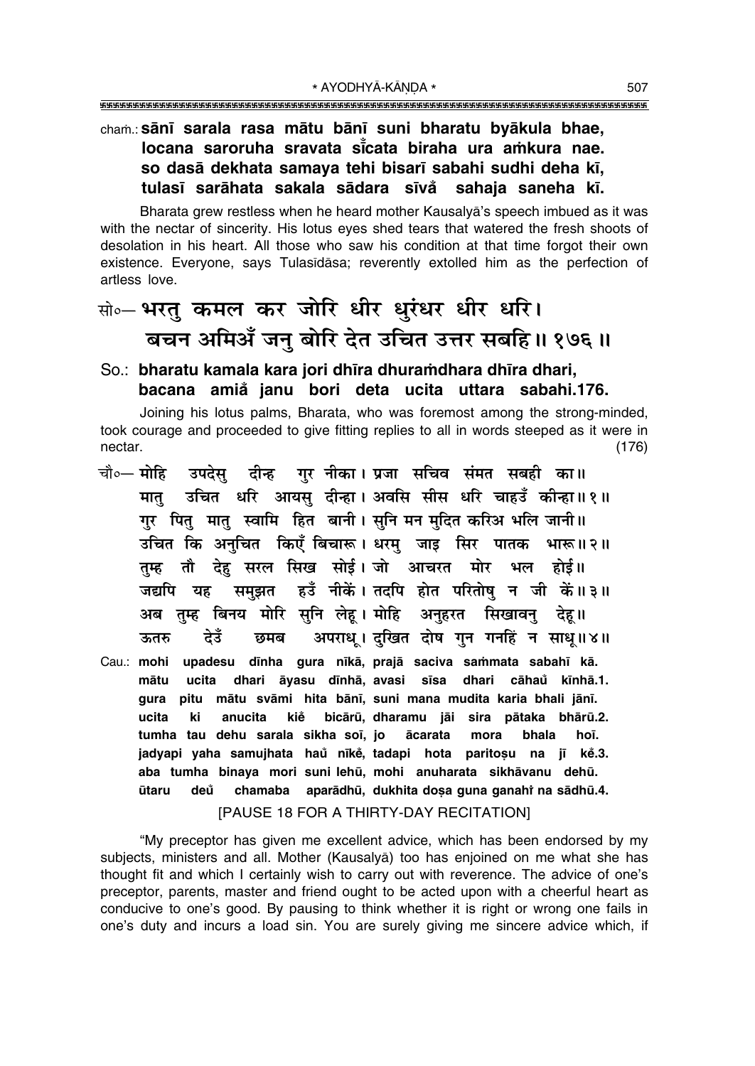chaṁ.: **sānī sarala rasa mātu bānī suni bharatu byākula bhae,**
**locana saroruha sravata sīm̐cata biraha ura aṁkura nae.**
**so dasā dekhata samaya tehi bisarī sabahi sudhi deha kī,**
**tulasī sarāhata sakala sādara sīvam̐ sahaja saneha kī.**

Bharata grew restless when he heard mother Kausalyā's speech imbued as it was with the nectar of sincerity. His lotus eyes shed tears that watered the fresh shoots of desolation in his heart. All those who saw his condition at that time forgot their own existence. Everyone, says Tulasīdāsa; reverently extolled him as the perfection of artless love.

सो०— भरतु कमल कर जोरि धीर धुरंधर धीर धरि।
बचन अमिअँ जनु बोरि देत उचित उत्तर सबहि॥ १७६॥

So.: **bharatu kamala kara jori dhīra dhuraṁdhara dhīra dhari,**
**bacana amiam̐ janu bori deta ucita uttara sabahi.176.**

Joining his lotus palms, Bharata, who was foremost among the strong-minded, took courage and proceeded to give fitting replies to all in words steeped as it were in nectar. (176)

चौ०— मोहि उपदेसु दीन्ह गुर नीका। प्रजा सचिव संमत सबही का॥
मातु उचित धरि आयसु दीन्हा। अवसि सीस धरि चाहउँ कीन्हा॥ १॥
गुर पितु मातु स्वामि हित बानी। सुनि मन मुदित करिअ भलि जानी॥
उचित कि अनुचित किएँ बिचारू। धरमु जाइ सिर पातक भारू॥ २॥
तुम्ह तौ देहु सरल सिख सोई। जो आचरत मोर भल होई॥
जद्यपि यह समुझत हउँ नीकें। तदपि होत परितोषु न जी कें॥ ३॥
अब तुम्ह बिनय मोरि सुनि लेहू। मोहि अनुहरत सिखावनु देहू॥
ऊतरु देउँ छमब अपराधू। दुखित दोष गुन गनहिं न साधू॥ ४॥

Cau.: **mohi upadesu dīnha gura nīkā, prajā saciva saṁmata sabahī kā.**
**mātu ucita dhari āyasu dīnhā, avasi sīsa dhari cāhaum̐ kīnhā.1.**
**gura pitu mātu svāmi hita bānī, suni mana mudita karia bhali jānī.**
**ucita ki anucita kiem̐ bicārū, dharamu jāi sira pātaka bhārū.2.**
**tumha tau dehu sarala sikha soī, jo ācarata mora bhala hoī.**
**jadyapi yaha samujhata haum̐ nīkem̐, tadapi hota paritoṣu na jī kem̐.3.**
**aba tumha binaya mori suni lehū, mohi anuharata sikhāvanu dehū.**
**ūtaru deum̐ chamaba aparādhū, dukhita doṣa guna ganahiṁ na sādhū.4.**

[PAUSE 18 FOR A THIRTY-DAY RECITATION]

"My preceptor has given me excellent advice, which has been endorsed by my subjects, ministers and all. Mother (Kausalyā) too has enjoined on me what she has thought fit and which I certainly wish to carry out with reverence. The advice of one's preceptor, parents, master and friend ought to be acted upon with a cheerful heart as conducive to one's good. By pausing to think whether it is right or wrong one fails in one's duty and incurs a load sin. You are surely giving me sincere advice which, if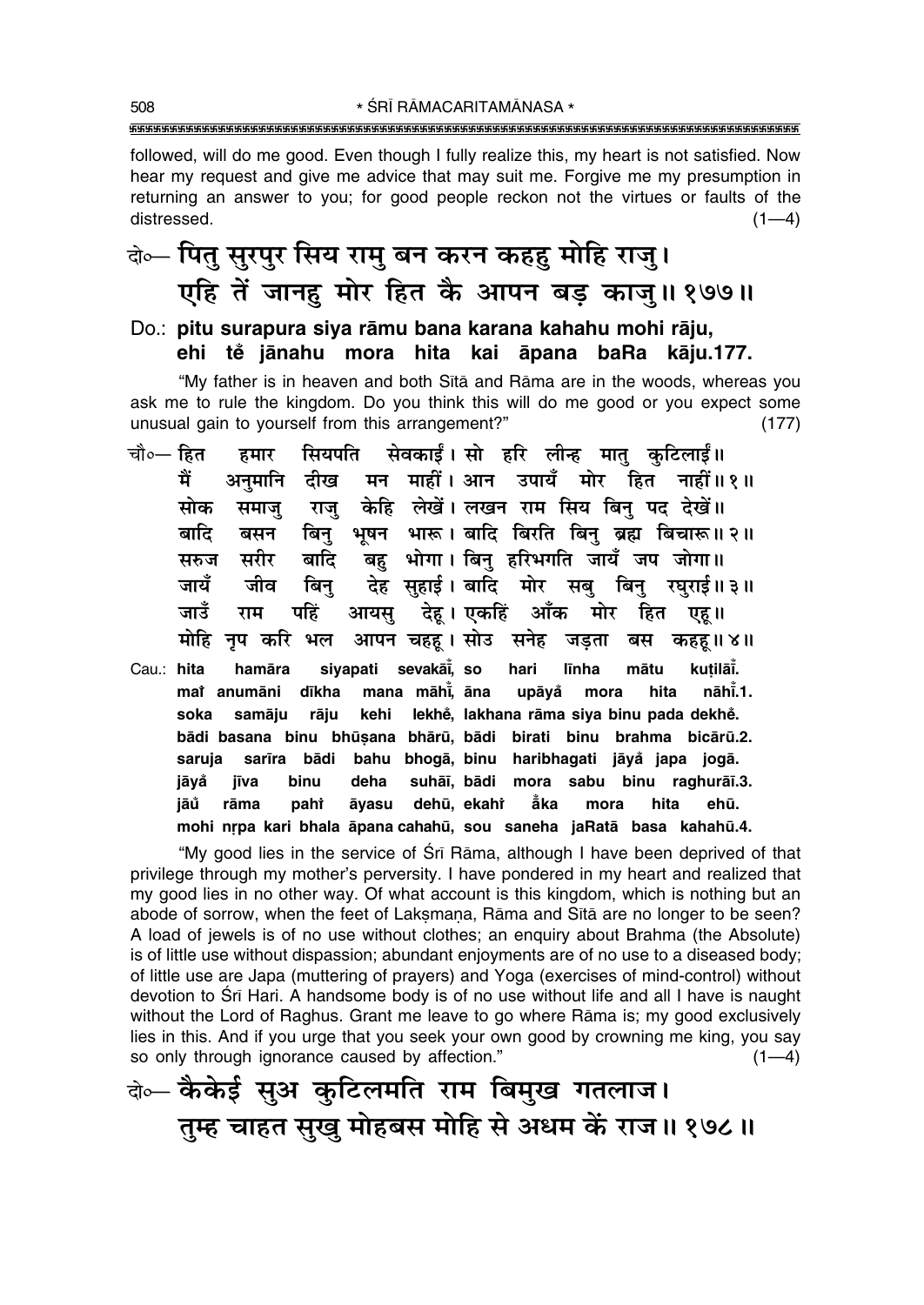followed, will do me good. Even though I fully realize this, my heart is not satisfied. Now hear my request and give me advice that may suit me. Forgive me my presumption in returning an answer to you; for good people reckon not the virtues or faults of the distressed. (1—4)

दो०— **पितु सुरपुर सिय रामु बन करन कहहु मोहि राजु।**
**एहि तें जानहु मोर हित कै आपन बड़ काजु॥ १७७॥**

**Do.: pitu surapura siya rāmu bana karana kahahu mohi rāju,**
**ehi tẽ jānahu mora hita kai āpana baRa kāju.177.**

"My father is in heaven and both Sītā and Rāma are in the woods, whereas you ask me to rule the kingdom. Do you think this will do me good or you expect some unusual gain to yourself from this arrangement?" (177)

चौ०— हित हमार सियपति सेवकाईं। सो हरि लीन्ह मातु कुटिलाईं॥
मैं अनुमानि दीख मन माहीं। आन उपायँ मोर हित नाहीं॥ १॥
सोक समाजु राजु केहि लेखें। लखन राम सिय बिनु पद देखें॥
बादि बसन बिनु भूषन भारू। बादि बिरति बिनु ब्रह्म बिचारू॥ २॥
सरुज सरीर बादि बहु भोगा। बिनु हरिभगति जायँ जप जोगा॥
जायँ जीव बिनु देह सुहाई। बादि मोर सबु बिनु रघुराई॥ ३॥
जाउँ राम पहिं आयसु देहू। एकहिं आँक मोर हित एहू॥
मोहि नृप करि भल आपन चहहू। सोउ सनेह जड़ता बस कहहू॥ ४॥

Cau.: **hita hamāra siyapati sevakāī̃, so hari līnha mātu kuṭilāī̃.**
**maĩ anumāni dīkha mana māhī̃, āna upāyå̃ mora hita nāhī̃.1.**
**soka samāju rāju kehi lekhẽ, lakhana rāma siya binu pada dekhẽ.**
**bādi basana binu bhūṣana bhārū, bādi birati binu brahma bicārū.2.**
**saruja sarīra bādi bahu bhogā, binu haribhagati jāyå̃ japa jogā.**
**jāyå̃ jīva binu deha suhāī, bādi mora sabu binu raghurāī.3.**
**jāū̃ rāma pahĩ āyasu dehū, ekahĩ å̃ka mora hita ehū.**
**mohi nṛpa kari bhala āpana cahahū, sou saneha jaRatā basa kahahū.4.**

"My good lies in the service of Śrī Rāma, although I have been deprived of that privilege through my mother's perversity. I have pondered in my heart and realized that my good lies in no other way. Of what account is this kingdom, which is nothing but an abode of sorrow, when the feet of Lakṣmaṇa, Rāma and Sītā are no longer to be seen? A load of jewels is of no use without clothes; an enquiry about Brahma (the Absolute) is of little use without dispassion; abundant enjoyments are of no use to a diseased body; of little use are Japa (muttering of prayers) and Yoga (exercises of mind-control) without devotion to Śrī Hari. A handsome body is of no use without life and all I have is naught without the Lord of Raghus. Grant me leave to go where Rāma is; my good exclusively lies in this. And if you urge that you seek your own good by crowning me king, you say so only through ignorance caused by affection." (1—4)

दो०— **कैकेई सुअ कुटिलमति राम बिमुख गतलाज।**
**तुम्ह चाहत सुखु मोहबस मोहि से अधम कें राज॥ १७८॥**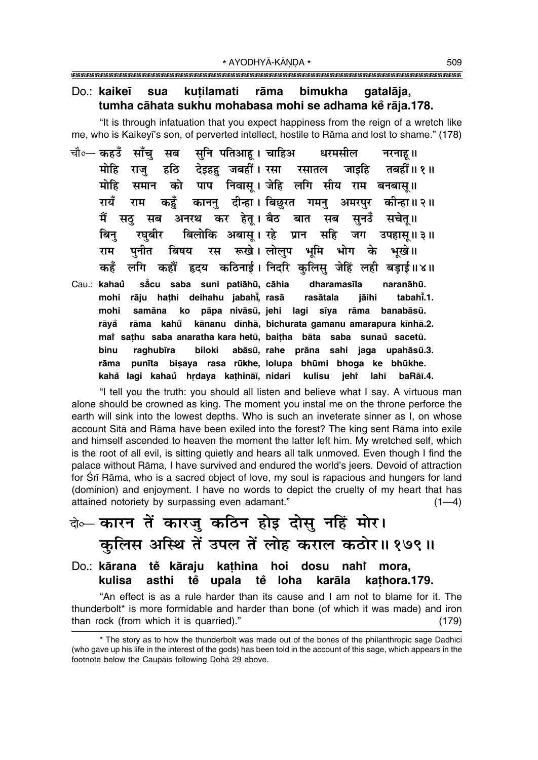**Do.: kaikeī sua kuṭilamati rāma bimukha gatalāja, tumha cāhata sukhu mohabasa mohi se adhama kẽ rāja.178.**

"It is through infatuation that you expect happiness from the reign of a wretch like me, who is Kaikeyī's son, of perverted intellect, hostile to Rāma and lost to shame." (178)

चौ०— कहउँ साँचु सब सुनि पतिआहू। चाहिअ धरमसील नरनाहू॥
मोहि राजु हठि देइहहु जबहीं। रसा रसातल जाइहि तबहीं॥१॥
मोहि समान को पाप निवासू। जेहि लगि सीय राम बनबासू॥
रायँ राम कहुँ काननु दीन्हा। बिछुरत गमनु अमरपुर कीन्हा॥२॥
मैं सठु सब अनरथ कर हेतू। बैठ बात सब सुनउँ सचेतू॥
बिनु रघुबीर बिलोकि अबासू। रहे प्रान सहि जग उपहासू॥३॥
राम पुनीत बिषय रस रूखे। लोलुप भूमि भोग के भूखे॥
कहँ लगि कहौं हृदय कठिनाई। निदरि कुलिसु जेहिं लही बड़ाई॥४॥

Cau.: **kahaũ sā̃cu saba suni patiāhū, cāhia dharamasīla naranāhū. mohi rāju haṭhi deihahu jabahī̃, rasā rasātala jāihi tabahī̃.1. mohi samāna ko pāpa nivāsū, jehi lagi sīya rāma banabāsū. rāyā̃ rāma kahũ kānanu dīnhā, bichurata gamanu amarapura kīnhā.2. maĩ saṭhu saba anaratha kara hetū, baiṭha bāta saba sunaũ sacetū. binu raghubīra biloki abāsū, rahe prāna sahi jaga upahāsū.3. rāma punīta biṣaya rasa rūkhe, lolupa bhūmi bhoga ke bhūkhe. kahā̃ lagi kahaũ hṛdaya kaṭhināī, nidari kulisu jehĩ lahī baRāī.4.**

"I tell you the truth: you should all listen and believe what I say. A virtuous man alone should be crowned as king. The moment you instal me on the throne perforce the earth will sink into the lowest depths. Who is such an inveterate sinner as I, on whose account Sītā and Rāma have been exiled into the forest? The king sent Rāma into exile and himself ascended to heaven the moment the latter left him. My wretched self, which is the root of all evil, is sitting quietly and hears all talk unmoved. Even though I find the palace without Rāma, I have survived and endured the world's jeers. Devoid of attraction for Śrī Rāma, who is a sacred object of love, my soul is rapacious and hungers for land (dominion) and enjoyment. I have no words to depict the cruelty of my heart that has attained notoriety by surpassing even adamant." (1—4)

दो०— कारन तें कारजु कठिन होइ दोसु नहिं मोर।
कुलिस अस्थि तें उपल तें लोह कराल कठोर॥१७९॥

**Do.: kārana tẽ kāraju kaṭhina hoi dosu nahĩ mora, kulisa asthi tẽ upala tẽ loha karāla kaṭhora.179.**

"An effect is as a rule harder than its cause and I am not to blame for it. The thunderbolt* is more formidable and harder than bone (of which it was made) and iron than rock (from which it is quarried)." (179)

* The story as to how the thunderbolt was made out of the bones of the philanthropic sage Dadhīci (who gave up his life in the interest of the gods) has been told in the account of this sage, which appears in the footnote below the Caupāis following Dohā 29 above.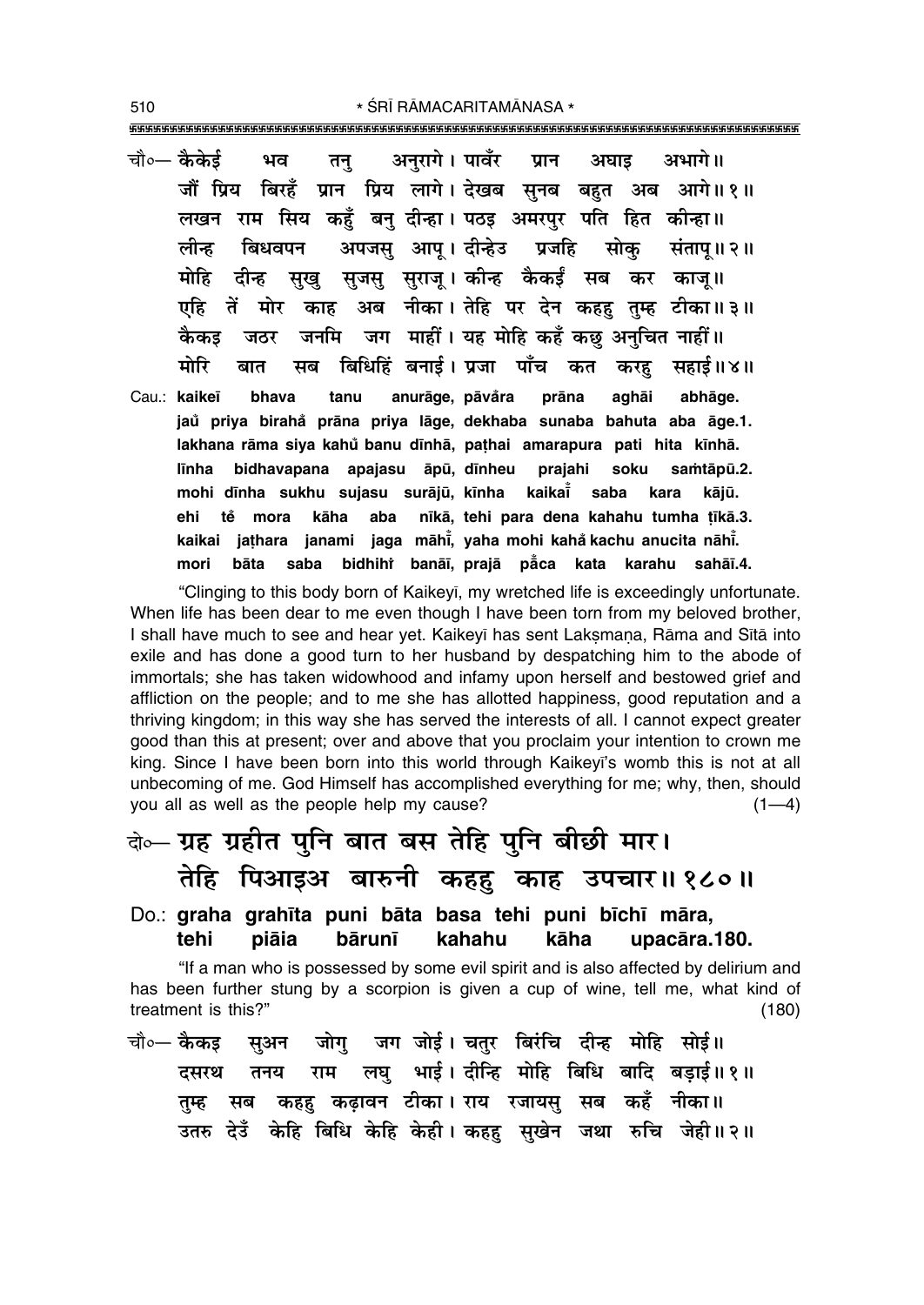चौ०— कैकेई भव तनु अनुरागे। पावँर प्रान अघाइ अभागे॥
जौं प्रिय बिरहँ प्रान प्रिय लागे। देखब सुनब बहुत अब आगे॥ १॥
लखन राम सिय कहुँ बनु दीन्हा। पठइ अमरपुर पति हित कीन्हा॥
लीन्ह बिधवपन अपजसु आपू। दीन्हेउ प्रजहि सोकु संतापू॥ २॥
मोहि दीन्ह सुखु सुजसु सुराजू। कीन्ह कैकईं सब कर काजू॥
एहि तें मोर काह अब नीका। तेहि पर देन कहहु तुम्ह टीका॥ ३॥
कैकइ जठर जनमि जग माहीं। यह मोहि कहँ कछु अनुचित नाहीं॥
मोरि बात सब बिधिहिं बनाई। प्रजा पाँच कत करहु सहाई॥ ४॥

Cau.: **kaikeī bhava tanu anurāge, pāvåra prāna aghāi abhāge.**
**jaů priya birahå prāna priya lāge, dekhaba sunaba bahuta aba āge.1.**
**lakhana rāma siya kahů banu dīnhā, paṭhai amarapura pati hita kīnhā.**
**līnha bidhavapana apajasu āpū, dīnheu prajahi soku saṁtāpū.2.**
**mohi dīnha sukhu sujasu surājū, kīnha kaikaī̃ saba kara kājū.**
**ehi tẽ mora kāha aba nīkā, tehi para dena kahahu tumha ṭīkā.3.**
**kaikai jaṭhara janami jaga māhī̃, yaha mohi kahå kachu anucita nāhī̃.**
**mori bāta saba bidhihi̇̃ banāī, prajā på̃ca kata karahu sahāī.4.**

"Clinging to this body born of Kaikeyī, my wretched life is exceedingly unfortunate. When life has been dear to me even though I have been torn from my beloved brother, I shall have much to see and hear yet. Kaikeyī has sent Lakṣmaṇa, Rāma and Sītā into exile and has done a good turn to her husband by despatching him to the abode of immortals; she has taken widowhood and infamy upon herself and bestowed grief and affliction on the people; and to me she has allotted happiness, good reputation and a thriving kingdom; in this way she has served the interests of all. I cannot expect greater good than this at present; over and above that you proclaim your intention to crown me king. Since I have been born into this world through Kaikeyī's womb this is not at all unbecoming of me. God Himself has accomplished everything for me; why, then, should you all as well as the people help my cause? (1—4)

दो०— ग्रह ग्रहीत पुनि बात बस तेहि पुनि बीछी मार।
तेहि पिआइअ बारुनी कहहु काह उपचार॥ १८०॥

Do.: **graha grahīta puni bāta basa tehi puni bīchī māra,**
**tehi piāia bārunī kahahu kāha upacāra.180.**

"If a man who is possessed by some evil spirit and is also affected by delirium and has been further stung by a scorpion is given a cup of wine, tell me, what kind of treatment is this?" (180)

चौ०— कैकइ सुअन जोगु जग जोई। चतुर बिरंचि दीन्ह मोहि सोई॥
दसरथ तनय राम लघु भाई। दीन्हि मोहि बिधि बादि बड़ाई॥ १॥
तुम्ह सब कहहु कढ़ावन टीका। राय रजायसु सब कहँ नीका॥
उतरु देउँ केहि बिधि केहि केही। कहहु सुखेन जथा रुचि जेही॥ २॥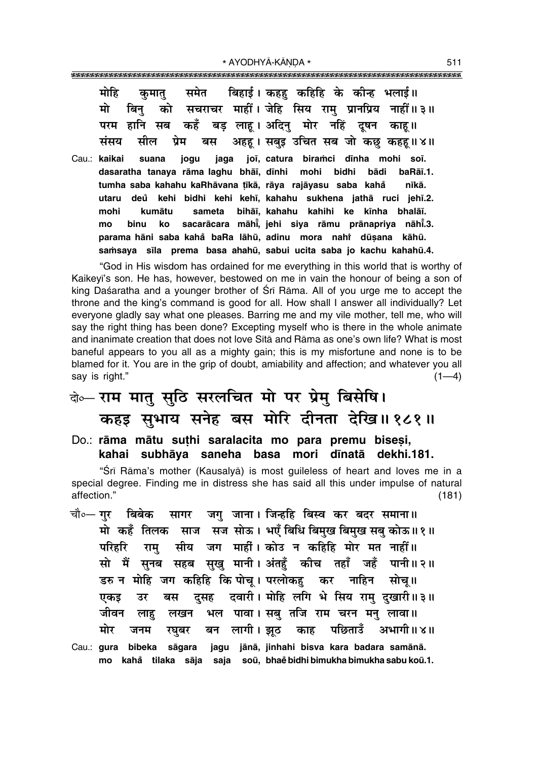मोहि कुमातु समेत बिहाई। कहहु कहिहि के कीन्ह भलाई॥
मो बिनु को सचराचर माहीं। जेहि सिय रामु प्रानप्रिय नाहीं॥ ३॥
परम हानि सब कहँ बड़ लाहू। अदिनु मोर नहिं दूषन काहू॥
संसय सील प्रेम बस अहहू। सबुइ उचित सब जो कछु कहहू॥ ४॥

Cau.: **kaikai suana jogu jaga joī, catura biraṁci dīnha mohi soī.**
**dasaratha tanaya rāma laghu bhāī, dīnhi mohi bidhi bādi baRāī.1.**
**tumha saba kahahu kaRhāvana ṭīkā, rāya rajāyasu saba kahå̐ nīkā.**
**utaru deu̐ kehi bidhi kehi kehī, kahahu sukhena jathā ruci jehī.2.**
**mohi kumātu sameta bihāī, kahahu kahihi ke kīnha bhalāī.**
**mo binu ko sacarācara māhī̐, jehi siya rāmu prānapriya nāhī̐.3.**
**parama hāni saba kahå̐ baRa lāhū, adinu mora nahi̐ dūṣana kāhū.**
**saṁsaya sīla prema basa ahahū, sabui ucita saba jo kachu kahahū.4.**

"God in His wisdom has ordained for me everything in this world that is worthy of Kaikeyī's son. He has, however, bestowed on me in vain the honour of being a son of king Daśaratha and a younger brother of Śrī Rāma. All of you urge me to accept the throne and the king's command is good for all. How shall I answer all individually? Let everyone gladly say what one pleases. Barring me and my vile mother, tell me, who will say the right thing has been done? Excepting myself who is there in the whole animate and inanimate creation that does not love Sītā and Rāma as one's own life? What is most baneful appears to you all as a mighty gain; this is my misfortune and none is to be blamed for it. You are in the grip of doubt, amiability and affection; and whatever you all say is right." (1—4)

## दो०— राम मातु सुठि सरलचित मो पर प्रेमु बिसेषि। कहइ सुभाय सनेह बस मोरि दीनता देखि॥ १८१॥

**Do.: rāma mātu suṭhi saralacita mo para premu biseṣi, kahai subhāya saneha basa mori dīnatā dekhi.181.**

"Śrī Rāma's mother (Kausalyā) is most guileless of heart and loves me in a special degree. Finding me in distress she has said all this under impulse of natural affection." (181)

चौ०— गुर बिबेक सागर जगु जाना। जिन्हहि बिस्व कर बदर समाना॥
मो कहँ तिलक साज सज सोऊ। भएँ बिधि बिमुख बिमुख सबु कोऊ॥ १॥
परिहरि रामु सीय जग माहीं। कोउ न कहिहि मोर मत नाहीं॥
सो मैं सुनब सहब सुखु मानी। अंतहुँ कीच तहाँ जहँ पानी॥ २॥
डरु न मोहि जग कहिहि कि पोचू। परलोकहु कर नाहिन सोचू॥
एकइ उर बस दुसह दवारी। मोहि लगि भे सिय रामु दुखारी॥ ३॥
जीवन लाहु लखन भल पावा। सबु तजि राम चरन मनु लावा॥
मोर जनम रघुबर बन लागी। झूठ काह पछिताउँ अभागी॥ ४॥

Cau.: **gura bibeka sāgara jagu jānā, jinhahi bisva kara badara samānā.**
**mo kahå̐ tilaka sāja saja soū, bhaẽ bidhi bimukha bimukha sabu koū.1.**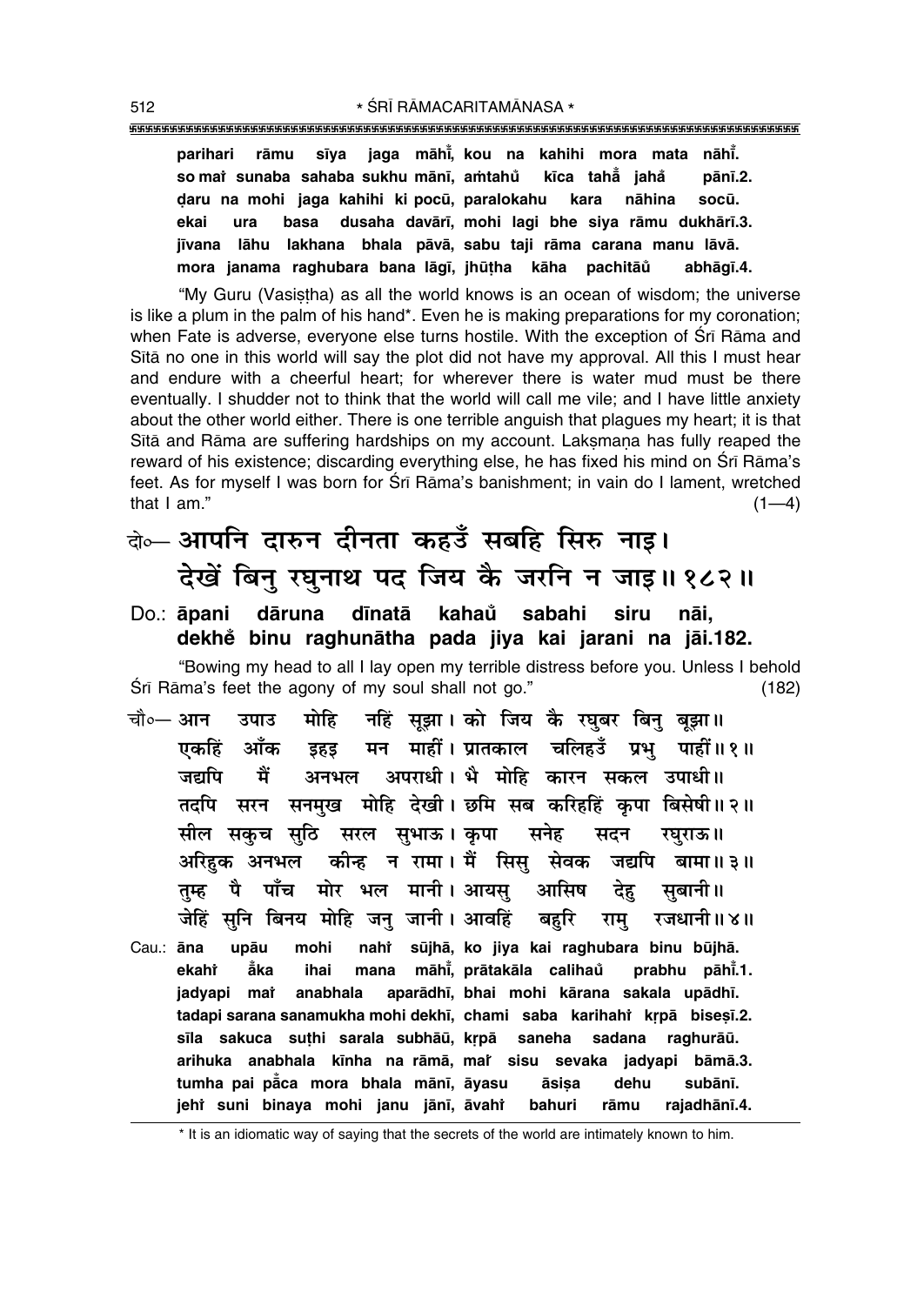**parihari rāmu sīya jaga māh̐ī, kou na kahihi mora mata nāh̐ī.**
**so mai̐ sunaba sahaba sukhu mānī, aṁtahu̐ kīca taha̐ jaha̐ pānī.2.**
**ḍaru na mohi jaga kahihi ki pocū, paralokahu kara nāhina socū.**
**ekai ura basa dusaha davārī, mohi lagi bhe siya rāmu dukhārī.3.**
**jīvana lāhu lakhana bhala pāvā, sabu taji rāma carana manu lāvā.**
**mora janama raghubara bana lāgī, jhūṭha kāha pachitāu̐ abhāgī.4.**

"My Guru (Vasiṣṭha) as all the world knows is an ocean of wisdom; the universe is like a plum in the palm of his hand*. Even he is making preparations for my coronation; when Fate is adverse, everyone else turns hostile. With the exception of Śrī Rāma and Sītā no one in this world will say the plot did not have my approval. All this I must hear and endure with a cheerful heart; for wherever there is water mud must be there eventually. I shudder not to think that the world will call me vile; and I have little anxiety about the other world either. There is one terrible anguish that plagues my heart; it is that Sītā and Rāma are suffering hardships on my account. Lakṣmaṇa has fully reaped the reward of his existence; discarding everything else, he has fixed his mind on Śrī Rāma's feet. As for myself I was born for Śrī Rāma's banishment; in vain do I lament, wretched that I am." (1—4)

दो०— आपनि दारुन दीनता कहउँ सबहि सिरु नाइ।
देखें बिनु रघुनाथ पद जिय कै जरनि न जाइ॥ १८२॥

Do.: **āpani dāruna dīnatā kahau̐ sabahi siru nāi,**
**dekhe̐ binu raghunātha pada jiya kai jarani na jāi.182.**

"Bowing my head to all I lay open my terrible distress before you. Unless I behold Śrī Rāma's feet the agony of my soul shall not go." (182)

चौ०— आन उपाउ मोहि नहिं सूझा। को जिय कै रघुबर बिनु बूझा॥
एकहिं आँक इहइ मन माहीं। प्रातकाल चलिहउँ प्रभु पाहीं॥ १॥
जद्यपि मैं अनभल अपराधी। भै मोहि कारन सकल उपाधी॥
तदपि सरन सनमुख मोहि देखी। छमि सब करिहहिं कृपा बिसेषी॥ २॥
सील सकुच सुठि सरल सुभाऊ। कृपा सनेह सदन रघुराऊ॥
अरिहुक अनभल कीन्ह न रामा। मैं सिसु सेवक जद्यपि बामा॥ ३॥
तुम्ह पै पाँच मोर भल मानी। आयसु आसिष देहु सुबानी॥
जेहिं सुनि बिनय मोहि जनु जानी। आवहिं बहुरि रामु रजधानी॥ ४॥

Cau.: **āna upāu mohi nahi̐ sūjhā, ko jiya kai raghubara binu būjhā.**
**ekahi̐ ā̐ka ihai mana māh̐ī, prātakāla calihau̐ prabhu pāh̐ī.1.**
**jadyapi mai̐ anabhala aparādhī, bhai mohi kārana sakala upādhī.**
**tadapi sarana sanamukha mohi dekhī, chami saba karihahi̐ kṛpā biseṣī.2.**
**sīla sakuca suṭhi sarala subhāū, kṛpā saneha sadana raghurāū.**
**arihuka anabhala kīnha na rāmā, mai̐ sisu sevaka jadyapi bāmā.3.**
**tumha pai pā̐ca mora bhala mānī, āyasu āsiṣa dehu subānī.**
**jehi̐ suni binaya mohi janu jānī, āvahi̐ bahuri rāmu rajadhānī.4.**

---

* It is an idiomatic way of saying that the secrets of the world are intimately known to him.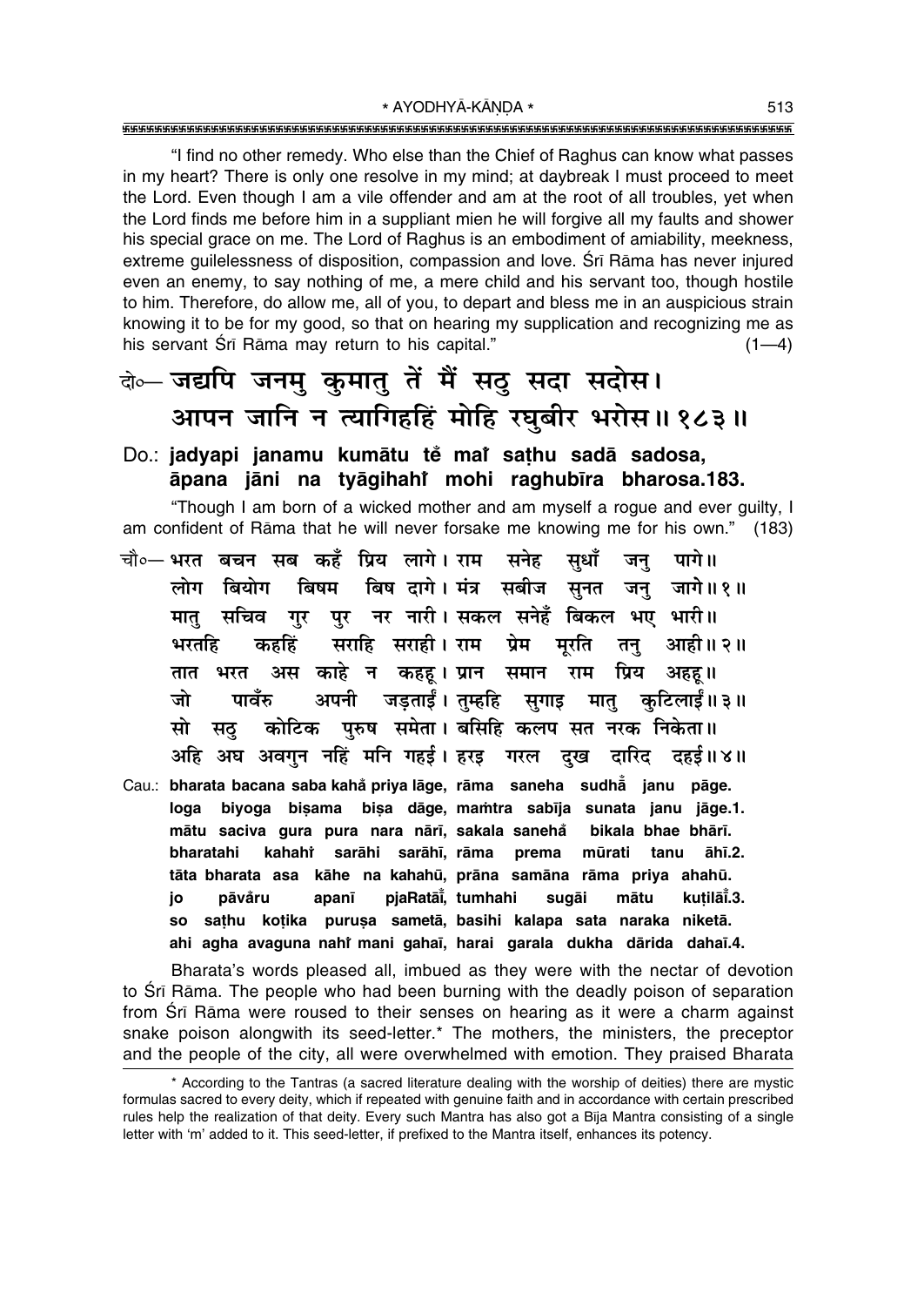"I find no other remedy. Who else than the Chief of Raghus can know what passes in my heart? There is only one resolve in my mind; at daybreak I must proceed to meet the Lord. Even though I am a vile offender and am at the root of all troubles, yet when the Lord finds me before him in a suppliant mien he will forgive all my faults and shower his special grace on me. The Lord of Raghus is an embodiment of amiability, meekness, extreme guilelessness of disposition, compassion and love. Śrī Rāma has never injured even an enemy, to say nothing of me, a mere child and his servant too, though hostile to him. Therefore, do allow me, all of you, to depart and bless me in an auspicious strain knowing it to be for my good, so that on hearing my supplication and recognizing me as his servant Śrī Rāma may return to his capital." (1—4)

दो०— जद्यपि जनमु कुमातु तें मैं सठु सदा सदोस।
आपन जानि न त्यागिहहिं मोहि रघुबीर भरोस॥ १८३॥

Do.: **jadyapi janamu kumātu tẽ maĩ saṭhu sadā sadosa,**
**āpana jāni na tyāgihahĩ mohi raghubīra bharosa.183.**

"Though I am born of a wicked mother and am myself a rogue and ever guilty, I am confident of Rāma that he will never forsake me knowing me for his own." (183)

चौ०— भरत बचन सब कहँ प्रिय लागे। राम सनेह सुधाँ जनु पागे॥
लोग बियोग बिषम बिष दागे। मंत्र सबीज सुनत जनु जागे॥ १॥
मातु सचिव गुर पुर नर नारी। सकल सनेहँ बिकल भए भारी॥
भरतहि कहहिं सराहि सराही। राम प्रेम मूरति तनु आही॥ २॥
तात भरत अस काहे न कहहू। प्रान समान राम प्रिय अहहू॥
जो पावँरु अपनी जड़ताईं। तुम्हहि सुगाइ मातु कुटिलाईं॥ ३॥
सो सठु कोटिक पुरुष समेता। बसिहि कलप सत नरक निकेता॥
अहि अघ अवगुन नहिं मनि गहई। हरइ गरल दुख दारिद दहई॥ ४॥

Cau.: **bharata bacana saba kahȧ̃ priya lāge, rāma saneha sudhȧ̃ janu pāge.**
**loga biyoga biṣama biṣa dāge, maṁtra sabīja sunata janu jāge.1.**
**mātu saciva gura pura nara nārī, sakala sanehȧ̃ bikala bhae bhārī.**
**bharatahi kahahĩ sarāhi sarāhī, rāma prema mūrati tanu āhī.2.**
**tāta bharata asa kāhe na kahahū, prāna samāna rāma priya ahahū.**
**jo pāvȧ̃ru apanī pjaRatāĩ, tumhahi sugāi mātu kuṭilāĩ.3.**
**so saṭhu koṭika puruṣa sametā, basihi kalapa sata naraka niketā.**
**ahi agha avaguna nahĩ mani gahaī, harai garala dukha dārida dahaī.4.**

Bharata's words pleased all, imbued as they were with the nectar of devotion to Śrī Rāma. The people who had been burning with the deadly poison of separation from Śrī Rāma were roused to their senses on hearing as it were a charm against snake poison alongwith its seed-letter.* The mothers, the ministers, the preceptor and the people of the city, all were overwhelmed with emotion. They praised Bharata

* According to the Tantras (a sacred literature dealing with the worship of deities) there are mystic formulas sacred to every deity, which if repeated with genuine faith and in accordance with certain prescribed rules help the realization of that deity. Every such Mantra has also got a Bīja Mantra consisting of a single letter with 'm' added to it. This seed-letter, if prefixed to the Mantra itself, enhances its potency.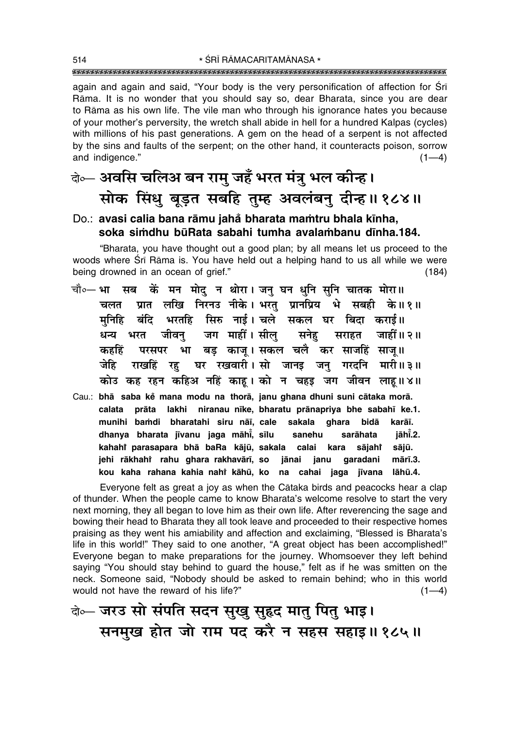again and again and said, "Your body is the very personification of affection for Śrī Rāma. It is no wonder that you should say so, dear Bharata, since you are dear to Rāma as his own life. The vile man who through his ignorance hates you because of your mother's perversity, the wretch shall abide in hell for a hundred Kalpas (cycles) with millions of his past generations. A gem on the head of a serpent is not affected by the sins and faults of the serpent; on the other hand, it counteracts poison, sorrow and indigence." (1—4)

दो०— अवसि चलिअ बन रामु जहँ भरत मंत्रु भल कीन्ह।
सोक सिंधु बूड़त सबहि तुम्ह अवलंबनु दीन्ह॥ १८४॥

Do.: **avasi calia bana rāmu jahå bharata maṁtru bhala kīnha, soka siṁdhu būRata sabahi tumha avalaṁbanu dīnha.184.**

"Bharata, you have thought out a good plan; by all means let us proceed to the woods where Śrī Rāma is. You have held out a helping hand to us all while we were being drowned in an ocean of grief." (184)

चौ०— भा सब कें मन मोदु न थोरा। जनु घन धुनि सुनि चातक मोरा॥
चलत प्रात लखि निरनउ नीके। भरतु प्रानप्रिय भे सबही के॥ १॥
मुनिहि बंदि भरतहि सिरु नाई। चले सकल घर बिदा कराई॥
धन्य भरत जीवनु जग माहीं। सीलु सनेहु सराहत जाहीं॥ २॥
कहहिं परसपर भा बड़ काजू। सकल चलै कर साजहिं साजू॥
जेहि राखहिं रहु घर रखवारी। सो जानइ जनु गरदनि मारी॥ ३॥
कोउ कह रहन कहिअ नहिं काहू। को न चहइ जग जीवन लाहू॥ ४॥

Cau.: **bhā saba kẽ mana modu na thorā, janu ghana dhuni suni cātaka morā. calata prāta lakhi niranau nīke, bharatu prānapriya bhe sabahī ke.1. munihi baṁdi bharatahi siru nāī, cale sakala ghara bidā karāī. dhanya bharata jīvanu jaga māhī̃, sīlu sanehu sarāhata jāhī̃.2. kahahĩ parasapara bhā baRa kājū, sakala calai kara sājahĩ sājū. jehi rākhahĩ rahu ghara rakhavārī, so jānai janu garadani mārī.3. kou kaha rahana kahia nahĩ kāhū, ko na cahai jaga jīvana lāhū.4.**

Everyone felt as great a joy as when the Cātaka birds and peacocks hear a clap of thunder. When the people came to know Bharata's welcome resolve to start the very next morning, they all began to love him as their own life. After reverencing the sage and bowing their head to Bharata they all took leave and proceeded to their respective homes praising as they went his amiability and affection and exclaiming, "Blessed is Bharata's life in this world!" They said to one another, "A great object has been accomplished!" Everyone began to make preparations for the journey. Whomsoever they left behind saying "You should stay behind to guard the house," felt as if he was smitten on the neck. Someone said, "Nobody should be asked to remain behind; who in this world would not have the reward of his life?" (1—4)

दो०— जरउ सो संपति सदन सुखु सुहृद मातु पितु भाइ।
सनमुख होत जो राम पद करै न सहस सहाइ॥ १८५॥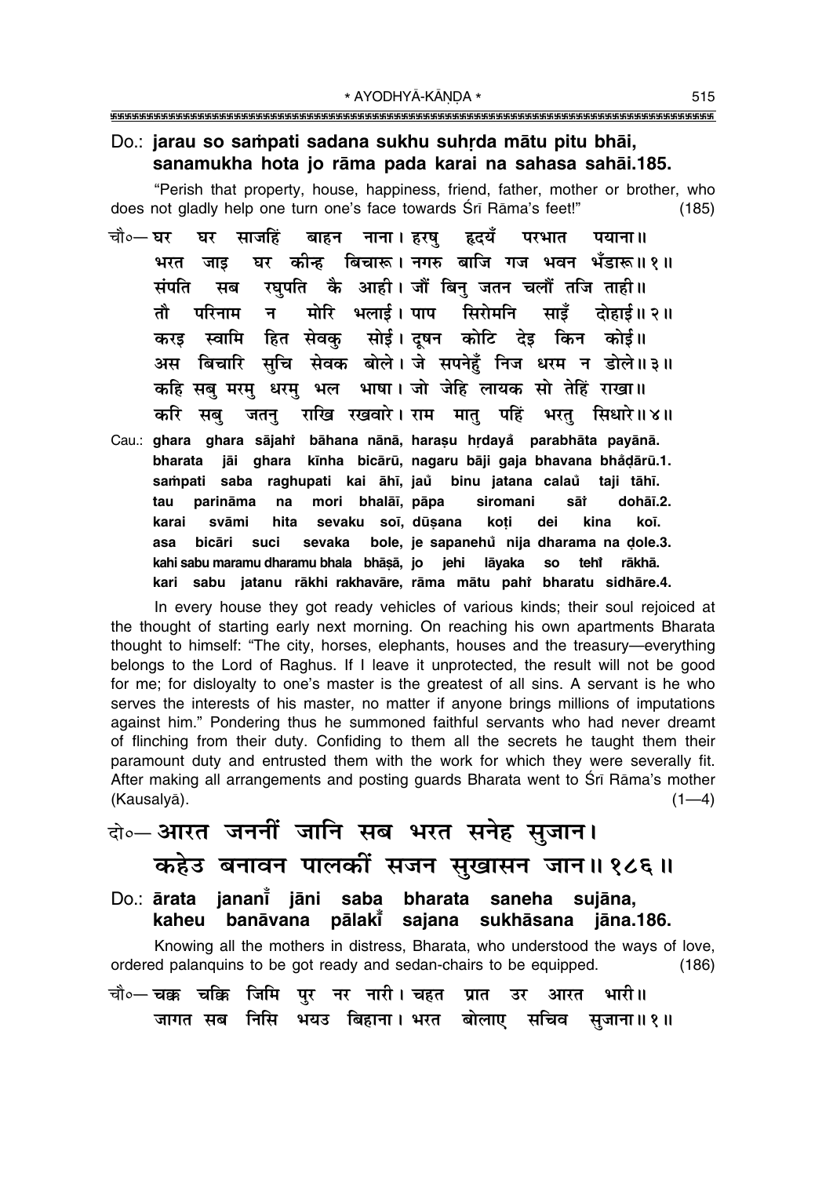**Do.: jarau so saṁpati sadana sukhu suhṛda mātu pitu bhāī, sanamukha hota jo rāma pada karai na sahasa sahāī.185.**

"Perish that property, house, happiness, friend, father, mother or brother, who does not gladly help one turn one's face towards Śrī Rāma's feet!" (185)

चौ०— घर घर साजहिं बाहन नाना। हरषु हृदयँ परभात पयाना॥
भरत जाइ घर कीन्ह बिचारू। नगरु बाजि गज भवन भँडारू॥ १॥
संपति सब रघुपति कै आही। जौं बिनु जतन चलौं तजि ताही॥
तौ परिनाम न मोरि भलाई। पाप सिरोमनि साइँ दोहाई॥ २॥
करइ स्वामि हित सेवकु सोई। दूषन कोटि देइ किन कोई॥
अस बिचारि सुचि सेवक बोले। जे सपनेहुँ निज धरम न डोले॥ ३॥
कहि सबु मरमु धरमु भल भाषा। जो जेहि लायक सो तेहिं राखा॥
करि सबु जतनु राखि रखवारे। राम मातु पहिं भरतु सिधारे॥ ४॥

Cau.: **ghara ghara sājahiṁ bāhana nānā, haraṣu hṛdayaṁ parabhāta payānā.**
**bharata jāi ghara kīnha bicārū, nagaru bāji gaja bhavana bhaṁḍārū.1.**
**saṁpati saba raghupati kai āhī, jauṁ binu jatana calauṁ taji tāhī.**
**tau parināma na mori bhalāī, pāpa siromani sāiṁ dohāī.2.**
**karai svāmi hita sevaku soī, dūṣana koṭi dei kina koī.**
**asa bicāri suci sevaka bole, je sapanehuṁ nija dharama na ḍole.3.**
**kahi sabu maramu dharamu bhala bhāṣā, jo jehi lāyaka so tehiṁ rākhā.**
**kari sabu jatanu rākhi rakhavāre, rāma mātu pahiṁ bharatu sidhāre.4.**

In every house they got ready vehicles of various kinds; their soul rejoiced at the thought of starting early next morning. On reaching his own apartments Bharata thought to himself: "The city, horses, elephants, houses and the treasury—everything belongs to the Lord of Raghus. If I leave it unprotected, the result will not be good for me; for disloyalty to one's master is the greatest of all sins. A servant is he who serves the interests of his master, no matter if anyone brings millions of imputations against him." Pondering thus he summoned faithful servants who had never dreamt of flinching from their duty. Confiding to them all the secrets he taught them their paramount duty and entrusted them with the work for which they were severally fit. After making all arrangements and posting guards Bharata went to Śrī Rāma's mother (Kausalyā). (1—4)

दो०— आरत जननीं जानि सब भरत सनेह सुजान।
कहेउ बनावन पालकीं सजन सुखासन जान॥ १८६॥

**Do.: ārata jananīṁ jāni saba bharata saneha sujāna, kaheu banāvana pālakīṁ sajana sukhāsana jāna.186.**

Knowing all the mothers in distress, Bharata, who understood the ways of love, ordered palanquins to be got ready and sedan-chairs to be equipped. (186)

चौ०— चक्क चक्कि जिमि पुर नर नारी। चहत प्रात उर आरत भारी॥
जागत सब निसि भयउ बिहाना। भरत बोलाए सचिव सुजाना॥ १॥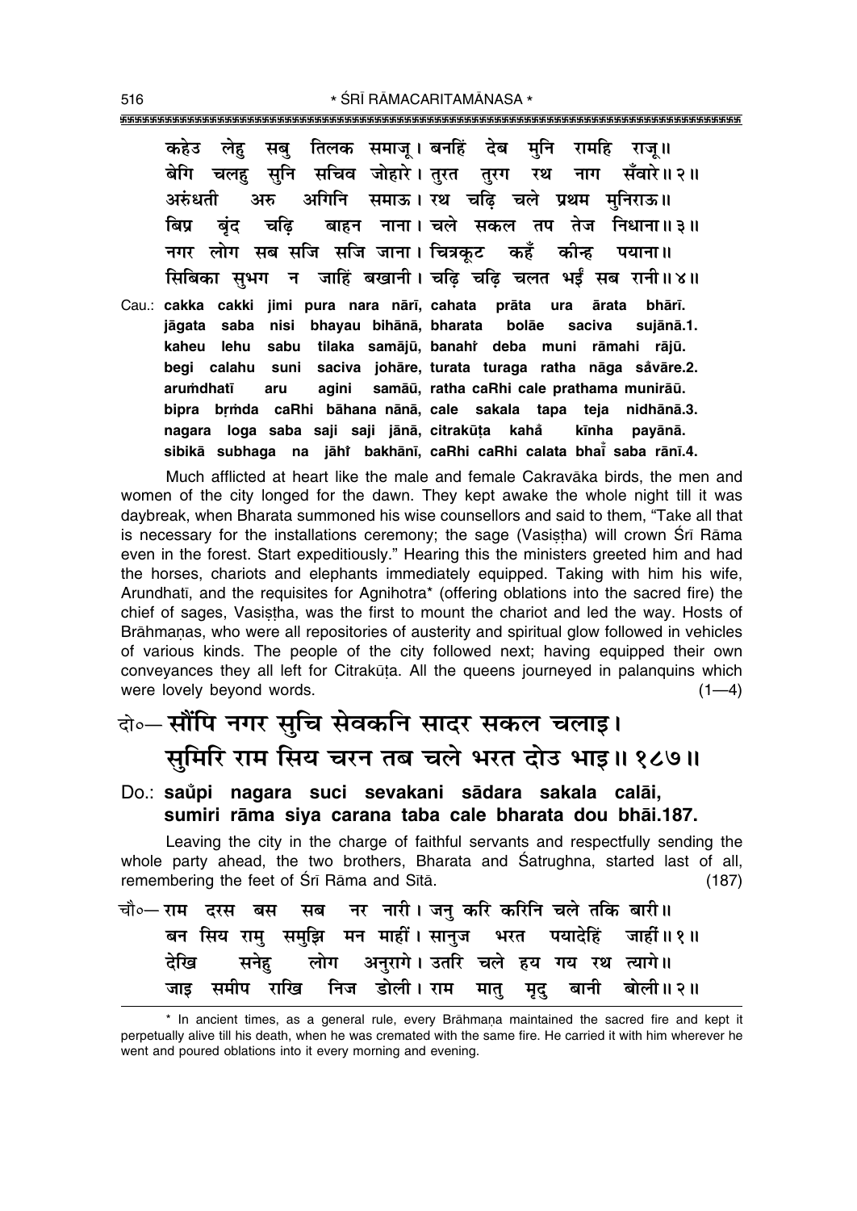कहेउ लेहु सबु तिलक समाजू। बनहिं देब मुनि रामहि राजू॥
बेगि चलहु सुनि सचिव जोहारे। तुरत तुरग रथ नाग सँवारे॥२॥
अरुंधती अरु अगिनि समाऊ। रथ चढ़ि चले प्रथम मुनिराऊ॥
बिप्र बृंद चढ़ि बाहन नाना। चले सकल तप तेज निधाना॥३॥
नगर लोग सब सजि सजि जाना। चित्रकूट कहँ कीन्ह पयाना॥
सिबिका सुभग न जाहिं बखानी। चढ़ि चढ़ि चलत भईं सब रानी॥४॥

Cau.: **cakka cakki jimi pura nara nārī, cahata prāta ura ārata bhārī.**
**jāgata saba nisi bhayau bihānā, bharata bolāe saciva sujānā.1.**
**kaheu lehu sabu tilaka samājū, banahi̐ deba muni rāmahi rājū.**
**begi calahu suni saciva johāre, turata turaga ratha nāga sa̐vāre.2.**
**aruṁdhatī aru agini samāū, ratha caRhi cale prathama munirāū.**
**bipra bṛṁda caRhi bāhana nānā, cale sakala tapa teja nidhānā.3.**
**nagara loga saba saji saji jānā, citrakūṭa kaha̐ kīnha payānā.**
**sibikā subhaga na jāhi̐ bakhānī, caRhi caRhi calata bhaī̐ saba rānī.4.**

Much afflicted at heart like the male and female Cakravāka birds, the men and women of the city longed for the dawn. They kept awake the whole night till it was daybreak, when Bharata summoned his wise counsellors and said to them, "Take all that is necessary for the installations ceremony; the sage (Vasiṣṭha) will crown Śrī Rāma even in the forest. Start expeditiously." Hearing this the ministers greeted him and had the horses, chariots and elephants immediately equipped. Taking with him his wife, Arundhatī, and the requisites for Agnihotra* (offering oblations into the sacred fire) the chief of sages, Vasiṣṭha, was the first to mount the chariot and led the way. Hosts of Brāhmaṇas, who were all repositories of austerity and spiritual glow followed in vehicles of various kinds. The people of the city followed next; having equipped their own conveyances they all left for Citrakūṭa. All the queens journeyed in palanquins which were lovely beyond words. (1—4)

## दो०— सौंपि नगर सुचि सेवकनि सादर सकल चलाइ। सुमिरि राम सिय चरन तब चले भरत दोउ भाइ॥१८७॥

Do.: **sau̐pi nagara suci sevakani sādara sakala calāi, sumiri rāma siya carana taba cale bharata dou bhāi.187.**

Leaving the city in the charge of faithful servants and respectfully sending the whole party ahead, the two brothers, Bharata and Śatrughna, started last of all, remembering the feet of Śrī Rāma and Sītā. (187)

चौ०— राम दरस बस सब नर नारी। जनु करि करिनि चले तकि बारी॥
बन सिय रामु समुझि मन माहीं। सानुज भरत पयादेहिं जाहीं॥१॥
देखि सनेहु लोग अनुरागे। उतरि चले हय गय रथ त्यागे॥
जाइ समीप राखि निज डोली। राम मातु मृदु बानी बोली॥२॥

---

* In ancient times, as a general rule, every Brāhmaṇa maintained the sacred fire and kept it perpetually alive till his death, when he was cremated with the same fire. He carried it with him wherever he went and poured oblations into it every morning and evening.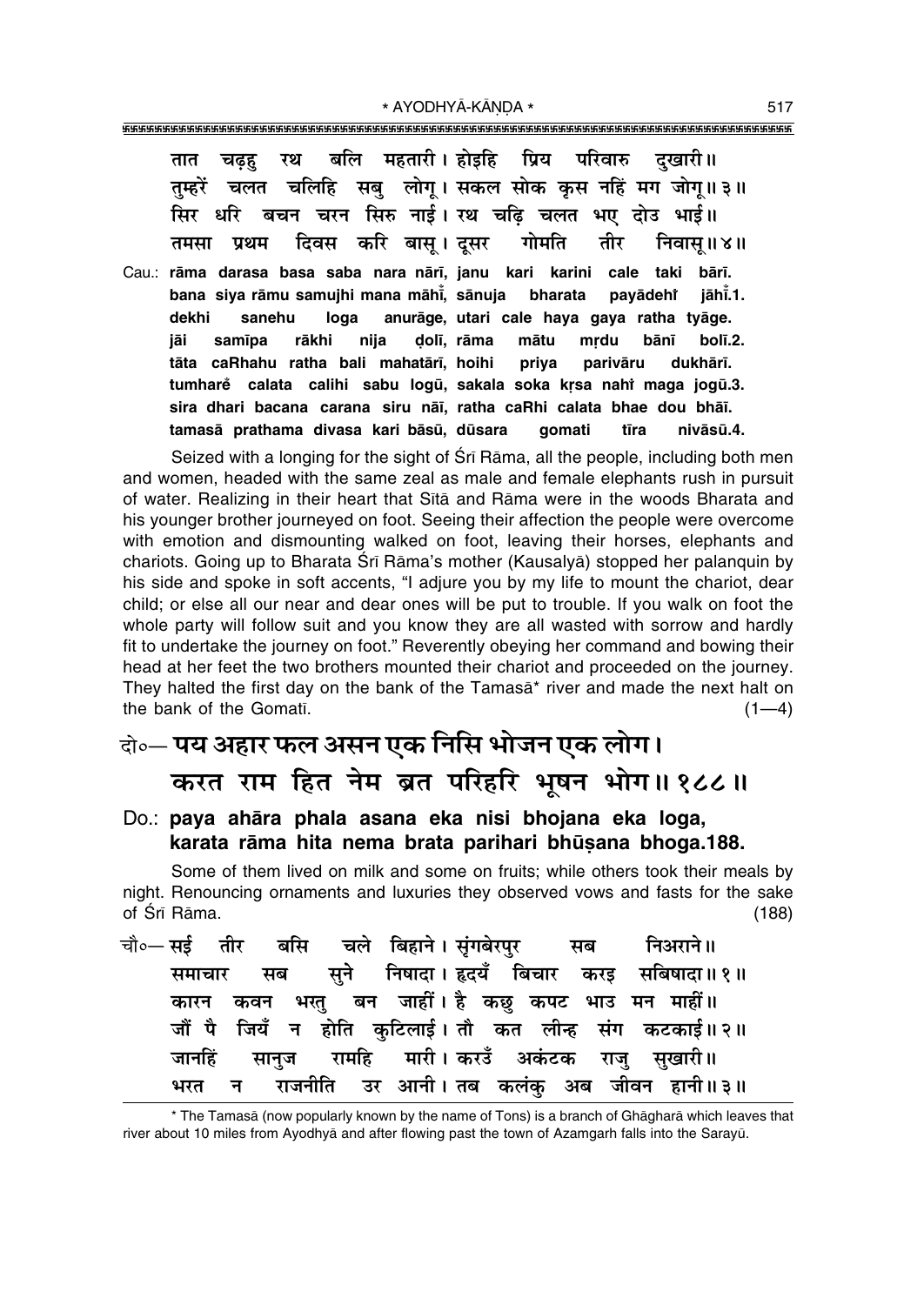तात चढ़हु रथ बलि महतारी। होइहि प्रिय परिवारु दुखारी॥
तुम्हरें चलत चलिहि सबु लोगू। सकल सोक कृस नहिं मग जोगू॥३॥
सिर धरि बचन चरन सिरु नाई। रथ चढ़ि चलत भए दोउ भाई॥
तमसा प्रथम दिवस करि बासू। दूसर गोमति तीर निवासू॥४॥

Cau.: rāma darasa basa saba nara nārī, janu kari karini cale taki bārī.
bana siya rāmu samujhi mana māhī̃, sānuja bharata payādehī̃ jāhī̃.1.
dekhi sanehu loga anurāge, utari cale haya gaya ratha tyāge.
jāi samīpa rākhi nija ḍolī, rāma mātu mṛdu bānī bolī.2.
tāta caRhahu ratha bali mahatārī, hoihi priya parivāru dukhārī.
tumharẽ calata calihi sabu logū, sakala soka kṛsa nahĩ maga jogū.3.
sira dhari bacana carana siru nāī, ratha caRhi calata bhae dou bhāī.
tamasā prathama divasa kari bāsū, dūsara gomati tīra nivāsū.4.

Seized with a longing for the sight of Śrī Rāma, all the people, including both men and women, headed with the same zeal as male and female elephants rush in pursuit of water. Realizing in their heart that Sītā and Rāma were in the woods Bharata and his younger brother journeyed on foot. Seeing their affection the people were overcome with emotion and dismounting walked on foot, leaving their horses, elephants and chariots. Going up to Bharata Śrī Rāma's mother (Kausalyā) stopped her palanquin by his side and spoke in soft accents, "I adjure you by my life to mount the chariot, dear child; or else all our near and dear ones will be put to trouble. If you walk on foot the whole party will follow suit and you know they are all wasted with sorrow and hardly fit to undertake the journey on foot." Reverently obeying her command and bowing their head at her feet the two brothers mounted their chariot and proceeded on the journey. They halted the first day on the bank of the Tamasā* river and made the next halt on the bank of the Gomatī. (1—4)

## दो०— पय अहार फल असन एक निसि भोजन एक लोग। करत राम हित नेम ब्रत परिहरि भूषन भोग॥१८८॥

**Do.: paya ahāra phala asana eka nisi bhojana eka loga, karata rāma hita nema brata parihari bhūṣana bhoga.188.**

Some of them lived on milk and some on fruits; while others took their meals by night. Renouncing ornaments and luxuries they observed vows and fasts for the sake of Śrī Rāma. (188)

चौ०— सई तीर बसि चले बिहाने। सृंगबेरपुर सब निअराने॥
समाचार सब सुने निषादा। हृदयँ बिचार करइ सबिषादा॥१॥
कारन कवन भरतु बन जाहीं। है कछु कपट भाउ मन माहीं॥
जौं पै जियँ न होति कुटिलाई। तौ कत लीन्ह संग कटकाई॥२॥
जानहिं सानुज रामहि मारी। करउँ अकंटक राजु सुखारी॥
भरत न राजनीति उर आनी। तब कलंकु अब जीवन हानी॥३॥

---

* The Tamasā (now popularly known by the name of Tons) is a branch of Ghāgharā which leaves that river about 10 miles from Ayodhyā and after flowing past the town of Azamgarh falls into the Sarayū.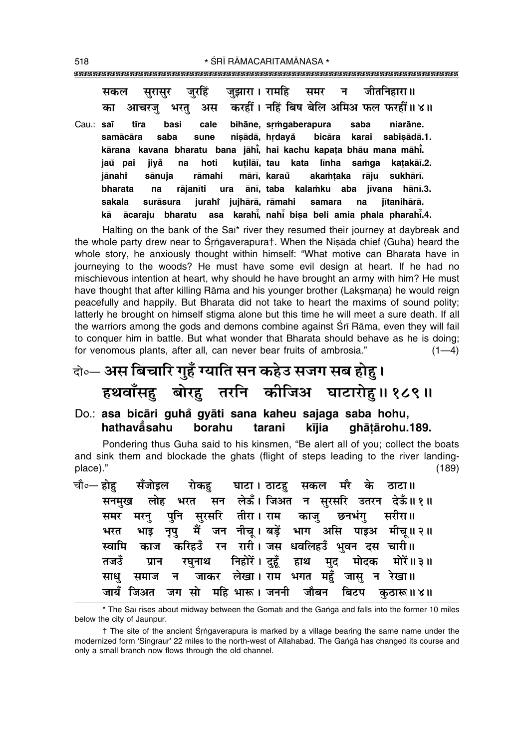सकल सुरासुर जुरहिं जुझारा। रामहि समर न जीतनिहारा॥
का आचरजु भरतु अस करहीं। नहिं बिष बेलि अमिअ फल फरहीं॥४॥

Cau.: saī tīra basi cale bihāne, sṛṁgaberapura saba niarāne.
samācāra saba sune niṣādā, hṛdayå bicāra karai sabiṣādā.1.
kārana kavana bharatu bana jāhī̊, hai kachu kapaṭa bhāu mana māhī̊.
jaů pai jiyå na hoti kuṭilāī, tau kata līnha saṁga kaṭakāī.2.
jānahi sānuja rāmahi mārī, karaů akaṁṭaka rāju sukhārī.
bharata na rājanīti ura ānī, taba kalaṁku aba jīvana hānī.3.
sakala surāsura jurahi jujhārā, rāmahi samara na jītanihārā.
kā ācaraju bharatu asa karahī̊, nahī̊ biṣa beli amia phala pharahī̊.4.

Halting on the bank of the Saī* river they resumed their journey at daybreak and the whole party drew near to Śṛṅgaverapura†. When the Niṣāda chief (Guha) heard the whole story, he anxiously thought within himself: "What motive can Bharata have in journeying to the woods? He must have some evil design at heart. If he had no mischievous intention at heart, why should he have brought an army with him? He must have thought that after killing Rāma and his younger brother (Lakṣmaṇa) he would reign peacefully and happily. But Bharata did not take to heart the maxims of sound polity; latterly he brought on himself stigma alone but this time he will meet a sure death. If all the warriors among the gods and demons combine against Śrī Rāma, even they will fail to conquer him in battle. But what wonder that Bharata should behave as he is doing; for venomous plants, after all, can never bear fruits of ambrosia." (1—4)

## दो०— अस बिचारि गुहँ ग्याति सन कहेउ सजग सब होहु। हथवाँसहु बोरहु तरनि कीजिअ घाटारोहु॥१८९॥

**Do.: asa bicāri guhå gyāti sana kaheu sajaga saba hohu, hathavå̊sahu borahu tarani kījia ghāṭārohu.189.**

Pondering thus Guha said to his kinsmen, "Be alert all of you; collect the boats and sink them and blockade the ghats (flight of steps leading to the river landing-place)." (189)

चौ०— होहु सँजोइल रोकहु घाटा। ठाटहु सकल मरै के ठाटा॥
सनमुख लोह भरत सन लेऊँ। जिअत न सुरसरि उतरन देऊँ॥१॥
समर मरनु पुनि सुरसरि तीरा। राम काजु छनभंगु सरीरा॥
भरत भाइ नृपु मैं जन नीचू। बड़ें भाग असि पाइअ मीचू॥२॥
स्वामि काज करिहउँ रन रारी। जस धवलिहउँ भुवन दस चारी॥
तजउँ प्रान रघुनाथ निहोरें। दुहूँ हाथ मुद मोदक मोरें॥३॥
साधु समाज न जाकर लेखा। राम भगत महुँ जासु न रेखा॥
जायँ जिअत जग सो महि भारू। जननी जौबन बिटप कुठारू॥४॥

---

* The Saī rises about midway between the Gomatī and the Gaṅgā and falls into the former 10 miles below the city of Jaunpur.

† The site of the ancient Śṛṅgaverapura is marked by a village bearing the same name under the modernized form 'Singraur' 22 miles to the north-west of Allahabad. The Gaṅgā has changed its course and only a small branch now flows through the old channel.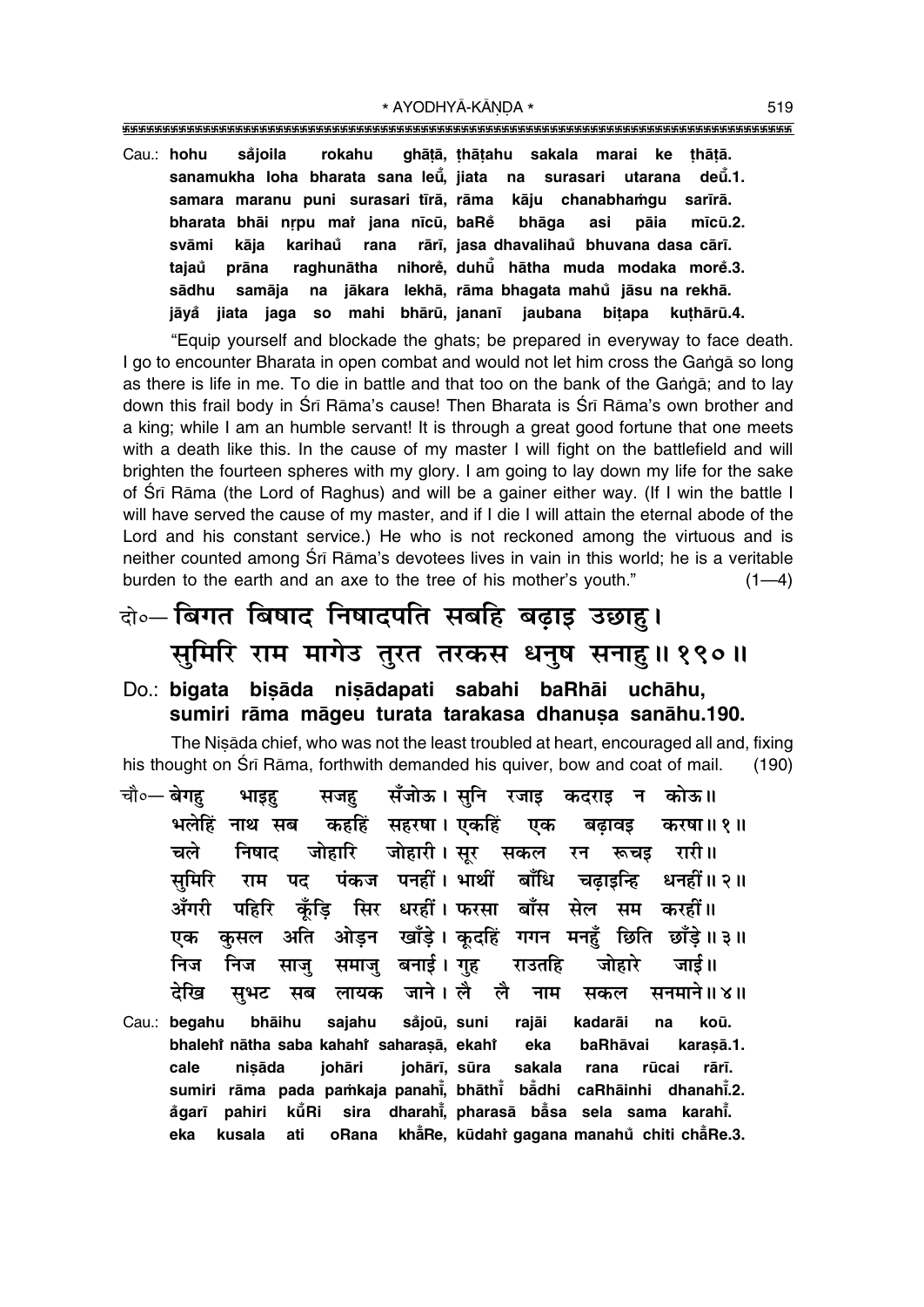Cau.: **hohu sa̐joila rokahu ghāṭā, ṭhāṭahu sakala marai ke ṭhāṭā.**
**sanamukha loha bharata sana leū̐, jiata na surasari utarana deū̐.1.**
**samara maranu puni surasari tīrā, rāma kāju chanabhaṁgu sarīrā.**
**bharata bhāi nṛpu maiṁ jana nīcū, baRe̐ bhāga asi pāia mīcū.2.**
**svāmi kāja karihau̐ rana rārī, jasa dhavalihau̐ bhuvana dasa cārī.**
**tajau̐ prāna raghunātha nihore̐, duhū̐ hātha muda modaka more̐.3.**
**sādhu samāja na jākara lekhā, rāma bhagata mahu̐ jāsu na rekhā.**
**jāya̐ jiata jaga so mahi bhārū, jananī jaubana biṭapa kuṭhārū.4.**

"Equip yourself and blockade the ghats; be prepared in everyway to face death. I go to encounter Bharata in open combat and would not let him cross the Gaṅgā so long as there is life in me. To die in battle and that too on the bank of the Gaṅgā; and to lay down this frail body in Śrī Rāma's cause! Then Bharata is Śrī Rāma's own brother and a king; while I am an humble servant! It is through a great good fortune that one meets with a death like this. In the cause of my master I will fight on the battlefield and will brighten the fourteen spheres with my glory. I am going to lay down my life for the sake of Śrī Rāma (the Lord of Raghus) and will be a gainer either way. (If I win the battle I will have served the cause of my master, and if I die I will attain the eternal abode of the Lord and his constant service.) He who is not reckoned among the virtuous and is neither counted among Śrī Rāma's devotees lives in vain in this world; he is a veritable burden to the earth and an axe to the tree of his mother's youth." (1—4)

दो०— बिगत बिषाद निषादपति सबहि बढ़ाइ उछाहु।
सुमिरि राम मागेउ तुरत तरकस धनुष सनाहु॥ १९०॥

Do.: **bigata biṣāda niṣādapati sabahi baRhāi uchāhu,**
**sumiri rāma māgeu turata tarakasa dhanuṣa sanāhu.190.**

The Niṣāda chief, who was not the least troubled at heart, encouraged all and, fixing his thought on Śrī Rāma, forthwith demanded his quiver, bow and coat of mail. (190)

चौ०— बेगहु भाइहु सजहु सँजोऊ। सुनि रजाइ कदराइ न कोऊ॥
भलेहिं नाथ सब कहहिं सहरषा। एकहिं एक बढ़ावइ करषा॥ १॥
चले निषाद जोहारि जोहारी। सूर सकल रन रूचइ रारी॥
सुमिरि राम पद पंकज पनहीं। भाथीं बाँधि चढ़ाइन्हि धनहीं॥ २॥
अँगरी पहिरि कूँड़ि सिर धरहीं। फरसा बाँस सेल सम करहीं॥
एक कुसल अति ओड़न खाँड़े। कूदहिं गगन मनहुँ छिति छाँड़े॥ ३॥
निज निज साजु समाजु बनाई। गुह राउतहि जोहारे जाई॥
देखि सुभट सब लायक जाने। लै लै नाम सकल सनमाने॥ ४॥

Cau.: **begahu bhāihu sajahu sa̐joū, suni rajāi kadarāi na koū.**
**bhalehiṁ nātha saba kahahiṁ saharaṣā, ekahiṁ eka baRhāvai karaṣā.1.**
**cale niṣāda johāri johārī, sūra sakala rana rūcai rārī.**
**sumiri rāma pada paṁkaja panahīṁ, bhāthīṁ ba̐dhi caRhāinhi dhanahīṁ.2.**
**a̐garī pahiri kū̐Ri sira dharahīṁ, pharasā ba̐sa sela sama karahīṁ.**
**eka kusala ati oRana khā̐Re, kūdahiṁ gagana manahu̐ chiti chā̐Re.3.**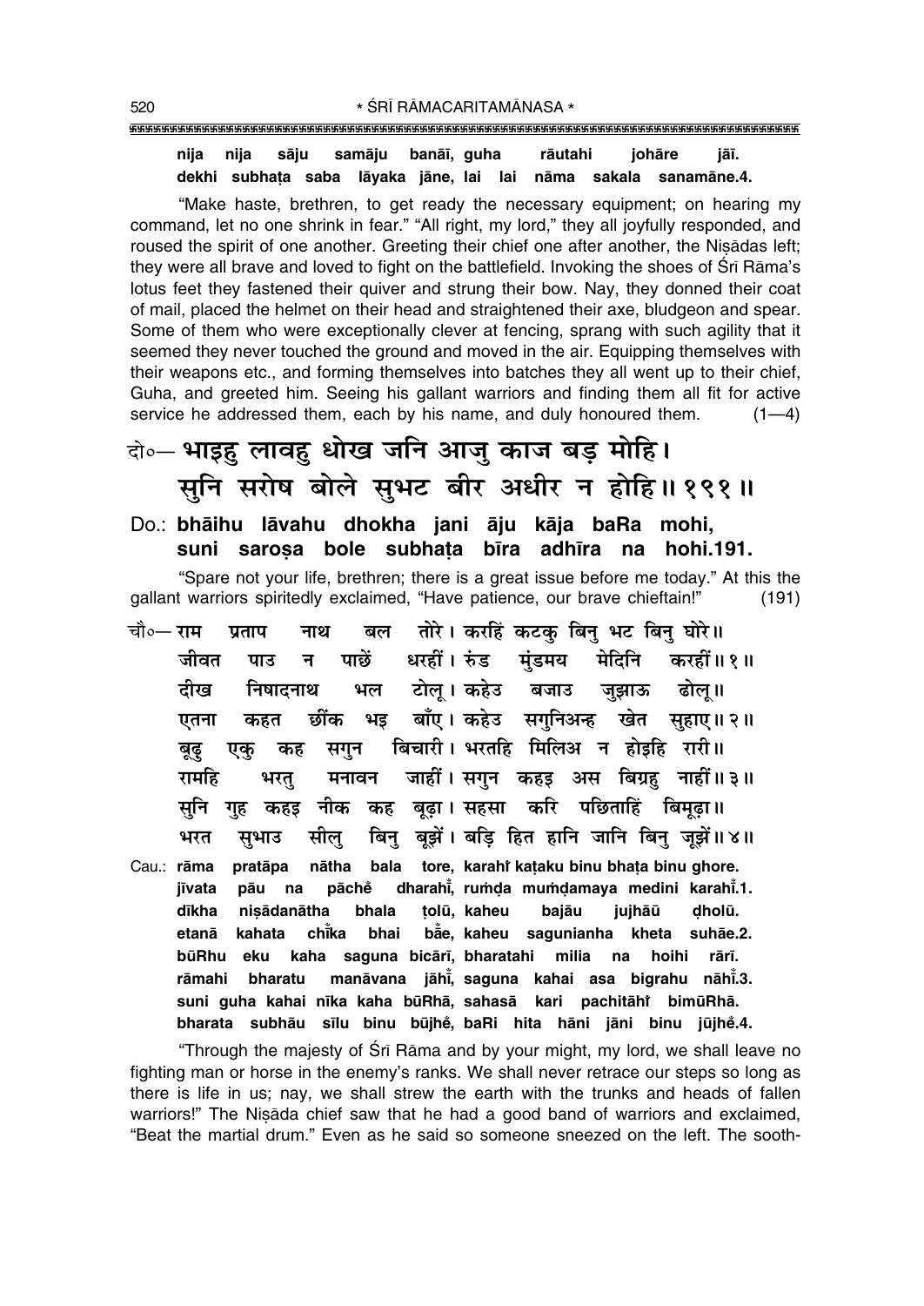**nija nija sāju samāju banāī, guha rāutahi johāre jāī.**
**dekhi subhaṭa saba lāyaka jāne, lai lai nāma sakala sanamāne.4.**

"Make haste, brethren, to get ready the necessary equipment; on hearing my command, let no one shrink in fear." "All right, my lord," they all joyfully responded, and roused the spirit of one another. Greeting their chief one after another, the Niṣādas left; they were all brave and loved to fight on the battlefield. Invoking the shoes of Śrī Rāma's lotus feet they fastened their quiver and strung their bow. Nay, they donned their coat of mail, placed the helmet on their head and straightened their axe, bludgeon and spear. Some of them who were exceptionally clever at fencing, sprang with such agility that it seemed they never touched the ground and moved in the air. Equipping themselves with their weapons etc., and forming themselves into batches they all went up to their chief, Guha, and greeted him. Seeing his gallant warriors and finding them all fit for active service he addressed them, each by his name, and duly honoured them. (1—4)

दो०— **भाइहु लावहु धोख जनि आजु काज बड़ मोहि।**
**सुनि सरोष बोले सुभट बीर अधीर न होहि॥ १९१॥**

Do.: **bhāihu lāvahu dhokha jani āju kāja baRa mohi,**
**suni saroṣa bole subhaṭa bīra adhīra na hohi.191.**

"Spare not your life, brethren; there is a great issue before me today." At this the gallant warriors spiritedly exclaimed, "Have patience, our brave chieftain!" (191)

चौ०— राम प्रताप नाथ बल तोरे। करहिं कटकु बिनु भट बिनु घोरे॥
जीवत पाउ न पाछें धरहीं। रुंड मुंडमय मेदिनि करहीं॥ १॥
दीख निषादनाथ भल टोलू। कहेउ बजाउ जुझाऊ ढोलू॥
एतना कहत छींक भइ बाँए। कहेउ सगुनिअन्ह खेत सुहाए॥ २॥
बूढ़ु एकु कह सगुन बिचारी। भरतहि मिलिअ न होइहि रारी॥
रामहि भरतु मनावन जाहीं। सगुन कहइ अस बिग्रहु नाहीं॥ ३॥
सुनि गुह कहइ नीक कह बूढ़ा। सहसा करि पछिताहिं बिमूढ़ा॥
भरत सुभाउ सीलु बिनु बूझें। बड़ि हित हानि जानि बिनु जूझें॥ ४॥

Cau.: **rāma pratāpa nātha bala tore, karahiṁ kaṭaku binu bhaṭa binu ghore.**
**jīvata pāu na pāchẽ dharahīṁ, ruṁḍa muṁḍamaya medini karahīṁ.1.**
**dīkha niṣādanātha bhala ṭolū, kaheu bajāu jujhāū ḍholū.**
**etanā kahata chīṁka bhai bāẽ, kaheu sagunianha kheta suhāe.2.**
**būRhu eku kaha saguna bicārī, bharatahi milia na hoihi rārī.**
**rāmahi bharatu manāvana jāhīṁ, saguna kahai asa bigrahu nāhīṁ.3.**
**suni guha kahai nīka kaha būRhā, sahasā kari pachitāhiṁ bimūRhā.**
**bharata subhāu sīlu binu būjhẽ, baRi hita hāni jāni binu jūjhẽ.4.**

"Through the majesty of Śrī Rāma and by your might, my lord, we shall leave no fighting man or horse in the enemy's ranks. We shall never retrace our steps so long as there is life in us; nay, we shall strew the earth with the trunks and heads of fallen warriors!" The Niṣāda chief saw that he had a good band of warriors and exclaimed, "Beat the martial drum." Even as he said so someone sneezed on the left. The sooth-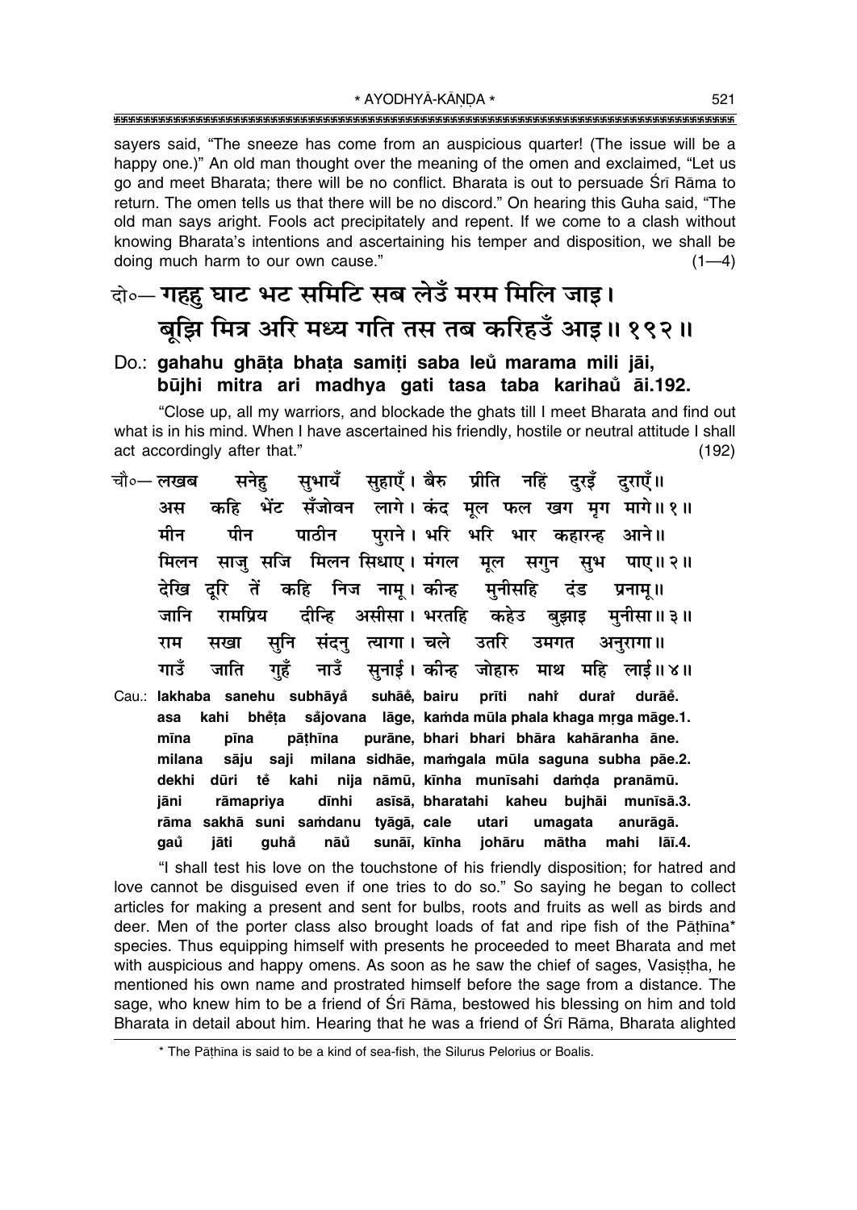sayers said, "The sneeze has come from an auspicious quarter! (The issue will be a happy one.)" An old man thought over the meaning of the omen and exclaimed, "Let us go and meet Bharata; there will be no conflict. Bharata is out to persuade Śrī Rāma to return. The omen tells us that there will be no discord." On hearing this Guha said, "The old man says aright. Fools act precipitately and repent. If we come to a clash without knowing Bharata's intentions and ascertaining his temper and disposition, we shall be doing much harm to our own cause." (1—4)

**दो०— गहहु घाट भट समिटि सब लेउँ मरम मिलि जाइ।**
**बूझि मित्र अरि मध्य गति तस तब करिहउँ आइ॥ १९२॥**

**Do.: gahahu ghāṭa bhaṭa samiṭi saba leů marama mili jāi,**
**būjhi mitra ari madhya gati tasa taba karihaů āi.192.**

"Close up, all my warriors, and blockade the ghats till I meet Bharata and find out what is in his mind. When I have ascertained his friendly, hostile or neutral attitude I shall act accordingly after that." (192)

**चौ०— लखब सनेहु सुभायँ सुहाएँ। बैरु प्रीति नहिं दुरइँ दुराएँ॥**
**अस कहि भेंट सँजोवन लागे। कंद मूल फल खग मृग मागे॥ १॥**
**मीन पीन पाठीन पुराने। भरि भरि भार कहारन्ह आने॥**
**मिलन साजु सजि मिलन सिधाए। मंगल मूल सगुन सुभ पाए॥ २॥**
**देखि दूरि तें कहि निज नामू। कीन्ह मुनीसहि दंड प्रनामू॥**
**जानि रामप्रिय दीन्हि असीसा। भरतहि कहेउ बुझाइ मुनीसा॥ ३॥**
**राम सखा सुनि संदनु त्यागा। चले उतरि उमगत अनुरागा॥**
**गाउँ जाति गुहँ नाउँ सुनाई। कीन्ह जोहारु माथ महि लाई॥ ४॥**

**Cau.: lakhaba sanehu subhāyå suhāẽ, bairu prīti nahiṁ duraiṁ durāẽ.**
**asa kahi bhẽṭa såjovana lāge, kaṁda mūla phala khaga mṛga māge.1.**
**mīna pīna pāṭhīna purāne, bhari bhari bhāra kahāranha āne.**
**milana sāju saji milana sidhāe, maṁgala mūla saguna subha pāe.2.**
**dekhi dūri tẽ kahi nija nāmū, kīnha munīsahi daṁḍa pranāmū.**
**jāni rāmapriya dīnhi asīsā, bharatahi kaheu bujhāi munīsā.3.**
**rāma sakhā suni saṁdanu tyāgā, cale utari umagata anurāgā.**
**gaů jāti guhå nāů sunāī, kīnha johāru mātha mahi lāī.4.**

"I shall test his love on the touchstone of his friendly disposition; for hatred and love cannot be disguised even if one tries to do so." So saying he began to collect articles for making a present and sent for bulbs, roots and fruits as well as birds and deer. Men of the porter class also brought loads of fat and ripe fish of the Pāṭhīna* species. Thus equipping himself with presents he proceeded to meet Bharata and met with auspicious and happy omens. As soon as he saw the chief of sages, Vasiṣṭha, he mentioned his own name and prostrated himself before the sage from a distance. The sage, who knew him to be a friend of Śrī Rāma, bestowed his blessing on him and told Bharata in detail about him. Hearing that he was a friend of Śrī Rāma, Bharata alighted

* The Pāṭhīna is said to be a kind of sea-fish, the Silurus Pelorius or Boalis.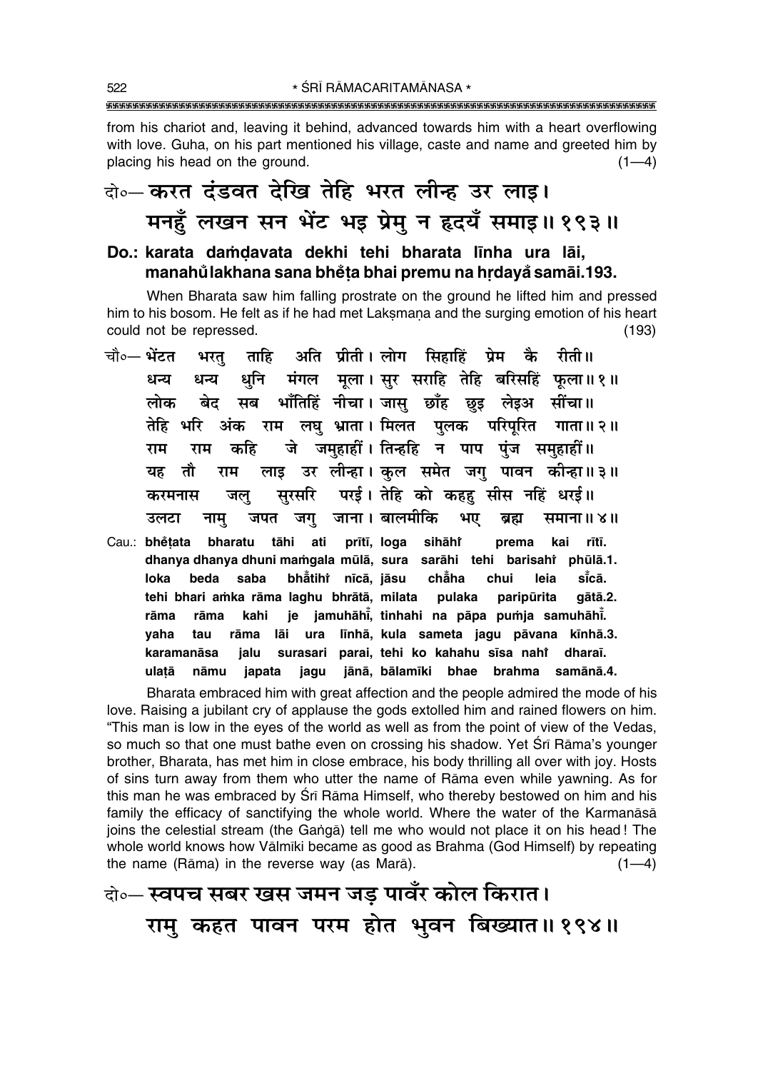from his chariot and, leaving it behind, advanced towards him with a heart overflowing with love. Guha, on his part mentioned his village, caste and name and greeted him by placing his head on the ground. (1—4)

दो०— करत दंडवत देखि तेहि भरत लीन्ह उर लाइ।
मनहुँ लखन सन भेंट भइ प्रेमु न हृदयँ समाइ॥ १९३॥

**Do.: karata daṁḍavata dekhi tehi bharata līnha ura lāi, manahů̐ lakhana sana bhe̐ṭa bhai premu na hṛdayå̐ samāi.193.**

When Bharata saw him falling prostrate on the ground he lifted him and pressed him to his bosom. He felt as if he had met Lakṣmaṇa and the surging emotion of his heart could not be repressed. (193)

चौ०— भेंटत भरतु ताहि अति प्रीती। लोग सिहाहिं प्रेम कै रीती॥
धन्य धन्य धुनि मंगल मूला। सुर सराहि तेहि बरिसहिं फूला॥ १॥
लोक बेद सब भाँतिहिं नीचा। जासु छाँह छुइ लेइअ सींचा॥
तेहि भरि अंक राम लघु भ्राता। मिलत पुलक परिपूरित गाता॥ २॥
राम राम कहि जे जमुहाहीं। तिन्हहि न पाप पुंज समुहाहीं॥
यह तौ राम लाइ उर लीन्हा। कुल समेत जगु पावन कीन्हा॥ ३॥
करमनास जलु सुरसरि परई। तेहि को कहहु सीस नहिं धरई॥
उलटा नामु जपत जगु जाना। बालमीकि भए ब्रह्म समाना॥ ४॥

**Cau.: bhe̐ṭata bharatu tāhi ati prītī, loga sihāhi̐ prema kai rītī. dhanya dhanya dhuni maṁgala mūlā, sura sarāhi tehi barisahi̐ phūlā.1. loka beda saba bhå̐tihi̐ nīcā, jāsu chå̐ha chui leia sī̐cā. tehi bhari aṁka rāma laghu bhrātā, milata pulaka paripūrita gātā.2. rāma rāma kahi je jamuhāhī̐, tinhahi na pāpa puṁja samuhāhī̐. yaha tau rāma lāi ura līnhā, kula sameta jagu pāvana kīnhā.3. karamanāsa jalu surasari parai, tehi ko kahahu sīsa nahi̐ dharaī. ulaṭā nāmu japata jagu jānā, bālamīki bhae brahma samānā.4.**

Bharata embraced him with great affection and the people admired the mode of his love. Raising a jubilant cry of applause the gods extolled him and rained flowers on him. "This man is low in the eyes of the world as well as from the point of view of the Vedas, so much so that one must bathe even on crossing his shadow. Yet Śrī Rāma's younger brother, Bharata, has met him in close embrace, his body thrilling all over with joy. Hosts of sins turn away from them who utter the name of Rāma even while yawning. As for this man he was embraced by Śrī Rāma Himself, who thereby bestowed on him and his family the efficacy of sanctifying the whole world. Where the water of the Karmanāsā joins the celestial stream (the Gaṅgā) tell me who would not place it on his head! The whole world knows how Vālmīki became as good as Brahma (God Himself) by repeating the name (Rāma) in the reverse way (as Marā). (1—4)

दो०— स्वपच सबर खस जमन जड़ पावँर कोल किरात।
रामु कहत पावन परम होत भुवन बिख्यात॥ १९४॥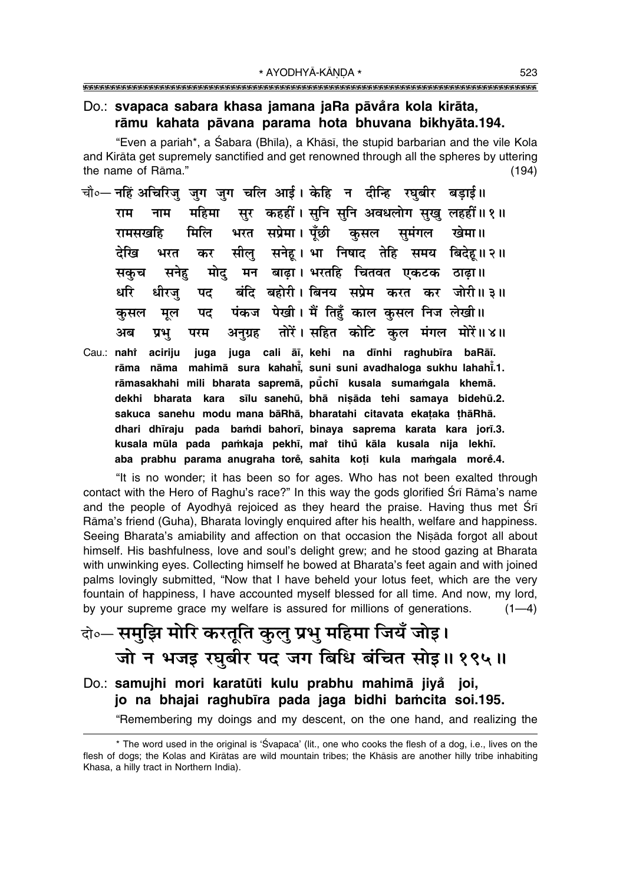Do.: **svapaca sabara khasa jamana jaRa pāvåra kola kirāta,**
**rāmu kahata pāvana parama hota bhuvana bikhyāta.194.**

"Even a pariah*, a Śabara (Bhīla), a Khāsī, the stupid barbarian and the vile Kola and Kirāta get supremely sanctified and get renowned through all the spheres by uttering the name of Rāma." (194)

चौ०— नहिं अचिरिजु जुग जुग चलि आई। केहि न दीन्हि रघुबीर बड़ाई॥
राम नाम महिमा सुर कहहीं। सुनि सुनि अवधलोग सुखु लहहीं॥ १॥
रामसखहि मिलि भरत सप्रेमा। पूँछी कुसल सुमंगल खेमा॥
देखि भरत कर सीलु सनेहू। भा निषाद तेहि समय बिदेहू॥ २॥
सकुच सनेहु मोदु मन बाढ़ा। भरतहि चितवत एकटक ठाढ़ा॥
धरि धीरजु पद बंदि बहोरी। बिनय सप्रेम करत कर जोरी॥ ३॥
कुसल मूल पद पंकज पेखी। मैं तिहुँ काल कुसल निज लेखी॥
अब प्रभु परम अनुग्रह तोरें। सहित कोटि कुल मंगल मोरें॥ ४॥

Cau.: **nahiṁ aciriju juga juga cali āī, kehi na dīnhi raghubīra baRāī.**
**rāma nāma mahimā sura kahahī̃, suni suni avadhaloga sukhu lahahī̃.1.**
**rāmasakhahi mili bharata sapremā, pū̃chī kusala sumaṁgala khemā.**
**dekhi bharata kara sīlu sanehū, bhā niṣāda tehi samaya bidehū.2.**
**sakuca sanehu modu mana bāRhā, bharatahi citavata ekaṭaka ṭhāRhā.**
**dhari dhīraju pada baṁdi bahorī, binaya saprema karata kara jorī.3.**
**kusala mūla pada paṁkaja pekhī, maiṁ tihů kāla kusala nija lekhī.**
**aba prabhu parama anugraha toreṁ, sahita koṭi kula maṁgala moreṁ.4.**

"It is no wonder; it has been so for ages. Who has not been exalted through contact with the Hero of Raghu's race?" In this way the gods glorified Śrī Rāma's name and the people of Ayodhyā rejoiced as they heard the praise. Having thus met Śrī Rāma's friend (Guha), Bharata lovingly enquired after his health, welfare and happiness. Seeing Bharata's amiability and affection on that occasion the Niṣāda forgot all about himself. His bashfulness, love and soul's delight grew; and he stood gazing at Bharata with unwinking eyes. Collecting himself he bowed at Bharata's feet again and with joined palms lovingly submitted, "Now that I have beheld your lotus feet, which are the very fountain of happiness, I have accounted myself blessed for all time. And now, my lord, by your supreme grace my welfare is assured for millions of generations. (1—4)

दो०— समुझि मोरि करतूति कुलु प्रभु महिमा जियँ जोइ।
जो न भजइ रघुबीर पद जग बिधि बंचित सोइ॥ १९५॥

Do.: **samujhi mori karatūti kulu prabhu mahimā jiyå̃ joi,**
**jo na bhajai raghubīra pada jaga bidhi baṁcita soi.195.**

"Remembering my doings and my descent, on the one hand, and realizing the

---

* The word used in the original is 'Śvapaca' (lit., one who cooks the flesh of a dog, i.e., lives on the flesh of dogs; the Kolas and Kirātas are wild mountain tribes; the Khāsīs are another hilly tribe inhabiting Khasa, a hilly tract in Northern India).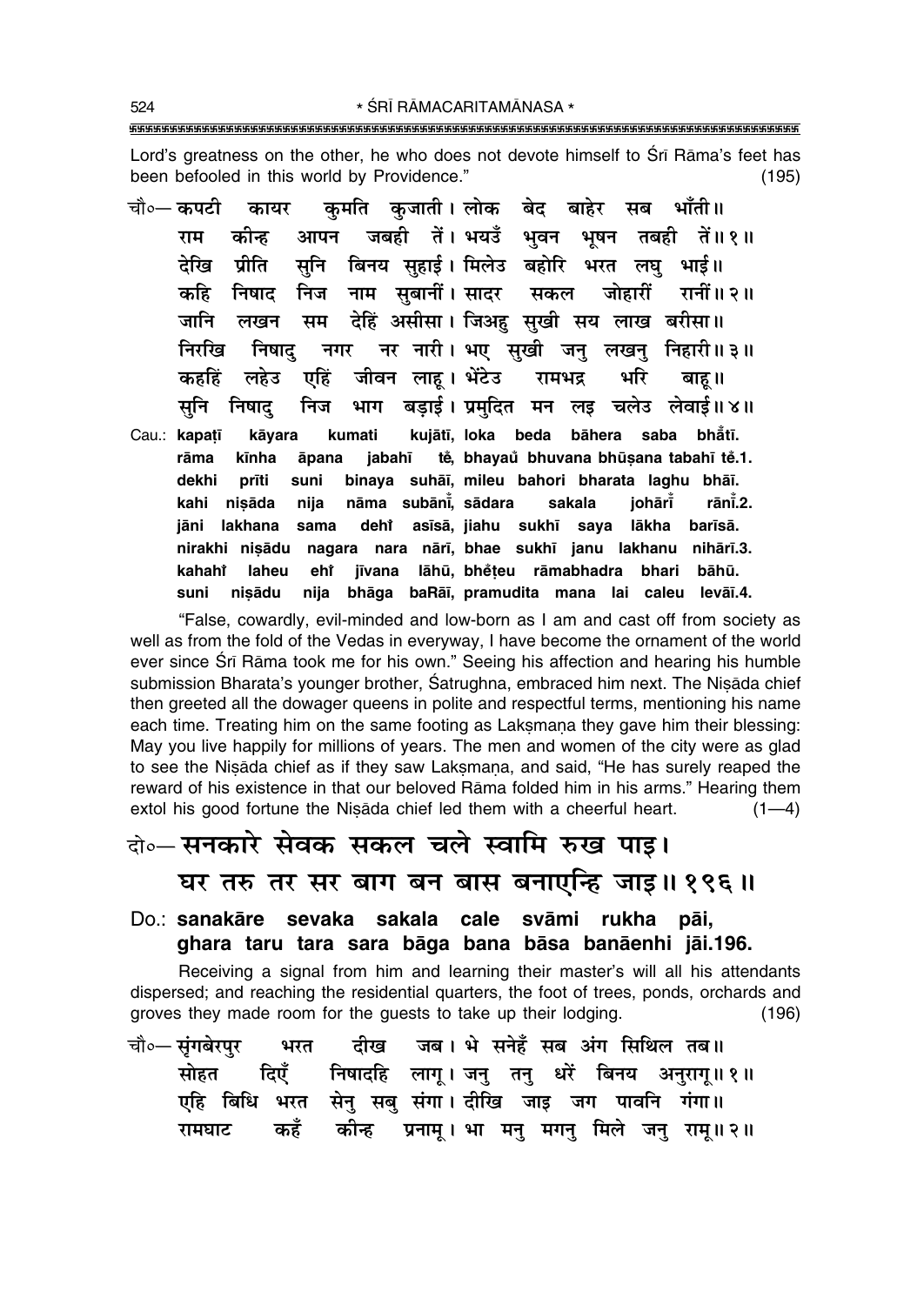Lord's greatness on the other, he who does not devote himself to Śrī Rāma's feet has been befooled in this world by Providence." (195)

चौ०— कपटी कायर कुमति कुजाती। लोक बेद बाहेर सब भाँती॥
राम कीन्ह आपन जबही तें। भयउँ भुवन भूषन तबही तें॥ १॥
देखि प्रीति सुनि बिनय सुहाई। मिलेउ बहोरि भरत लघु भाई॥
कहि निषाद निज नाम सुबानीं। सादर सकल जोहारीं रानीं॥ २॥
जानि लखन सम देहिं असीसा। जिअहु सुखी सय लाख बरीसा॥
निरखि निषादु नगर नर नारी। भए सुखी जनु लखनु निहारी॥ ३॥
कहहिं लहेउ एहिं जीवन लाहू। भेंटेउ रामभद्र भरि बाहू॥
सुनि निषादु निज भाग बड़ाई। प्रमुदित मन लइ चलेउ लेवाई॥ ४॥

Cau.: kapaṭī kāyara kumati kujātī, loka beda bāhera saba bhā̐tī.
rāma kīnha āpana jabahī tě, bhayaů bhuvana bhūṣana tabahī tě.1.
dekhi prīti suni binaya suhāī, mileu bahori bharata laghu bhāī.
kahi niṣāda nija nāma subānī̐, sādara sakala johārī̐ rānī̐.2.
jāni lakhana sama dehi̐ asīsā, jiahu sukhī saya lākha barīsā.
nirakhi niṣādu nagara nara nārī, bhae sukhī janu lakhanu nihārī.3.
kahahi̐ laheu ehi̐ jīvana lāhū, bhěṭeu rāmabhadra bhari bāhū.
suni niṣādu nija bhāga baRāī, pramudita mana lai caleu levāī.4.

"False, cowardly, evil-minded and low-born as I am and cast off from society as well as from the fold of the Vedas in everyway, I have become the ornament of the world ever since Śrī Rāma took me for his own." Seeing his affection and hearing his humble submission Bharata's younger brother, Śatrughna, embraced him next. The Niṣāda chief then greeted all the dowager queens in polite and respectful terms, mentioning his name each time. Treating him on the same footing as Lakṣmaṇa they gave him their blessing: May you live happily for millions of years. The men and women of the city were as glad to see the Niṣāda chief as if they saw Lakṣmaṇa, and said, "He has surely reaped the reward of his existence in that our beloved Rāma folded him in his arms." Hearing them extol his good fortune the Niṣāda chief led them with a cheerful heart. (1—4)

दो०— सनकारे सेवक सकल चले स्वामि रुख पाइ।
घर तरु तर सर बाग बन बास बनाएन्हि जाइ॥ १९६॥

Do.: sanakāre sevaka sakala cale svāmi rukha pāi,
ghara taru tara sara bāga bana bāsa banāenhi jāi.196.

Receiving a signal from him and learning their master's will all his attendants dispersed; and reaching the residential quarters, the foot of trees, ponds, orchards and groves they made room for the guests to take up their lodging. (196)

चौ०— सृंगबेरपुर भरत दीख जब। भे सनेहँ सब अंग सिथिल तब॥
सोहत दिएँ निषादहि लागू। जनु तनु धरें बिनय अनुरागू॥ १॥
एहि बिधि भरत सेनु सबु संगा। दीखि जाइ जग पावनि गंगा॥
रामघाट कहँ कीन्ह प्रनामू। भा मनु मगनु मिले जनु रामू॥ २॥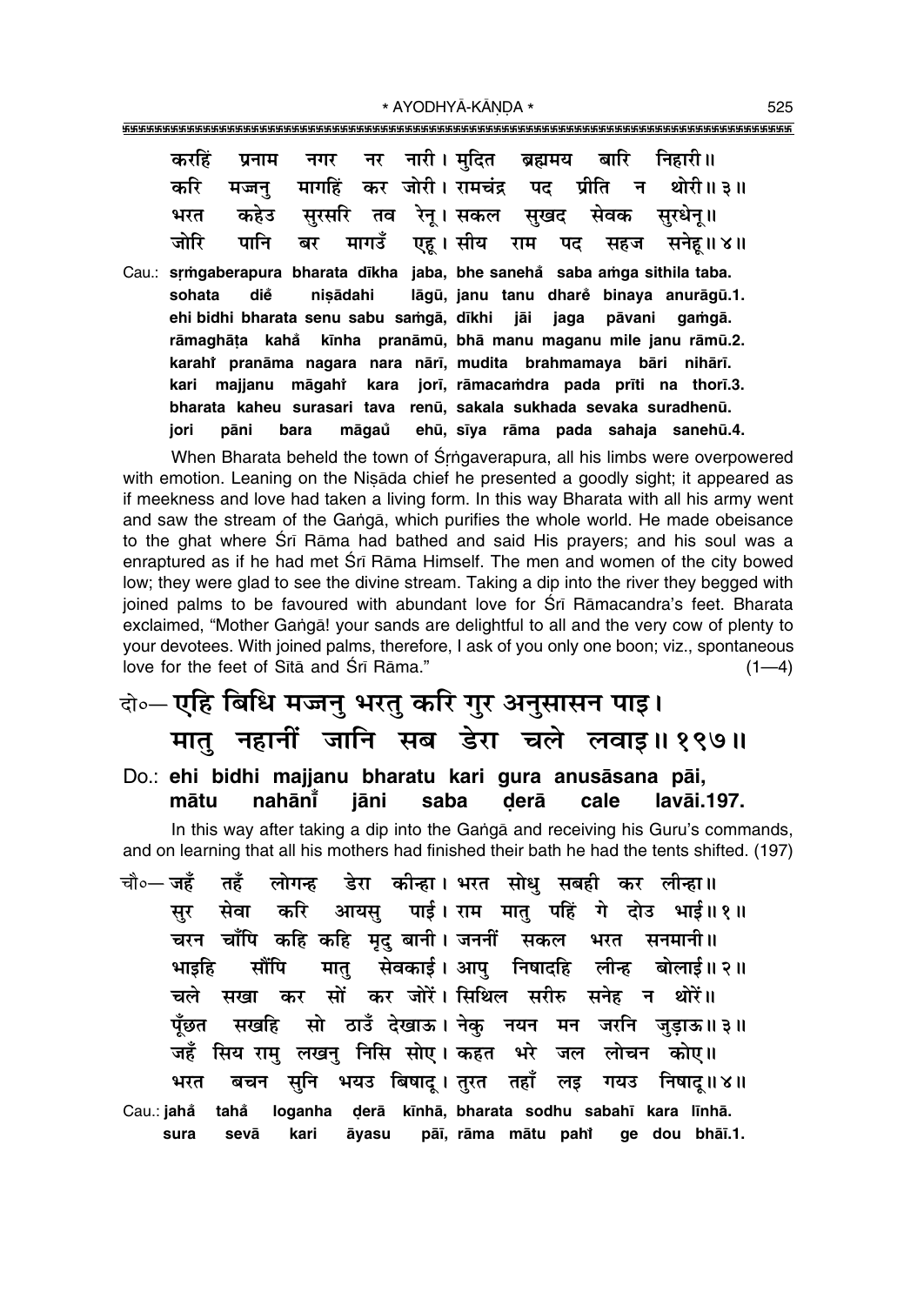करहिं प्रनाम नगर नर नारी। मुदित ब्रह्ममय बारि निहारी॥
करि मज्जनु मागहिं कर जोरी। रामचंद्र पद प्रीति न थोरी॥३॥
भरत कहेउ सुरसरि तव रेनू। सकल सुखद सेवक सुरधेनू॥
जोरि पानि बर मागउँ एहू। सीय राम पद सहज सनेहू॥४॥

Cau.: sṛṁgaberapura bharata dīkha jaba, bhe sanehå saba aṁga sithila taba.
sohata die niṣādahi lāgū, janu tanu dhare binaya anurāgū.1.
ehi bidhi bharata senu sabu saṁgā, dīkhi jāi jaga pāvani gaṁgā.
rāmaghāṭa kahå kīnha pranāmū, bhā manu maganu mile janu rāmū.2.
karahĩ pranāma nagara nara nārī, mudita brahmamaya bāri nihārī.
kari majjanu māgahĩ kara jorī, rāmacaṁdra pada prīti na thorī.3.
bharata kaheu surasari tava renū, sakala sukhada sevaka suradhenū.
jori pāni bara māgaů ehū, sīya rāma pada sahaja sanehū.4.

When Bharata beheld the town of Śṛṅgaverapura, all his limbs were overpowered with emotion. Leaning on the Niṣāda chief he presented a goodly sight; it appeared as if meekness and love had taken a living form. In this way Bharata with all his army went and saw the stream of the Gaṅgā, which purifies the whole world. He made obeisance to the ghat where Śrī Rāma had bathed and said His prayers; and his soul was a enraptured as if he had met Śrī Rāma Himself. The men and women of the city bowed low; they were glad to see the divine stream. Taking a dip into the river they begged with joined palms to be favoured with abundant love for Śrī Rāmacandra's feet. Bharata exclaimed, "Mother Gaṅgā! your sands are delightful to all and the very cow of plenty to your devotees. With joined palms, therefore, I ask of you only one boon; viz., spontaneous love for the feet of Sītā and Śrī Rāma." (1—4)

## दो०— एहि बिधि मज्जनु भरतु करि गुर अनुसासन पाइ। मातु नहानीं जानि सब डेरा चले लवाइ॥१९७॥

**Do.: ehi bidhi majjanu bharatu kari gura anusāsana pāi, mātu nahānī̃ jāni saba ḍerā cale lavāi.197.**

In this way after taking a dip into the Gaṅgā and receiving his Guru's commands, and on learning that all his mothers had finished their bath he had the tents shifted. (197)

चौ०— जहँ तहँ लोगन्ह डेरा कीन्हा। भरत सोधु सबही कर लीन्हा॥
सुर सेवा करि आयसु पाई। राम मातु पहिं गे दोउ भाई॥१॥
चरन चाँपि कहि कहि मृदु बानी। जननीं सकल भरत सनमानी॥
भाइहि सौंपि मातु सेवकाई। आपु निषादहि लीन्ह बोलाई॥२॥
चले सखा कर सों कर जोरें। सिथिल सरीरु सनेह न थोरें॥
पूँछत सखहि सो ठाउँ देखाऊ। नेकु नयन मन जरनि जुड़ाऊ॥३॥
जहँ सिय रामु लखनु निसि सोए। कहत भरे जल लोचन कोए॥
भरत बचन सुनि भयउ बिषादू। तुरत तहाँ लइ गयउ निषादू॥४॥

Cau.: jahå tahå loganha ḍerā kīnhā, bharata sodhu sabahī kara līnhā.
sura sevā kari āyasu pāī, rāma mātu pahĩ ge dou bhāī.1.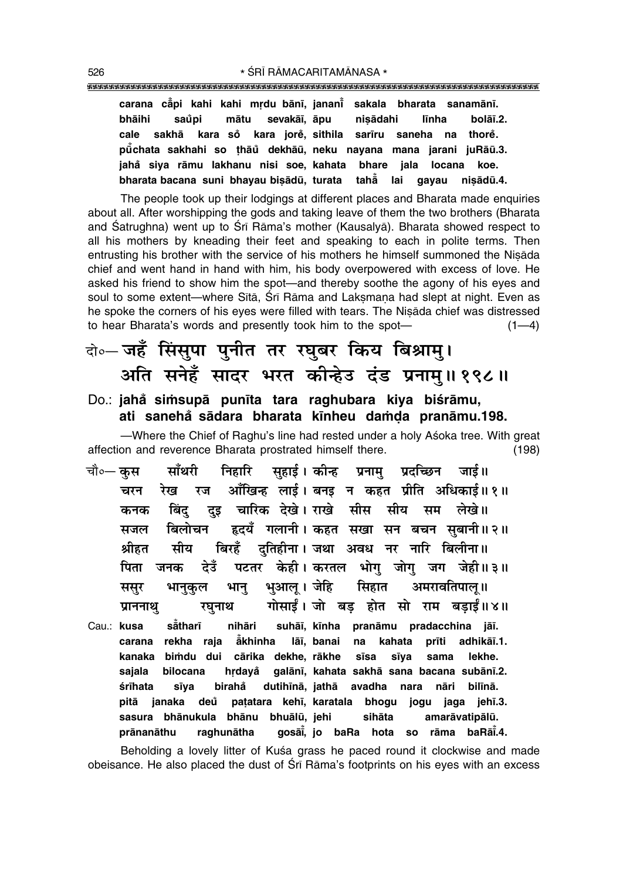carana c̐api kahi kahi mṛdu bānī, jananī̐ sakala bharata sanamānī.
bhāihi saũpi mātu sevakāī, āpu niṣādahi līnha bolāī.2.
cale sakhā kara sõ kara jorẽ, sithila sarīru saneha na thorẽ.
pū̐chata sakhahi so ṭhāũ dekhāū, neku nayana mana jarani juRāū.3.
jahā̐ siya rāmu lakhanu nisi soe, kahata bhare jala locana koe.
bharata bacana suni bhayau biṣādū, turata tahā̐ lai gayau niṣādū.4.

The people took up their lodgings at different places and Bharata made enquiries about all. After worshipping the gods and taking leave of them the two brothers (Bharata and Śatrughna) went up to Śrī Rāma's mother (Kausalyā). Bharata showed respect to all his mothers by kneading their feet and speaking to each in polite terms. Then entrusting his brother with the service of his mothers he himself summoned the Niṣāda chief and went hand in hand with him, his body overpowered with excess of love. He asked his friend to show him the spot—and thereby soothe the agony of his eyes and soul to some extent—where Sītā, Śrī Rāma and Lakṣmaṇa had slept at night. Even as he spoke the corners of his eyes were filled with tears. The Niṣāda chief was distressed to hear Bharata's words and presently took him to the spot— (1—4)

दो०— जहँ सिंसुपा पुनीत तर रघुबर किय बिश्रामु।
अति सनेहँ सादर भरत कीन्हेउ दंड प्रनामु॥ १९८॥

Do.: **jahā̐ siṁsupā punīta tara raghubara kiya biśrāmu,**
**ati sanehā̐ sādara bharata kīnheu daṁḍa pranāmu.198.**

—Where the Chief of Raghu's line had rested under a holy Aśoka tree. With great affection and reverence Bharata prostrated himself there. (198)

चौ०— कुस साँथरी निहारि सुहाई। कीन्ह प्रनामु प्रदच्छिन जाई॥
चरन रेख रज आँखिन्ह लाई। बनइ न कहत प्रीति अधिकाई॥ १॥
कनक बिंदु दुइ चारिक देखे। राखे सीस सीय सम लेखे॥
सजल बिलोचन हृदयँ गलानी। कहत सखा सन बचन सुबानी॥ २॥
श्रीहत सीय बिरहँ दुतिहीना। जथा अवध नर नारि बिलीना॥
पिता जनक देउँ पटतर केही। करतल भोगु जोगु जग जेही॥ ३॥
ससुर भानुकुल भानु भुआलू। जेहि सिहात अमरावतिपालू॥
प्राननाथु रघुनाथ गोसाईं। जो बड़ होत सो राम बड़ाईं॥ ४॥

Cau.: kusa sā̐tharī nihāri suhāī, kīnha pranāmu pradacchina jāī.
carana rekha raja ā̐khinha lāī, banai na kahata prīti adhikāī.1.
kanaka biṁdu dui cārika dekhe, rākhe sīsa sīya sama lekhe.
sajala bilocana hṛdayā̐ galānī, kahata sakhā sana bacana subānī.2.
śrīhata sīya birahā̐ dutihīnā, jathā avadha nara nāri bilīnā.
pitā janaka deũ paṭatara kehī, karatala bhogu jogu jaga jehī.3.
sasura bhānukula bhānu bhuālū, jehi sihāta amarāvatipālū.
prānanāthu raghunātha gosāī̐, jo baRa hota so rāma baRāī̐.4.

Beholding a lovely litter of Kuśa grass he paced round it clockwise and made obeisance. He also placed the dust of Śrī Rāma's footprints on his eyes with an excess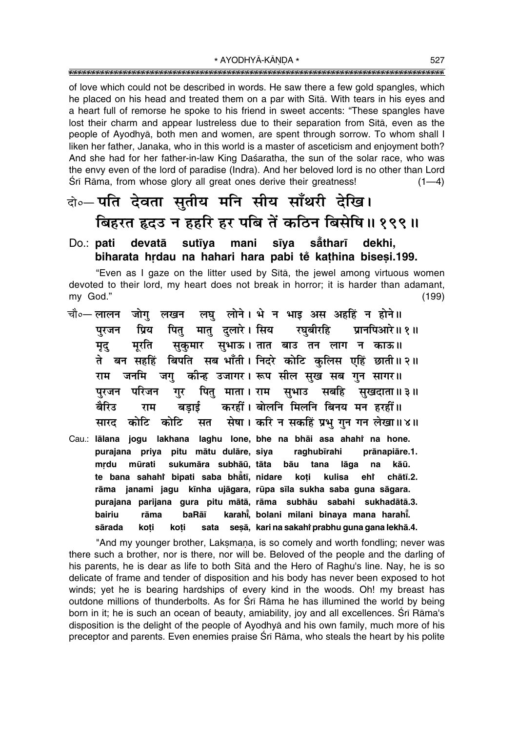of love which could not be described in words. He saw there a few gold spangles, which he placed on his head and treated them on a par with Sītā. With tears in his eyes and a heart full of remorse he spoke to his friend in sweet accents: "These spangles have lost their charm and appear lustreless due to their separation from Sītā, even as the people of Ayodhyā, both men and women, are spent through sorrow. To whom shall I liken her father, Janaka, who in this world is a master of asceticism and enjoyment both? And she had for her father-in-law King Daśaratha, the sun of the solar race, who was the envy even of the lord of paradise (Indra). And her beloved lord is no other than Lord Śrī Rāma, from whose glory all great ones derive their greatness! (1—4)

दो०— पति देवता सुतीय मनि सीय साँथरी देखि।
बिहरत हृदउ न हहरि हर पबि तें कठिन बिसेषि॥ १९९॥

Do.: **pati devatā sutīya mani sīya sā̐tharī dekhi,**
**biharata hṛdau na hahari hara pabi tẽ kaṭhina biseṣi.199.**

"Even as I gaze on the litter used by Sītā, the jewel among virtuous women devoted to their lord, my heart does not break in horror; it is harder than adamant, my God." (199)

चौ०— लालन जोगु लखन लघु लोने। भे न भाइ अस अहहिं न होने॥
पुरजन प्रिय पितु मातु दुलारे। सिय रघुबीरहि प्रानपिआरे॥ १॥
मृदु मूरति सुकुमार सुभाऊ। तात बाउ तन लाग न काऊ॥
ते बन सहहिं बिपति सब भाँती। निदरे कोटि कुलिस एहिं छाती॥ २॥
राम जनमि जगु कीन्ह उजागर। रूप सील सुख सब गुन सागर॥
पुरजन परिजन गुर पितु माता। राम सुभाउ सबहि सुखदाता॥ ३॥
बैरिउ राम बड़ाई करहीं। बोलनि मिलनि बिनय मन हरहीं॥
सारद कोटि कोटि सत सेषा। करि न सकहिं प्रभु गुन गन लेखा॥ ४॥

Cau.: **lālana jogu lakhana laghu lone, bhe na bhāi asa ahahiṁ na hone.**
**purajana priya pitu mātu dulāre, siya raghubīrahi prānapiāre.1.**
**mṛdu mūrati sukumāra subhāū, tāta bāu tana lāga na kāū.**
**te bana sahahiṁ bipati saba bhā̐tī, nidare koṭi kulisa ehiṁ chātī.2.**
**rāma janami jagu kīnha ujāgara, rūpa sīla sukha saba guna sāgara.**
**purajana parijana gura pitu mātā, rāma subhāu sabahi sukhadātā.3.**
**bairiu rāma baRāī karahī̐, bolani milani binaya mana harahī̐.**
**sārada koṭi koṭi sata seṣā, kari na sakahiṁ prabhu guna gana lekhā.4.**

"And my younger brother, Lakṣmaṇa, is so comely and worth fondling; never was there such a brother, nor is there, nor will be. Beloved of the people and the darling of his parents, he is dear as life to both Sītā and the Hero of Raghu's line. Nay, he is so delicate of frame and tender of disposition and his body has never been exposed to hot winds; yet he is bearing hardships of every kind in the woods. Oh! my breast has outdone millions of thunderbolts. As for Śrī Rāma he has illumined the world by being born in it; he is such an ocean of beauty, amiability, joy and all excellences. Śrī Rāma's disposition is the delight of the people of Ayodhyā and his own family, much more of his preceptor and parents. Even enemies praise Śrī Rāma, who steals the heart by his polite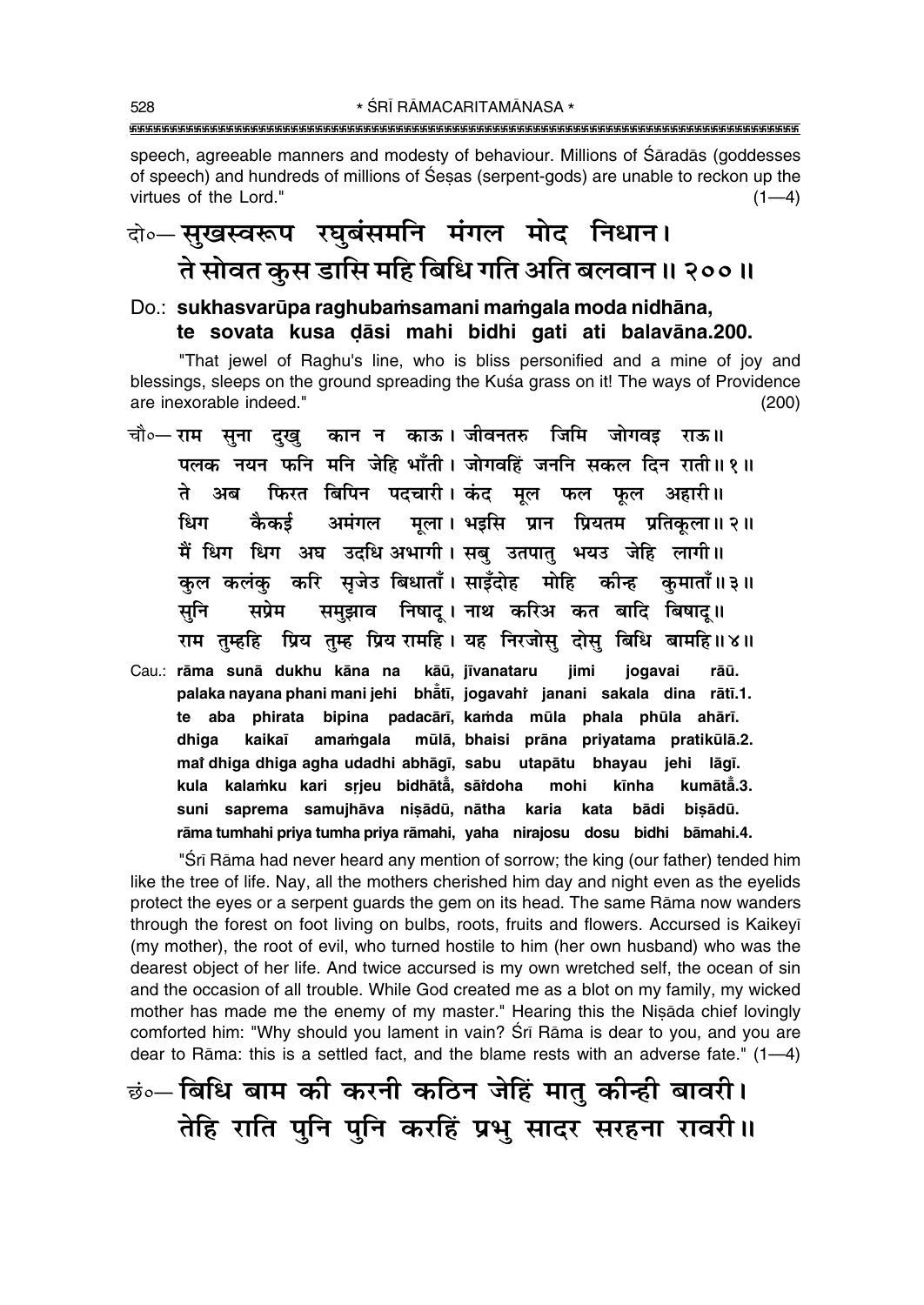speech, agreeable manners and modesty of behaviour. Millions of Śāradās (goddesses of speech) and hundreds of millions of Śeṣas (serpent-gods) are unable to reckon up the virtues of the Lord." (1—4)

**दो०— सुखस्वरूप रघुबंसमनि मंगल मोद निधान।**
**ते सोवत कुस डासि महि बिधि गति अति बलवान॥ २००॥**

**Do.: sukhasvarūpa raghubaṁsamani maṁgala moda nidhāna,**
**te sovata kusa ḍāsi mahi bidhi gati ati balavāna.200.**

"That jewel of Raghu's line, who is bliss personified and a mine of joy and blessings, sleeps on the ground spreading the Kuśa grass on it! The ways of Providence are inexorable indeed." (200)

**चौ०— राम सुना दुखु कान न काऊ। जीवनतरु जिमि जोगवइ राऊ॥**
**पलक नयन फनि मनि जेहि भाँती। जोगवहिं जननि सकल दिन राती॥ १॥**
**ते अब फिरत बिपिन पदचारी। कंद मूल फल फूल अहारी॥**
**धिग कैकई अमंगल मूला। भइसि प्रान प्रियतम प्रतिकूला॥ २॥**
**मैं धिग धिग अघ उदधि अभागी। सबु उतपातु भयउ जेहि लागी॥**
**कुल कलंकु करि सृजेउ बिधाताँ। साइँदोह मोहि कीन्ह कुमाताँ॥ ३॥**
**सुनि सप्रेम समुझाव निषादू। नाथ करिअ कत बादि बिषादू॥**
**राम तुम्हहि प्रिय तुम्ह प्रिय रामहि। यह निरजोसु दोसु बिधि बामहि॥ ४॥**

**Cau.: rāma sunā dukhu kāna na kāū, jīvanataru jimi jogavai rāū.**
**palaka nayana phani mani jehi bhā̐tī, jogavahiṁ janani sakala dina rātī.1.**
**te aba phirata bipina padacārī, kaṁda mūla phala phūla ahārī.**
**dhiga kaikaī amaṁgala mūlā, bhaisi prāna priyatama pratikūlā.2.**
**maĩ dhiga dhiga agha udadhi abhāgī, sabu utapātu bhayau jehi lāgī.**
**kula kalaṁku kari sṛjeu bidhātā̐, sāĩdoha mohi kīnha kumātā̐.3.**
**suni saprema samujhāva niṣādū, nātha karia kata bādi biṣādū.**
**rāma tumhahi priya tumha priya rāmahi, yaha nirajosu dosu bidhi bāmahi.4.**

"Śrī Rāma had never heard any mention of sorrow; the king (our father) tended him like the tree of life. Nay, all the mothers cherished him day and night even as the eyelids protect the eyes or a serpent guards the gem on its head. The same Rāma now wanders through the forest on foot living on bulbs, roots, fruits and flowers. Accursed is Kaikeyī (my mother), the root of evil, who turned hostile to him (her own husband) who was the dearest object of her life. And twice accursed is my own wretched self, the ocean of sin and the occasion of all trouble. While God created me as a blot on my family, my wicked mother has made me the enemy of my master." Hearing this the Niṣāda chief lovingly comforted him: "Why should you lament in vain? Śrī Rāma is dear to you, and you are dear to Rāma: this is a settled fact, and the blame rests with an adverse fate." (1—4)

**छं०— बिधि बाम की करनी कठिन जेहिं मातु कीन्ही बावरी।**
**तेहि राति पुनि पुनि करहिं प्रभु सादर सरहना रावरी॥**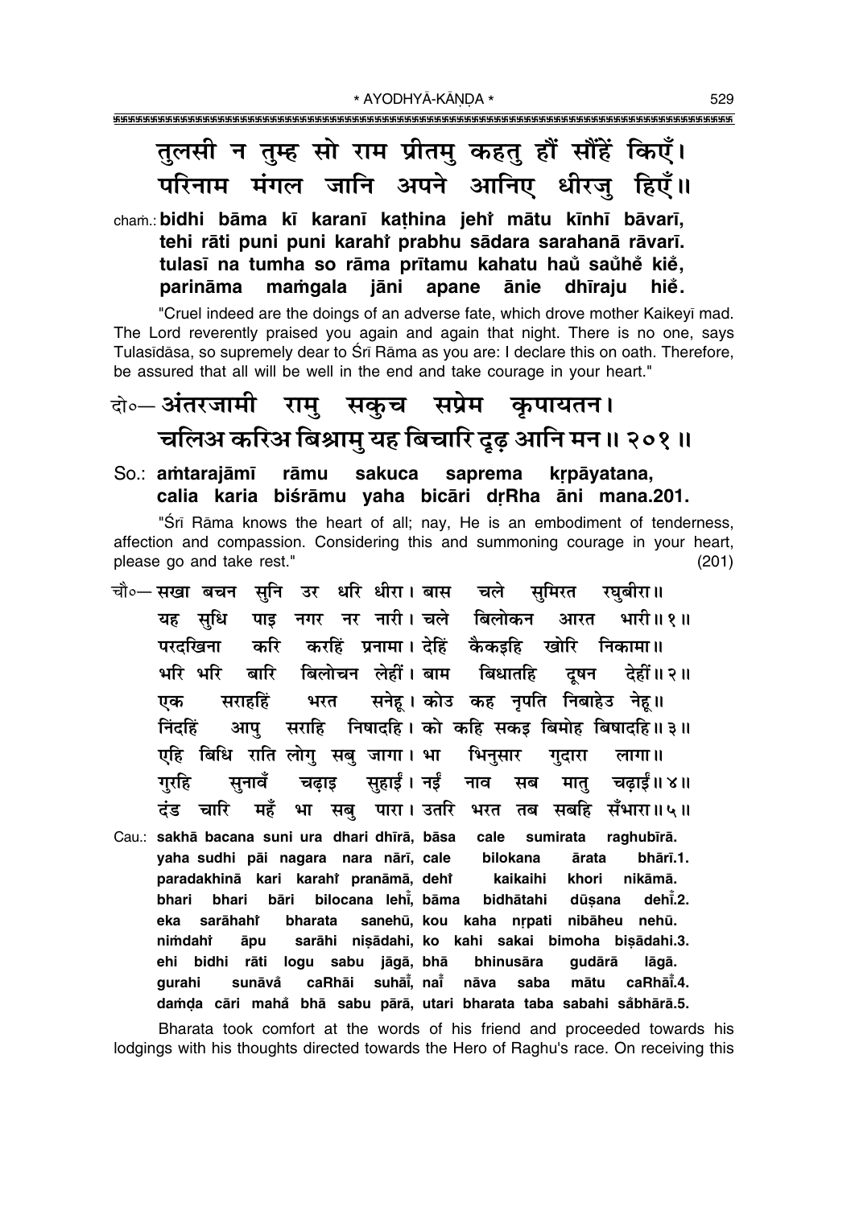तुलसी न तुम्ह सो राम प्रीतमु कहतु हौं सौंहें किएँ।
परिनाम मंगल जानि अपने आनिए धीरजु हिएँ॥

chaṁ.: **bidhi bāma kī karanī kaṭhina jehi̐ mātu kīnhī bāvarī,**
**tehi rāti puni puni karahi̐ prabhu sādara sarahanā rāvarī.**
**tulasī na tumha so rāma prītamu kahatu hau̐ sau̐he̐ kie̐,**
**parināma maṁgala jāni apane ānie dhīraju hie̐.**

"Cruel indeed are the doings of an adverse fate, which drove mother Kaikeyī mad. The Lord reverently praised you again and again that night. There is no one, says Tulasīdāsa, so supremely dear to Śrī Rāma as you are: I declare this on oath. Therefore, be assured that all will be well in the end and take courage in your heart."

सो०— अंतरजामी रामु सकुच सप्रेम कृपायतन।
चलिअ करिअ बिश्रामु यह बिचारि दृढ़ आनि मन॥ २०१॥

So.: **aṁtarajāmī rāmu sakuca saprema kṛpāyatana,**
**calia karia biśrāmu yaha bicāri dṛRha āni mana.201.**

"Śrī Rāma knows the heart of all; nay, He is an embodiment of tenderness, affection and compassion. Considering this and summoning courage in your heart, please go and take rest." (201)

चौ०— सखा बचन सुनि उर धरि धीरा। बास चले सुमिरत रघुबीरा॥
यह सुधि पाइ नगर नर नारी। चले बिलोकन आरत भारी॥ १॥
परदखिना करि करहिं प्रनामा। देहिं कैकइहि खोरि निकामा॥
भरि भरि बारि बिलोचन लेहीं। बाम बिधातहि दूषन देहीं॥ २॥
एक सराहहिं भरत सनेहू। कोउ कह नृपति निबाहेउ नेहू॥
निंदहिं आपु सराहि निषादहि। को कहि सकइ बिमोह बिषादहि॥ ३॥
एहि बिधि राति लोगु सबु जागा। भा भिनुसार गुदारा लागा॥
गुरहि सुनावँ चढ़ाइ सुहाईं। नईं नाव सब मातु चढ़ाईं॥ ४॥
दंड चारि महँ भा सबु पारा। उतरि भरत तब सबहि सँभारा॥ ५॥

Cau.: **sakhā bacana suni ura dhari dhīrā, bāsa cale sumirata raghubīrā.**
**yaha sudhi pāi nagara nara nārī, cale bilokana ārata bhārī.1.**
**paradakhinā kari karahi̐ pranāmā, dehi̐ kaikaihi khori nikāmā.**
**bhari bhari bāri bilocana lehī̐, bāma bidhātahi dūṣana dehī̐.2.**
**eka sarāhahi̐ bharata sanehū, kou kaha nṛpati nibāheu nehū.**
**niṁdahi̐ āpu sarāhi niṣādahi, ko kahi sakai bimoha biṣādahi.3.**
**ehi bidhi rāti logu sabu jāgā, bhā bhinusāra gudārā lāgā.**
**gurahi sunāva̐ caRhāi suhāī̐, naī̐ nāva saba mātu caRhāī̐.4.**
**daṁḍa cāri maha̐ bhā sabu pārā, utari bharata taba sabahi sa̐bhārā.5.**

Bharata took comfort at the words of his friend and proceeded towards his lodgings with his thoughts directed towards the Hero of Raghu's race. On receiving this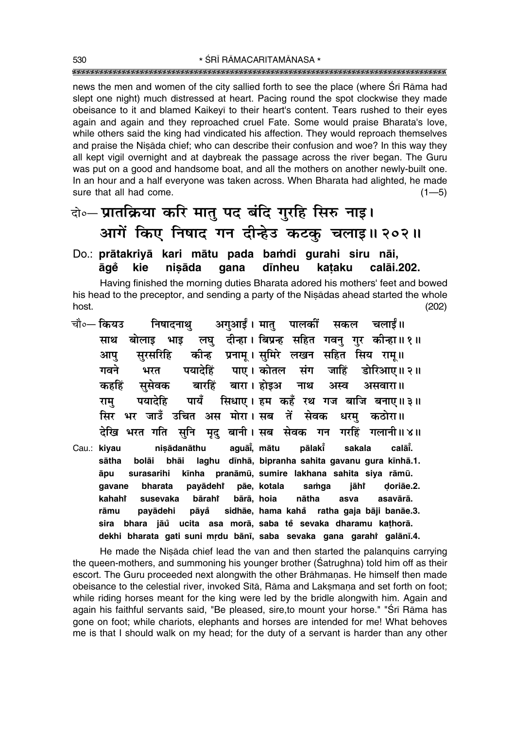news the men and women of the city sallied forth to see the place (where Śrī Rāma had slept one night) much distressed at heart. Pacing round the spot clockwise they made obeisance to it and blamed Kaikeyī to their heart's content. Tears rushed to their eyes again and again and they reproached cruel Fate. Some would praise Bharata's love, while others said the king had vindicated his affection. They would reproach themselves and praise the Niṣāda chief; who can describe their confusion and woe? In this way they all kept vigil overnight and at daybreak the passage across the river began. The Guru was put on a good and handsome boat, and all the mothers on another newly-built one. In an hour and a half everyone was taken across. When Bharata had alighted, he made sure that all had come. (1—5)

**दो०— प्रातक्रिया करि मातु पद बंदि गुरहि सिरु नाइ।**
**आगें किए निषाद गन दीन्हेउ कटकु चलाइ॥ २०२॥**

**Do.: prātakriyā kari mātu pada baṁdi gurahi siru nāi,**
**āgeṁ kie niṣāda gana dīnheu kaṭaku calāi.202.**

Having finished the morning duties Bharata adored his mothers' feet and bowed his head to the preceptor, and sending a party of the Niṣādas ahead started the whole host. (202)

चौ०— कियउ निषादनाथु अगुआईं। मातु पालकीं सकल चलाईं॥
साथ बोलाइ भाइ लघु दीन्हा। बिप्रन्ह सहित गवनु गुर कीन्हा॥ १॥
आपु सुरसरिहि कीन्ह प्रनामू। सुमिरे लखन सहित सिय रामू॥
गवने भरत पयादेहिं पाए। कोतल संग जाहिं डोरिआए॥ २॥
कहहिं सुसेवक बारहिं बारा। होइअ नाथ अस्व असवारा॥
रामु पयादेहि पायँ सिधाए। हम कहँ रथ गज बाजि बनाए॥ ३॥
सिर भर जाउँ उचित अस मोरा। सब तें सेवक धरमु कठोरा॥
देखि भरत गति सुनि मृदु बानी। सब सेवक गन गरहिं गलानी॥ ४॥

Cau.: **kiyau niṣādanāthu aguāīṁ, mātu pālakīṁ sakala calāīṁ.**
**sātha bolāi bhāi laghu dīnhā, bipranha sahita gavanu gura kīnhā.1.**
**āpu surasarihi kīnha pranāmū, sumire lakhana sahita siya rāmū.**
**gavane bharata payādehiṁ pāe, kotala saṁga jāhiṁ ḍoriāe.2.**
**kahahiṁ susevaka bārahiṁ bārā, hoia nātha asva asavārā.**
**rāmu payādehi pāyaṁ sidhāe, hama kahaṁ ratha gaja bāji banāe.3.**
**sira bhara jāuṁ ucita asa morā, saba teṁ sevaka dharamu kaṭhorā.**
**dekhi bharata gati suni mṛdu bānī, saba sevaka gana garahiṁ galānī.4.**

He made the Niṣāda chief lead the van and then started the palanquins carrying the queen-mothers, and summoning his younger brother (Śatrughna) told him off as their escort. The Guru proceeded next alongwith the other Brāhmaṇas. He himself then made obeisance to the celestial river, invoked Sītā, Rāma and Lakṣmaṇa and set forth on foot; while riding horses meant for the king were led by the bridle alongwith him. Again and again his faithful servants said, "Be pleased, sire,to mount your horse." "Śrī Rāma has gone on foot; while chariots, elephants and horses are intended for me! What behoves me is that I should walk on my head; for the duty of a servant is harder than any other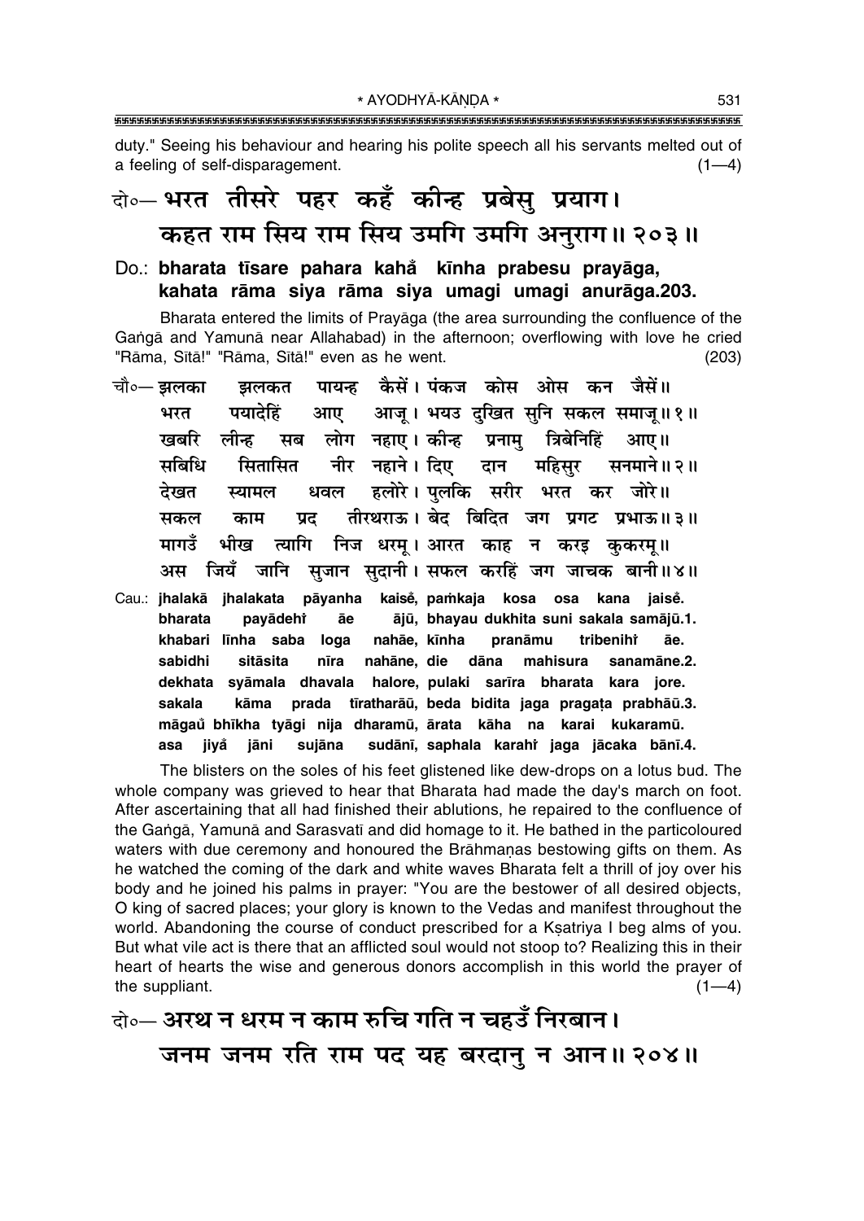duty." Seeing his behaviour and hearing his polite speech all his servants melted out of a feeling of self-disparagement. (1—4)

दो०— भरत तीसरे पहर कहँ कीन्ह प्रबेसु प्रयाग।
कहत राम सिय राम सिय उमगि उमगि अनुराग॥ २०३॥

**Do.: bharata tīsare pahara kahå kīnha prabesu prayāga, kahata rāma siya rāma siya umagi umagi anurāga.203.**

Bharata entered the limits of Prayāga (the area surrounding the confluence of the Gaṅgā and Yamunā near Allahabad) in the afternoon; overflowing with love he cried "Rāma, Sītā!" "Rāma, Sītā!" even as he went. (203)

चौ०— झलका झलकत पायन्ह कैसें। पंकज कोस ओस कन जैसें॥
भरत पयादेहिं आए आजू। भयउ दुखित सुनि सकल समाजू॥ १॥
खबरि लीन्ह सब लोग नहाए। कीन्ह प्रनामु त्रिबेनिहिं आए॥
सबिधि सितासित नीर नहाने। दिए दान महिसुर सनमाने॥ २॥
देखत स्यामल धवल हलोरे। पुलकि सरीर भरत कर जोरे॥
सकल काम प्रद तीरथराऊ। बेद बिदित जग प्रगट प्रभाऊ॥ ३॥
मागउँ भीख त्यागि निज धरमू। आरत काह न करइ कुकरमू॥
अस जियँ जानि सुजान सुदानी। सफल करहिं जग जाचक बानी॥ ४॥

**Cau.: jhalakā jhalakata pāyanha kaiseṁ, paṁkaja kosa osa kana jaiseṁ.
bharata payādehiṁ āe ājū, bhayau dukhita suni sakala samājū.1.
khabari līnha saba loga nahāe, kīnha pranāmu tribenihiṁ āe.
sabidhi sitāsita nīra nahāne, die dāna mahisura sanamāne.2.
dekhata syāmala dhavala halore, pulaki sarīra bharata kara jore.
sakala kāma prada tīratharāū, beda bidita jaga pragaṭa prabhāū.3.
māgaů bhīkha tyāgi nija dharamū, ārata kāha na karai kukaramū.
asa jiyå jāni sujāna sudānī, saphala karahiṁ jaga jācaka bānī.4.**

The blisters on the soles of his feet glistened like dew-drops on a lotus bud. The whole company was grieved to hear that Bharata had made the day's march on foot. After ascertaining that all had finished their ablutions, he repaired to the confluence of the Gaṅgā, Yamunā and Sarasvatī and did homage to it. He bathed in the particoloured waters with due ceremony and honoured the Brāhmaṇas bestowing gifts on them. As he watched the coming of the dark and white waves Bharata felt a thrill of joy over his body and he joined his palms in prayer: "You are the bestower of all desired objects, O king of sacred places; your glory is known to the Vedas and manifest throughout the world. Abandoning the course of conduct prescribed for a Kṣatriya I beg alms of you. But what vile act is there that an afflicted soul would not stoop to? Realizing this in their heart of hearts the wise and generous donors accomplish in this world the prayer of the suppliant. (1—4)

दो०— अरथ न धरम न काम रुचि गति न चहउँ निरबान।
जनम जनम रति राम पद यह बरदानु न आन॥ २०४॥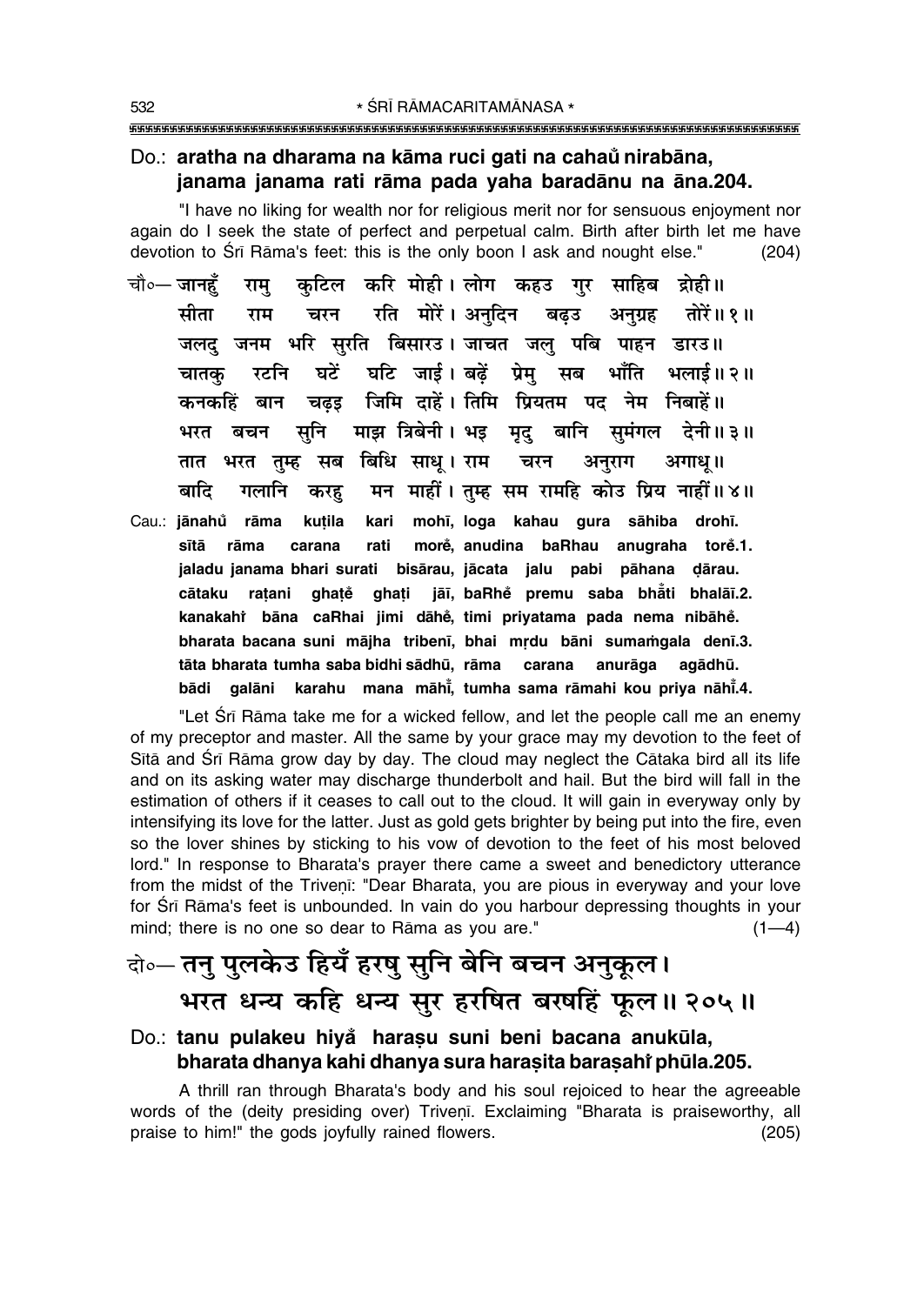Do.: **aratha na dharama na kāma ruci gati na cahaů nirabāna, janama janama rati rāma pada yaha baradānu na āna.204.**

"I have no liking for wealth nor for religious merit nor for sensuous enjoyment nor again do I seek the state of perfect and perpetual calm. Birth after birth let me have devotion to Śrī Rāma's feet: this is the only boon I ask and nought else." (204)

चौ०— जानहुँ रामु कुटिल करि मोही। लोग कहउ गुर साहिब द्रोही॥
सीता राम चरन रति मोरें। अनुदिन बढ़उ अनुग्रह तोरें॥१॥
जलदु जनम भरि सुरति बिसारउ। जाचत जलु पबि पाहन डारउ॥
चातकु रटनि घटें घटि जाई। बढ़ें प्रेमु सब भाँति भलाई॥२॥
कनकहिं बान चढ़इ जिमि दाहें। तिमि प्रियतम पद नेम निबाहें॥
भरत बचन सुनि माझ त्रिबेनी। भइ मृदु बानि सुमंगल देनी॥३॥
तात भरत तुम्ह सब बिधि साधू। राम चरन अनुराग अगाधू॥
बादि गलानि करहु मन माहीं। तुम्ह सम रामहि कोउ प्रिय नाहीं॥४॥

Cau.: **jānahů rāma kuṭila kari mohī, loga kahau gura sāhiba drohī. sītā rāma carana rati morě, anudina baRhau anugraha torě.1. jaladu janama bhari surati bisārau, jācata jalu pabi pāhana ḍārau. cātaku raṭani ghaṭě ghaṭi jāī, baRhě premu saba bhǎti bhalāī.2. kanakahiṁ bāna caRhai jimi dāhě, timi priyatama pada nema nibāhě. bharata bacana suni mājha tribenī, bhai mṛdu bāni sumaṁgala denī.3. tāta bharata tumha saba bidhi sādhū, rāma carana anurāga agādhū. bādi galāni karahu mana māhī̃, tumha sama rāmahi kou priya nāhī̃.4.**

"Let Śrī Rāma take me for a wicked fellow, and let the people call me an enemy of my preceptor and master. All the same by your grace may my devotion to the feet of Sītā and Śrī Rāma grow day by day. The cloud may neglect the Cātaka bird all its life and on its asking water may discharge thunderbolt and hail. But the bird will fall in the estimation of others if it ceases to call out to the cloud. It will gain in everyway only by intensifying its love for the latter. Just as gold gets brighter by being put into the fire, even so the lover shines by sticking to his vow of devotion to the feet of his most beloved lord." In response to Bharata's prayer there came a sweet and benedictory utterance from the midst of the Triveṇī: "Dear Bharata, you are pious in everyway and your love for Śrī Rāma's feet is unbounded. In vain do you harbour depressing thoughts in your mind; there is no one so dear to Rāma as you are." (1—4)

दो०— **तनु पुलकेउ हियँ हरषु सुनि बेनि बचन अनुकूल।
भरत धन्य कहि धन्य सुर हरषित बरषहिं फूल॥२०५॥**

Do.: **tanu pulakeu hiyǎ haraṣu suni beni bacana anukūla, bharata dhanya kahi dhanya sura haraṣita baraṣahiṁ phūla.205.**

A thrill ran through Bharata's body and his soul rejoiced to hear the agreeable words of the (deity presiding over) Triveṇī. Exclaiming "Bharata is praiseworthy, all praise to him!" the gods joyfully rained flowers. (205)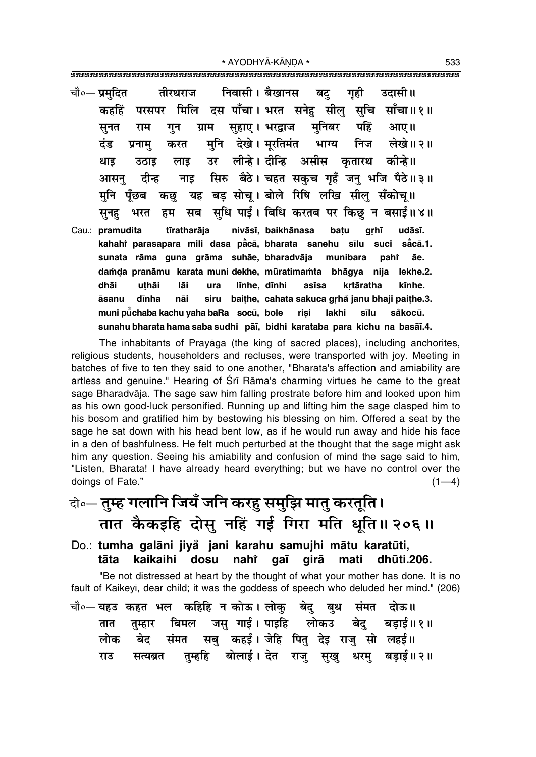चौ०— प्रमुदित तीरथराज निवासी। बैखानस बटु गृही उदासी॥
कहहिं परसपर मिलि दस पाँचा। भरत सनेहु सीलु सुचि साँचा॥१॥
सुनत राम गुन ग्राम सुहाए। भरद्वाज मुनिबर पहिं आए॥
दंड प्रनामु करत मुनि देखे। मूरतिमंत भाग्य निज लेखे॥२॥
धाइ उठाइ लाइ उर लीन्हे। दीन्हि असीस कृतारथ कीन्हे॥
आसनु दीन्ह नाइ सिरु बैठे। चहत सकुच गृहँ जनु भजि पैठे॥३॥
मुनि पूँछब कछु यह बड़ सोचू। बोले रिषि लखि सीलु सँकोचू॥
सुनहु भरत हम सब सुधि पाई। बिधि करतब पर किछु न बसाई॥४॥

Cau.: **pramudita tīratharāja nivāsī, baikhānasa baṭu gṛhī udāsī.**
**kahahiṁ parasapara mili dasa pā̐cā, bharata sanehu sīlu suci sā̐cā.1.**
**sunata rāma guna grāma suhāe, bharadvāja munibara pahiṁ āe.**
**daṁḍa pranāmu karata muni dekhe, mūratimaṁta bhāgya nija lekhe.2.**
**dhāi uṭhāi lāi ura līnhe, dīnhi asīsa kṛtāratha kīnhe.**
**āsanu dīnha nāi siru baiṭhe, cahata sakuca gṛha̐ janu bhaji paiṭhe.3.**
**muni pū̐chaba kachu yaha baRa socū, bole riṣi lakhi sīlu sa̐kocū.**
**sunahu bharata hama saba sudhi pāī, bidhi karataba para kichu na basāī.4.**

The inhabitants of Prayāga (the king of sacred places), including anchorites, religious students, householders and recluses, were transported with joy. Meeting in batches of five to ten they said to one another, "Bharata's affection and amiability are artless and genuine." Hearing of Śrī Rāma's charming virtues he came to the great sage Bharadvāja. The sage saw him falling prostrate before him and looked upon him as his own good-luck personified. Running up and lifting him the sage clasped him to his bosom and gratified him by bestowing his blessing on him. Offered a seat by the sage he sat down with his head bent low, as if he would run away and hide his face in a den of bashfulness. He felt much perturbed at the thought that the sage might ask him any question. Seeing his amiability and confusion of mind the sage said to him, "Listen, Bharata! I have already heard everything; but we have no control over the doings of Fate." (1—4)

## दो०— तुम्ह गलानि जियँ जनि करहु समुझि मातु करतूति। तात कैकइहि दोसु नहिं गई गिरा मति धूति॥२०६॥

Do.: **tumha galāni jiya̐ jani karahu samujhi mātu karatūti, tāta kaikaihi dosu nahiṁ gaī girā mati dhūti.206.**

"Be not distressed at heart by the thought of what your mother has done. It is no fault of Kaikeyī, dear child; it was the goddess of speech who deluded her mind." (206)

चौ०— यहउ कहत भल कहिहि न कोऊ। लोकु बेदु बुध संमत दोऊ॥
तात तुम्हार बिमल जसु गाई। पाइहि लोकउ बेदु बड़ाई॥१॥
लोक बेद संमत सबु कहई। जेहि पितु देइ राजु सो लहई॥
राउ सत्यब्रत तुम्हहि बोलाई। देत राजु सुखु धरमु बड़ाई॥२॥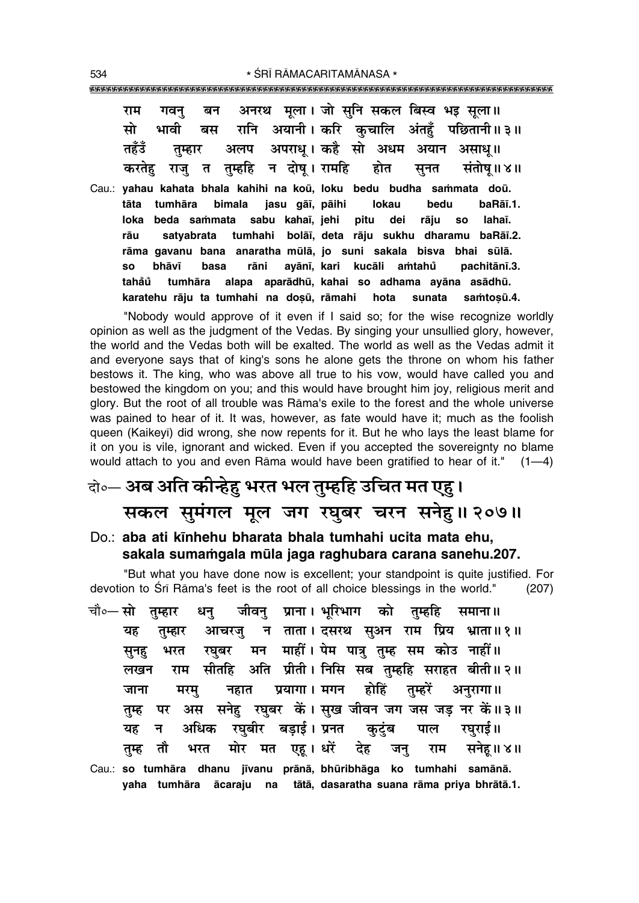राम गवनु बन अनरथ मूला। जो सुनि सकल बिस्व भइ सूला॥
सो भावी बस रानि अयानी। करि कुचालि अंतहुँ पछितानी॥ ३॥
तहँउँ तुम्हार अलप अपराधू। कहै सो अधम अयान असाधू॥
करतेहु राजु त तुम्हहि न दोषू। रामहि होत सुनत संतोषू॥ ४॥

Cau.: **yahau kahata bhala kahihi na koū, loku bedu budha sammata doū.**
**tāta tumhāra bimala jasu gāī, pāihi lokau bedu baRāī.1.**
**loka beda sammata sabu kahaī, jehi pitu dei rāju so lahaī.**
**rāu satyabrata tumhahi bolāī, deta rāju sukhu dharamu baRāī.2.**
**rāma gavanu bana anaratha mūlā, jo suni sakala bisva bhai sūlā.**
**so bhāvī basa rāni ayānī, kari kucāli aṁtahů pachitānī.3.**
**tahåů tumhāra alapa aparādhū, kahai so adhama ayāna asādhū.**
**karatehu rāju ta tumhahi na doṣū, rāmahi hota sunata saṁtoṣū.4.**

"Nobody would approve of it even if I said so; for the wise recognize worldly opinion as well as the judgment of the Vedas. By singing your unsullied glory, however, the world and the Vedas both will be exalted. The world as well as the Vedas admit it and everyone says that of king's sons he alone gets the throne on whom his father bestows it. The king, who was above all true to his vow, would have called you and bestowed the kingdom on you; and this would have brought him joy, religious merit and glory. But the root of all trouble was Rāma's exile to the forest and the whole universe was pained to hear of it. It was, however, as fate would have it; much as the foolish queen (Kaikeyī) did wrong, she now repents for it. But he who lays the least blame for it on you is vile, ignorant and wicked. Even if you accepted the sovereignty no blame would attach to you and even Rāma would have been gratified to hear of it." (1—4)

दो०— **अब अति कीन्हेहु भरत भल तुम्हहि उचित मत एहु।**
**सकल सुमंगल मूल जग रघुबर चरन सनेहु॥ २०७॥**

Do.: **aba ati kīnhehu bharata bhala tumhahi ucita mata ehu,**
**sakala sumaṁgala mūla jaga raghubara carana sanehu.207.**

"But what you have done now is excellent; your standpoint is quite justified. For devotion to Śrī Rāma's feet is the root of all choice blessings in the world." (207)

चौ०— सो तुम्हार धनु जीवनु प्राना। भूरिभाग को तुम्हहि समाना॥
यह तुम्हार आचरजु न ताता। दसरथ सुअन राम प्रिय भ्राता॥ १॥
सुनहु भरत रघुबर मन माहीं। पेम पात्रु तुम्ह सम कोउ नाहीं॥
लखन राम सीतहि अति प्रीती। निसि सब तुम्हहि सराहत बीती॥ २॥
जाना मरमु नहात प्रयागा। मगन होहिं तुम्हरें अनुरागा॥
तुम्ह पर अस सनेहु रघुबर कें। सुख जीवन जग जस जड़ नर कें॥ ३॥
यह न अधिक रघुबीर बड़ाई। प्रनत कुटुंब पाल रघुराई॥
तुम्ह तौ भरत मोर मत एहू। धरें देह जनु राम सनेहू॥ ४॥

Cau.: **so tumhāra dhanu jīvanu prānā, bhūribhāga ko tumhahi samānā.**
**yaha tumhāra ācaraju na tātā, dasaratha suana rāma priya bhrātā.1.**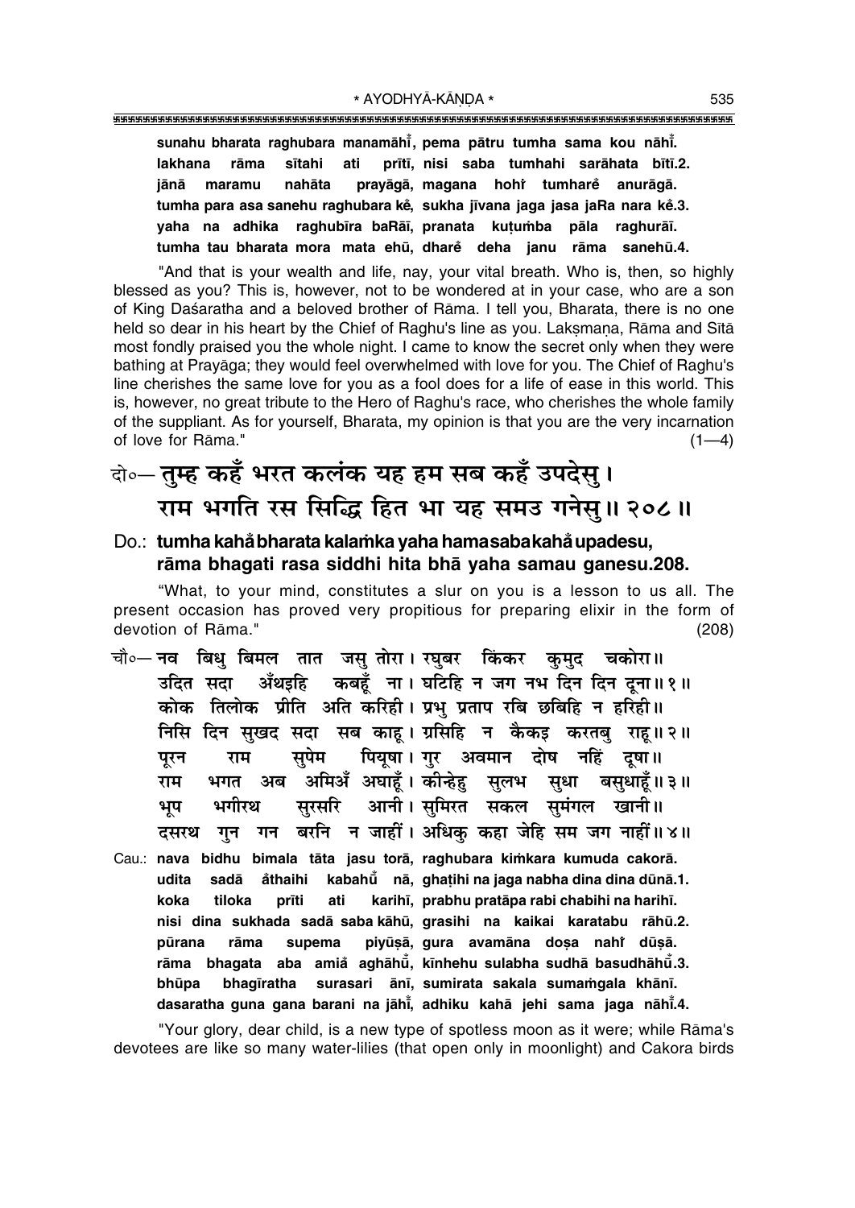**sunahu bharata raghubara manamāhī̃, pema pātru tumha sama kou nāhī̃.**
**lakhana rāma sītahi ati prīti, nisi saba tumhahi sarāhata bītī.2.**
**jānā maramu nahāta prayāgā, magana hohi̐ tumhare̐ anurāgā.**
**tumha para asa sanehu raghubara ke̐, sukha jīvana jaga jasa jaRa nara ke̐.3.**
**yaha na adhika raghubīra baRāī, pranata kuṭuṁba pāla raghurāī.**
**tumha tau bharata mora mata ehū, dhare̐ deha janu rāma sanehū.4.**

"And that is your wealth and life, nay, your vital breath. Who is, then, so highly blessed as you? This is, however, not to be wondered at in your case, who are a son of King Daśaratha and a beloved brother of Rāma. I tell you, Bharata, there is no one held so dear in his heart by the Chief of Raghu's line as you. Lakṣmaṇa, Rāma and Sītā most fondly praised you the whole night. I came to know the secret only when they were bathing at Prayāga; they would feel overwhelmed with love for you. The Chief of Raghu's line cherishes the same love for you as a fool does for a life of ease in this world. This is, however, no great tribute to the Hero of Raghu's race, who cherishes the whole family of the suppliant. As for yourself, Bharata, my opinion is that you are the very incarnation of love for Rāma." (1—4)

## दो०— तुम्ह कहँ भरत कलंक यह हम सब कहँ उपदेसु। राम भगति रस सिद्धि हित भा यह समउ गनेसु॥ २०८॥

**Do.: tumha kaha̐ bharata kalaṁka yaha hamasaba kaha̐ upadesu, rāma bhagati rasa siddhi hita bhā yaha samau ganesu.208.**

"What, to your mind, constitutes a slur on you is a lesson to us all. The present occasion has proved very propitious for preparing elixir in the form of devotion of Rāma." (208)

चौ०— नव बिधु बिमल तात जसु तोरा। रघुबर किंकर कुमुद चकोरा॥
उदित सदा अँथइहि कबहूँ ना। घटिहि न जग नभ दिन दिन दूना॥ १॥
कोक तिलोक प्रीति अति करिही। प्रभु प्रताप रबि छबिहि न हरिही॥
निसि दिन सुखद सदा सब काहू। ग्रसिहि न कैकइ करतबु राहू॥ २॥
पूरन राम सुपेम पियूषा। गुर अवमान दोष नहिं दूषा॥
राम भगत अब अमिअँ अघाहूँ। कीन्हेहु सुलभ सुधा बसुधाहूँ॥ ३॥
भूप भगीरथ सुरसरि आनी। सुमिरत सकल सुमंगल खानी॥
दसरथ गुन गन बरनि न जाहीं। अधिकु कहा जेहि सम जग नाहीं॥ ४॥

**Cau.: nava bidhu bimala tāta jasu torā, raghubara kiṁkara kumuda cakorā.**
**udita sadā a̐thaihi kabahū̃ nā, ghaṭihi na jaga nabha dina dina dūnā.1.**
**koka tiloka prīti ati karihī, prabhu pratāpa rabi chabihi na harihī.**
**nisi dina sukhada sadā saba kāhū, grasihi na kaikai karatabu rāhū.2.**
**pūrana rāma supema piyūṣā, gura avamāna doṣa nahi̐ dūṣā.**
**rāma bhagata aba amia̐ aghāhū̃, kīnhehu sulabha sudhā basudhāhū̃.3.**
**bhūpa bhagīratha surasari ānī, sumirata sakala sumaṁgala khānī.**
**dasaratha guna gana barani na jāhī̃, adhiku kahā jehi sama jaga nāhī̃.4.**

"Your glory, dear child, is a new type of spotless moon as it were; while Rāma's devotees are like so many water-lilies (that open only in moonlight) and Cakora birds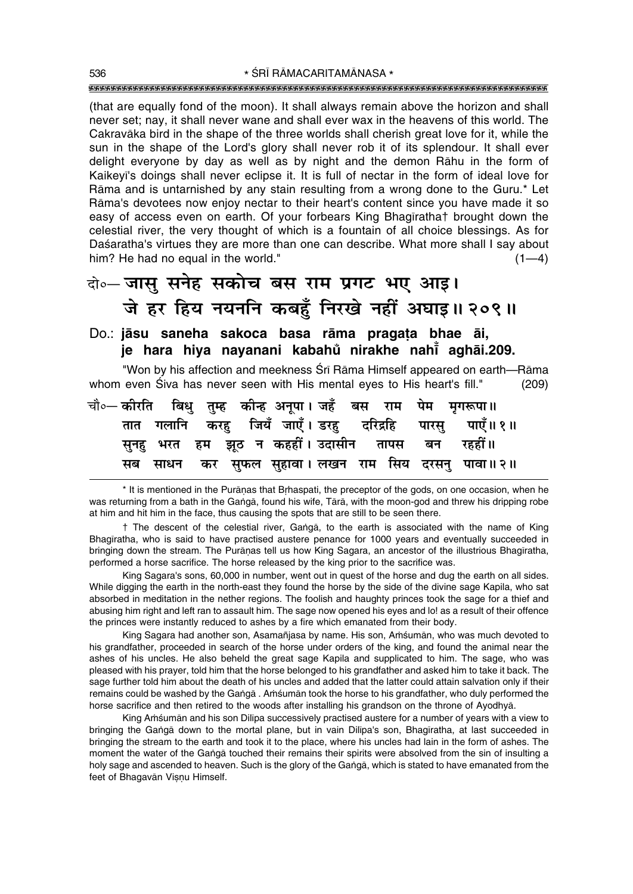(that are equally fond of the moon). It shall always remain above the horizon and shall never set; nay, it shall never wane and shall ever wax in the heavens of this world. The Cakravāka bird in the shape of the three worlds shall cherish great love for it, while the sun in the shape of the Lord's glory shall never rob it of its splendour. It shall ever delight everyone by day as well as by night and the demon Rāhu in the form of Kaikeyī's doings shall never eclipse it. It is full of nectar in the form of ideal love for Rāma and is untarnished by any stain resulting from a wrong done to the Guru.* Let Rāma's devotees now enjoy nectar to their heart's content since you have made it so easy of access even on earth. Of your forbears King Bhagīratha† brought down the celestial river, the very thought of which is a fountain of all choice blessings. As for Daśaratha's virtues they are more than one can describe. What more shall I say about him? He had no equal in the world." (1—4)

दो०— जासु सनेह सकोच बस राम प्रगट भए आइ।
जे हर हिय नयननि कबहुँ निरखे नहीं अघाइ॥ २०९॥

Do.: **jāsu saneha sakoca basa rāma pragaṭa bhae āi,**
**je hara hiya nayanani kabahu̐ nirakhe nahī̐ aghāi.209.**

"Won by his affection and meekness Śrī Rāma Himself appeared on earth—Rāma whom even Śiva has never seen with His mental eyes to His heart's fill." (209)

चौ०— कीरति बिधु तुम्ह कीन्ह अनूपा। जहँ बस राम पेम मृगरूपा॥
तात गलानि करहु जियँ जाएँ। डरहु दरिद्रहि पारसु पाएँ॥ १॥
सुनहु भरत हम झूठ न कहहीं। उदासीन तापस बन रहहीं॥
सब साधन कर सुफल सुहावा। लखन राम सिय दरसनु पावा॥ २॥

---

\* It is mentioned in the Purāṇas that Bṛhaspati, the preceptor of the gods, on one occasion, when he was returning from a bath in the Gaṅgā, found his wife, Tārā, with the moon-god and threw his dripping robe at him and hit him in the face, thus causing the spots that are still to be seen there.

† The descent of the celestial river, Gaṅgā, to the earth is associated with the name of King Bhagīratha, who is said to have practised austere penance for 1000 years and eventually succeeded in bringing down the stream. The Purāṇas tell us how King Sagara, an ancestor of the illustrious Bhagīratha, performed a horse sacrifice. The horse released by the king prior to the sacrifice was.

King Sagara's sons, 60,000 in number, went out in quest of the horse and dug the earth on all sides. While digging the earth in the north-east they found the horse by the side of the divine sage Kapila, who sat absorbed in meditation in the nether regions. The foolish and haughty princes took the sage for a thief and abusing him right and left ran to assault him. The sage now opened his eyes and lo! as a result of their offence the princes were instantly reduced to ashes by a fire which emanated from their body.

King Sagara had another son, Asamañjasa by name. His son, Aṁśumān, who was much devoted to his grandfather, proceeded in search of the horse under orders of the king, and found the animal near the ashes of his uncles. He also beheld the great sage Kapila and supplicated to him. The sage, who was pleased with his prayer, told him that the horse belonged to his grandfather and asked him to take it back. The sage further told him about the death of his uncles and added that the latter could attain salvation only if their remains could be washed by the Gaṅgā . Aṁśumān took the horse to his grandfather, who duly performed the horse sacrifice and then retired to the woods after installing his grandson on the throne of Ayodhyā.

King Aṁśumān and his son Dilīpa successively practised austere for a number of years with a view to bringing the Gaṅgā down to the mortal plane, but in vain Dilīpa's son, Bhagīratha, at last succeeded in bringing the stream to the earth and took it to the place, where his uncles had lain in the form of ashes. The moment the water of the Gaṅgā touched their remains their spirits were absolved from the sin of insulting a holy sage and ascended to heaven. Such is the glory of the Gaṅgā, which is stated to have emanated from the feet of Bhagavān Viṣṇu Himself.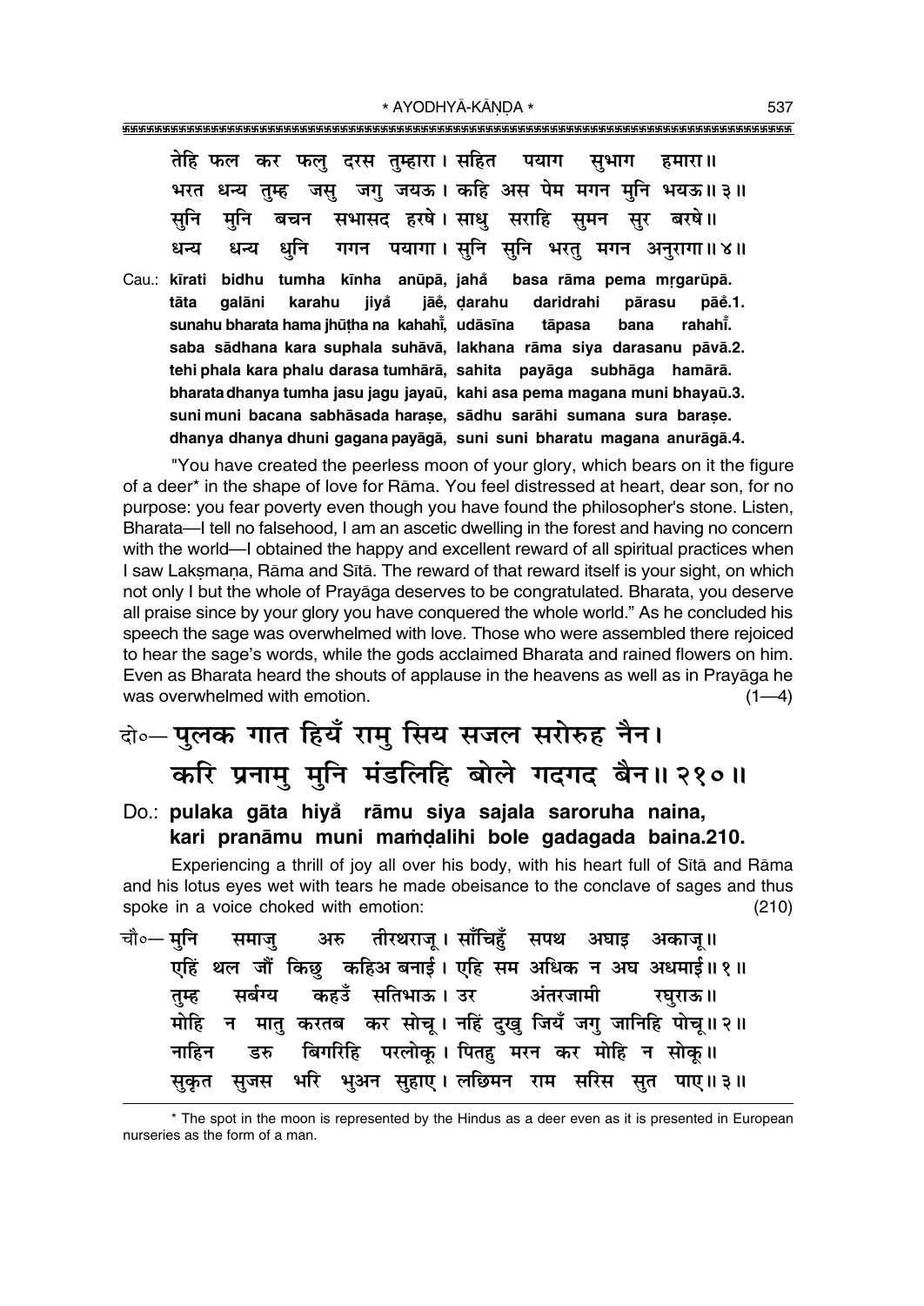तेहि फल कर फलु दरस तुम्हारा। सहित पयाग सुभाग हमारा॥
भरत धन्य तुम्ह जसु जगु जयऊ। कहि अस पेम मगन मुनि भयऊ॥३॥
सुनि मुनि बचन सभासद हरषे। साधु सराहि सुमन सुर बरषे॥
धन्य धन्य धुनि गगन पयागा। सुनि सुनि भरतु मगन अनुरागा॥४॥

Cau.: **kīrati bidhu tumha kīnha anūpā, jahå basa rāma pema mṛgarūpā.**
**tāta galāni karahu jiyå jāĕ, ḍarahu daridrahi pārasu pāĕ.1.**
**sunahu bharata hama jhūṭha na kahahĩ, udāsīna tāpasa bana rahahĩ.**
**saba sādhana kara suphala suhāvā, lakhana rāma siya darasanu pāvā.2.**
**tehi phala kara phalu darasa tumhārā, sahita payāga subhāga hamārā.**
**bharata dhanya tumha jasu jagu jayaū, kahi asa pema magana muni bhayaū.3.**
**suni muni bacana sabhāsada harașe, sādhu sarāhi sumana sura barașe.**
**dhanya dhanya dhuni gagana payāgā, suni suni bharatu magana anurāgā.4.**

"You have created the peerless moon of your glory, which bears on it the figure of a deer* in the shape of love for Rāma. You feel distressed at heart, dear son, for no purpose: you fear poverty even though you have found the philosopher's stone. Listen, Bharata—I tell no falsehood, I am an ascetic dwelling in the forest and having no concern with the world—I obtained the happy and excellent reward of all spiritual practices when I saw Lakṣmaṇa, Rāma and Sītā. The reward of that reward itself is your sight, on which not only I but the whole of Prayāga deserves to be congratulated. Bharata, you deserve all praise since by your glory you have conquered the whole world." As he concluded his speech the sage was overwhelmed with love. Those who were assembled there rejoiced to hear the sage's words, while the gods acclaimed Bharata and rained flowers on him. Even as Bharata heard the shouts of applause in the heavens as well as in Prayāga he was overwhelmed with emotion. (1—4)

## दो०— पुलक गात हियँ रामु सिय सजल सरोरुह नैन। करि प्रनामु मुनि मंडलिहि बोले गदगद बैन॥२१०॥

Do.: **pulaka gāta hiyå rāmu siya sajala saroruha naina, kari pranāmu muni maṁḍalihi bole gadagada baina.210.**

Experiencing a thrill of joy all over his body, with his heart full of Sītā and Rāma and his lotus eyes wet with tears he made obeisance to the conclave of sages and thus spoke in a voice choked with emotion: (210)

चौ०— मुनि समाजु अरु तीरथराजू। साँचिहुँ सपथ अघाइ अकाजू॥
एहिं थल जौं किछु कहिअ बनाई। एहि सम अधिक न अघ अधमाई॥१॥
तुम्ह सर्बग्य कहउँ सतिभाऊ। उर अंतरजामी रघुराऊ॥
मोहि न मातु करतब कर सोचू। नहिं दुखु जियँ जगु जानिहि पोचू॥२॥
नाहिन डरु बिगरिहि परलोकू। पितहु मरन कर मोहि न सोकू॥
सुकृत सुजस भरि भुअन सुहाए। लछिमन राम सरिस सुत पाए॥३॥

* The spot in the moon is represented by the Hindus as a deer even as it is presented in European nurseries as the form of a man.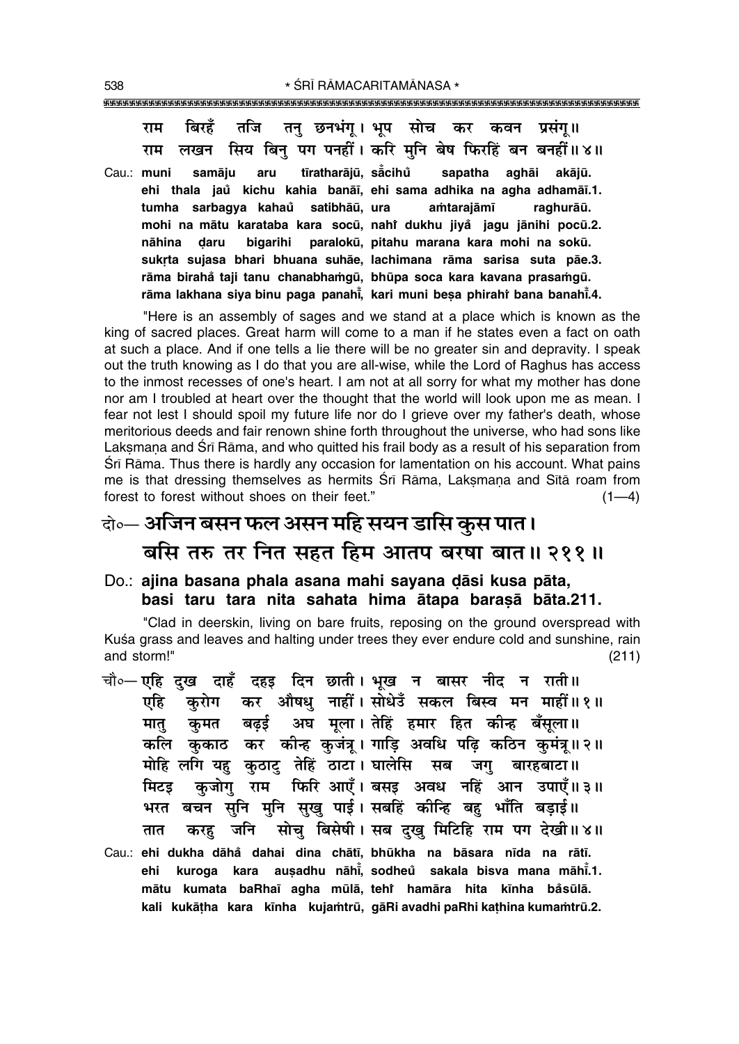राम बिरहँ तजि तनु छनभंगू। भूप सोच कर कवन प्रसंगू॥
राम लखन सिय बिनु पग पनहीं। करि मुनि बेष फिरहिं बन बनहीं॥४॥

Cau.: **muni samāju aru tīratharājū, sā̃cihũ sapatha aghāi akājū.**
**ehi thala jaũ kichu kahia banāī, ehi sama adhika na agha adhamāī.1.**
**tumha sarbagya kahaũ satibhāū, ura aṁtarajāmī raghurāū.**
**mohi na mātu karataba kara socū, nahi̐ dukhu jiyå̐ jagu jānihi pocū.2.**
**nāhina ḍaru bigarihi paralokū, pitahu marana kara mohi na sokū.**
**sukṛta sujasa bhari bhuana suhāe, lachimana rāma sarisa suta pāe.3.**
**rāma birahå̐ taji tanu chanabhaṁgū, bhūpa soca kara kavana prasaṁgū.**
**rāma lakhana siya binu paga panahī̐, kari muni beṣa phirahi̐ bana banahī̐.4.**

"Here is an assembly of sages and we stand at a place which is known as the king of sacred places. Great harm will come to a man if he states even a fact on oath at such a place. And if one tells a lie there will be no greater sin and depravity. I speak out the truth knowing as I do that you are all-wise, while the Lord of Raghus has access to the inmost recesses of one's heart. I am not at all sorry for what my mother has done nor am I troubled at heart over the thought that the world will look upon me as mean. I fear not lest I should spoil my future life nor do I grieve over my father's death, whose meritorious deeds and fair renown shine forth throughout the universe, who had sons like Lakṣmaṇa and Śrī Rāma, and who quitted his frail body as a result of his separation from Śrī Rāma. Thus there is hardly any occasion for lamentation on his account. What pains me is that dressing themselves as hermits Śrī Rāma, Lakṣmaṇa and Sītā roam from forest to forest without shoes on their feet." (1—4)

## दो०— अजिन बसन फल असन महि सयन डासि कुस पात।
## बसि तरु तर नित सहत हिम आतप बरषा बात॥ २११॥

Do.: **ajina basana phala asana mahi sayana ḍāsi kusa pāta,**
**basi taru tara nita sahata hima ātapa baraṣā bāta.211.**

"Clad in deerskin, living on bare fruits, reposing on the ground overspread with Kuśa grass and leaves and halting under trees they ever endure cold and sunshine, rain and storm!" (211)

चौ०— एहि दुख दाहँ दहइ दिन छाती। भूख न बासर नीद न राती॥
एहि कुरोग कर औषधु नाहीं। सोधेउँ सकल बिस्व मन माहीं॥१॥
मातु कुमत बढ़ई अघ मूला। तेहिं हमार हित कीन्ह बँसूला॥
कलि कुकाठ कर कीन्ह कुजंत्रू। गाड़ि अवधि पढ़ि कठिन कुमंत्रू॥२॥
मोहि लगि यहु कुठाटु तेहिं ठाटा। घालेसि सब जगु बारहबाटा॥
मिटइ कुजोगु राम फिरि आएँ। बसइ अवध नहिं आन उपाएँ॥३॥
भरत बचन सुनि मुनि सुखु पाई। सबहिं कीन्हि बहु भाँति बड़ाई॥
तात करहु जनि सोचु बिसेषी। सब दुखु मिटिहि राम पग देखी॥४॥

Cau.: **ehi dukha dāhå̐ dahai dina chātī, bhūkha na bāsara nīda na rātī.**
**ehi kuroga kara auṣadhu nāhī̐, sodheũ sakala bisva mana māhī̐.1.**
**mātu kumata baRhaī agha mūlā, tehi̐ hamāra hita kīnha bå̐sūlā.**
**kali kukāṭha kara kīnha kujaṁtrū, gāRi avadhi paRhi kaṭhina kumaṁtrū.2.**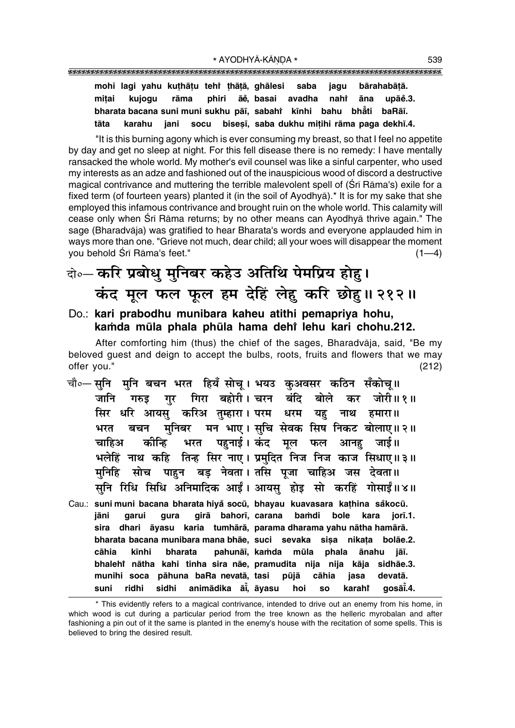**mohi lagi yahu kuṭhāṭu tehiँ ṭhāṭā, ghālesi saba jagu bārahabāṭā.**
**miṭai kujogu rāma phiri āeँ, basai avadha nahiँ āna upāeँ.3.**
**bharata bacana suni muni sukhu pāī, sabahiँ kīnhi bahu bhāँti baRāī.**
**tāta karahu jani socu bisesī, saba dukhu miṭihi rāma paga dekhī.4.**

"It is this burning agony which is ever consuming my breast, so that I feel no appetite by day and get no sleep at night. For this fell disease there is no remedy: I have mentally ransacked the whole world. My mother's evil counsel was like a sinful carpenter, who used my interests as an adze and fashioned out of the inauspicious wood of discord a destructive magical contrivance and muttering the terrible malevolent spell of (Śrī Rāma's) exile for a fixed term (of fourteen years) planted it (in the soil of Ayodhyā).* It is for my sake that she employed this infamous contrivance and brought ruin on the whole world. This calamity will cease only when Śrī Rāma returns; by no other means can Ayodhyā thrive again." The sage (Bharadvāja) was gratified to hear Bharata's words and everyone applauded him in ways more than one. "Grieve not much, dear child; all your woes will disappear the moment you behold Śrī Rāma's feet." (1—4)

दो०— करि प्रबोधु मुनिबर कहेउ अतिथि पेमप्रिय होहु।
कंद मूल फल फूल हम देहिं लेहु करि छोहु॥ २१२॥

**Do.: kari prabodhu munibara kaheu atithi pemapriya hohu,**
**kaṁda mūla phala phūla hama dehiँ lehu kari chohu.212.**

After comforting him (thus) the chief of the sages, Bharadvāja, said, "Be my beloved guest and deign to accept the bulbs, roots, fruits and flowers that we may offer you." (212)

चौ०— सुनि मुनि बचन भरत हियँ सोचू। भयउ कुअवसर कठिन सँकोचू॥
जानि गरुइ गुर गिरा बहोरी। चरन बंदि बोले कर जोरी॥ १॥
सिर धरि आयसु करिअ तुम्हारा। परम धरम यहु नाथ हमारा॥
भरत बचन मुनिबर मन भाए। सुचि सेवक सिष निकट बोलाए॥ २॥
चाहिअ कीन्हि भरत पहुनाई। कंद मूल फल आनहु जाई॥
भलेहिं नाथ कहि तिन्ह सिर नाए। प्रमुदित निज निज काज सिधाए॥ ३॥
मुनिहि सोच पाहुन बड़ नेवता। तसि पूजा चाहिअ जस देवता॥
सुनि रिधि सिधि अनिमादिक आईं। आयसु होइ सो करहिं गोसाईं॥ ४॥

**Cau.: suni muni bacana bharata hiyaँ socū, bhayau kuavasara kaṭhina saँkocū.**
**jāni garui gura girā bahorī, carana baṁdi bole kara jorī.1.**
**sira dhari āyasu karia tumhārā, parama dharama yahu nātha hamārā.**
**bharata bacana munibara mana bhāe, suci sevaka siṣa nikaṭa bolāe.2.**
**cāhia kīnhi bharata pahunāī, kaṁda mūla phala ānahu jāī.**
**bhalehiँ nātha kahi tinha sira nāe, pramudita nija nija kāja sidhāe.3.**
**munihi soca pāhuna baRa nevatā, tasi pūjā cāhia jasa devatā.**
**suni ridhi sidhi animādika āīँ, āyasu hoi so karahiँ gosāīँ.4.**

---

* This evidently refers to a magical contrivance, intended to drive out an enemy from his home, in which wood is cut during a particular period from the tree known as the helleric myrobalan and after fashioning a pin out of it the same is planted in the enemy's house with the recitation of some spells. This is believed to bring the desired result.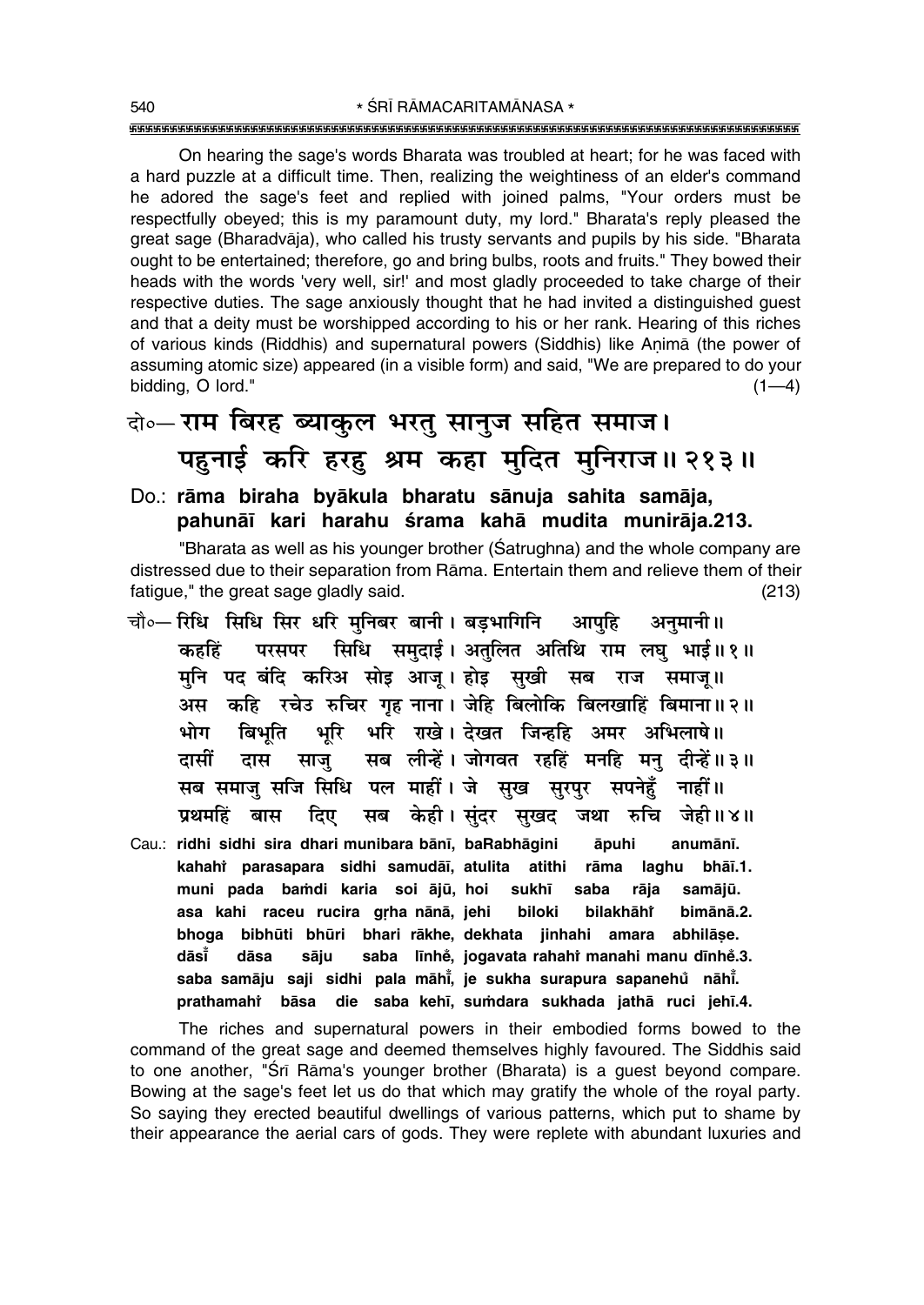On hearing the sage's words Bharata was troubled at heart; for he was faced with a hard puzzle at a difficult time. Then, realizing the weightiness of an elder's command he adored the sage's feet and replied with joined palms, "Your orders must be respectfully obeyed; this is my paramount duty, my lord." Bharata's reply pleased the great sage (Bharadvāja), who called his trusty servants and pupils by his side. "Bharata ought to be entertained; therefore, go and bring bulbs, roots and fruits." They bowed their heads with the words 'very well, sir!' and most gladly proceeded to take charge of their respective duties. The sage anxiously thought that he had invited a distinguished guest and that a deity must be worshipped according to his or her rank. Hearing of this riches of various kinds (Riddhis) and supernatural powers (Siddhis) like Aṇimā (the power of assuming atomic size) appeared (in a visible form) and said, "We are prepared to do your bidding, O lord." (1—4)

**दो०— राम बिरह ब्याकुल भरतु सानुज सहित समाज।**
**पहुनाई करि हरहु श्रम कहा मुदित मुनिराज॥ २१३॥**

**Do.: rāma biraha byākula bharatu sānuja sahita samāja,**
**pahunāī kari harahu śrama kahā mudita munirāja.213.**

"Bharata as well as his younger brother (Śatrughna) and the whole company are distressed due to their separation from Rāma. Entertain them and relieve them of their fatigue," the great sage gladly said. (213)

चौ०— रिधि सिधि सिर धरि मुनिबर बानी। बड़भागिनि आपुहि अनुमानी॥
कहहिं परसपर सिधि समुदाई। अतुलित अतिथि राम लघु भाई॥ १॥
मुनि पद बंदि करिअ सोइ आजू। होइ सुखी सब राज समाजू॥
अस कहि रचेउ रुचिर गृह नाना। जेहि बिलोकि बिलखाहिं बिमाना॥ २॥
भोग बिभूति भूरि भरि राखे। देखत जिन्हहि अमर अभिलाषे॥
दासीं दास साजु सब लीन्हें। जोगवत रहहिं मनहि मनु दीन्हें॥ ३॥
सब समाजु सजि सिधि पल माहीं। जे सुख सुरपुर सपनेहुँ नाहीं॥
प्रथमहिं बास दिए सब केही। सुंदर सुखद जथा रुचि जेही॥ ४॥

Cau.: **ridhi sidhi sira dhari munibara bānī, baRabhāgini āpuhi anumānī.**
**kahahiṁ parasapara sidhi samudāī, atulita atithi rāma laghu bhāī.1.**
**muni pada baṁdi karia soi ājū, hoi sukhī saba rāja samājū.**
**asa kahi raceu rucira gṛha nānā, jehi biloki bilakhāhiṁ bimānā.2.**
**bhoga bibhūti bhūri bhari rākhe, dekhata jinhahi amara abhilāṣe.**
**dāsīṁ dāsa sāju saba līnheṁ, jogavata rahahiṁ manahi manu dīnheṁ.3.**
**saba samāju saji sidhi pala māhīṁ, je sukha surapura sapanehuṁ nāhīṁ.**
**prathamahiṁ bāsa die saba kehī, suṁdara sukhada jathā ruci jehī.4.**

The riches and supernatural powers in their embodied forms bowed to the command of the great sage and deemed themselves highly favoured. The Siddhis said to one another, "Śrī Rāma's younger brother (Bharata) is a guest beyond compare. Bowing at the sage's feet let us do that which may gratify the whole of the royal party. So saying they erected beautiful dwellings of various patterns, which put to shame by their appearance the aerial cars of gods. They were replete with abundant luxuries and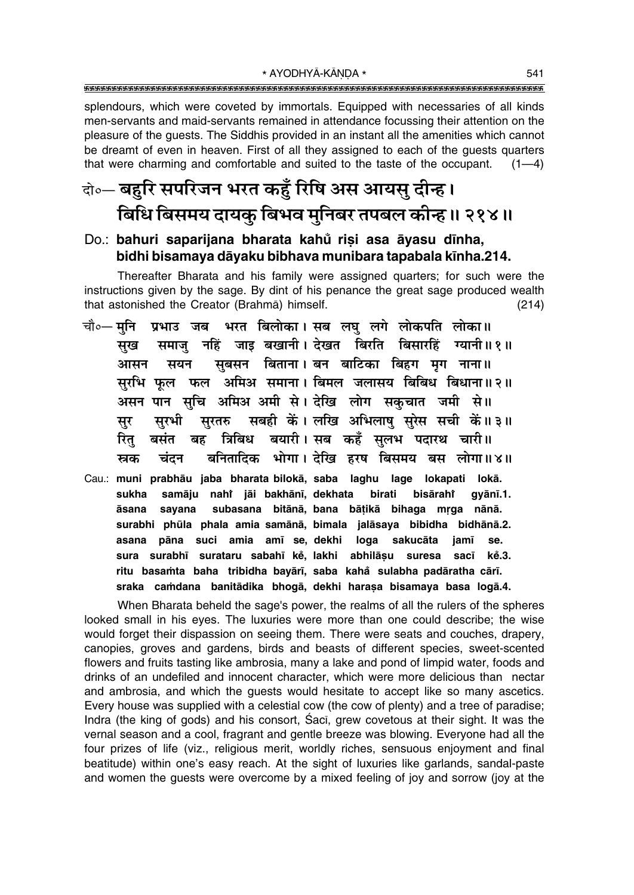splendours, which were coveted by immortals. Equipped with necessaries of all kinds men-servants and maid-servants remained in attendance focussing their attention on the pleasure of the guests. The Siddhis provided in an instant all the amenities which cannot be dreamt of even in heaven. First of all they assigned to each of the guests quarters that were charming and comfortable and suited to the taste of the occupant. (1—4)

## दो०— बहुरि सपरिजन भरत कहुँ रिषि अस आयसु दीन्ह। बिधि बिसमय दायकु बिभव मुनिबर तपबल कीन्ह॥ २१४॥

**Do.: bahuri saparijana bharata kahů̃ riṣi asa āyasu dīnha, bidhi bisamaya dāyaku bibhava munibara tapabala kīnha.214.**

Thereafter Bharata and his family were assigned quarters; for such were the instructions given by the sage. By dint of his penance the great sage produced wealth that astonished the Creator (Brahmā) himself. (214)

चौ०— मुनि प्रभाउ जब भरत बिलोका। सब लघु लगे लोकपति लोका॥
सुख समाजु नहिं जाइ बखानी। देखत बिरति बिसारहिं ग्यानी॥ १॥
आसन सयन सुबसन बिताना। बन बाटिका बिहग मृग नाना॥
सुरभि फूल फल अमिअ समाना। बिमल जलासय बिबिध बिधाना॥ २॥
असन पान सुचि अमिअ अमी से। देखि लोग सकुचात जमी से॥
सुर सुरभी सुरतरु सबही कें। लखि अभिलाषु सुरेस सची कें॥ ३॥
रितु बसंत बह त्रिबिध बयारी। सब कहँ सुलभ पदारथ चारी॥
स्रक चंदन बनितादिक भोगा। देखि हरष बिसमय बस लोगा॥ ४॥

**Cau.: muni prabhāu jaba bharata bilokā, saba laghu lage lokapati lokā.
sukha samāju nahiṁ jāi bakhānī, dekhata birati bisārahiṁ gyānī.1.
āsana sayana subasana bitānā, bana bāṭikā bihaga mṛga nānā.
surabhi phūla phala amia samānā, bimala jalāsaya bibidha bidhānā.2.
asana pāna suci amia amī se, dekhi loga sakucāta jamī se.
sura surabhī surataru sabahī kẽ, lakhi abhilāṣu suresa sacī kẽ.3.
ritu basaṁta baha tribidha bayārī, saba kahå sulabha padāratha cārī.
sraka caṁdana banitādika bhogā, dekhi haraṣa bisamaya basa logā.4.**

When Bharata beheld the sage's power, the realms of all the rulers of the spheres looked small in his eyes. The luxuries were more than one could describe; the wise would forget their dispassion on seeing them. There were seats and couches, drapery, canopies, groves and gardens, birds and beasts of different species, sweet-scented flowers and fruits tasting like ambrosia, many a lake and pond of limpid water, foods and drinks of an undefiled and innocent character, which were more delicious than nectar and ambrosia, and which the guests would hesitate to accept like so many ascetics. Every house was supplied with a celestial cow (the cow of plenty) and a tree of paradise; Indra (the king of gods) and his consort, Śacī, grew covetous at their sight. It was the vernal season and a cool, fragrant and gentle breeze was blowing. Everyone had all the four prizes of life (viz., religious merit, worldly riches, sensuous enjoyment and final beatitude) within one's easy reach. At the sight of luxuries like garlands, sandal-paste and women the guests were overcome by a mixed feeling of joy and sorrow (joy at the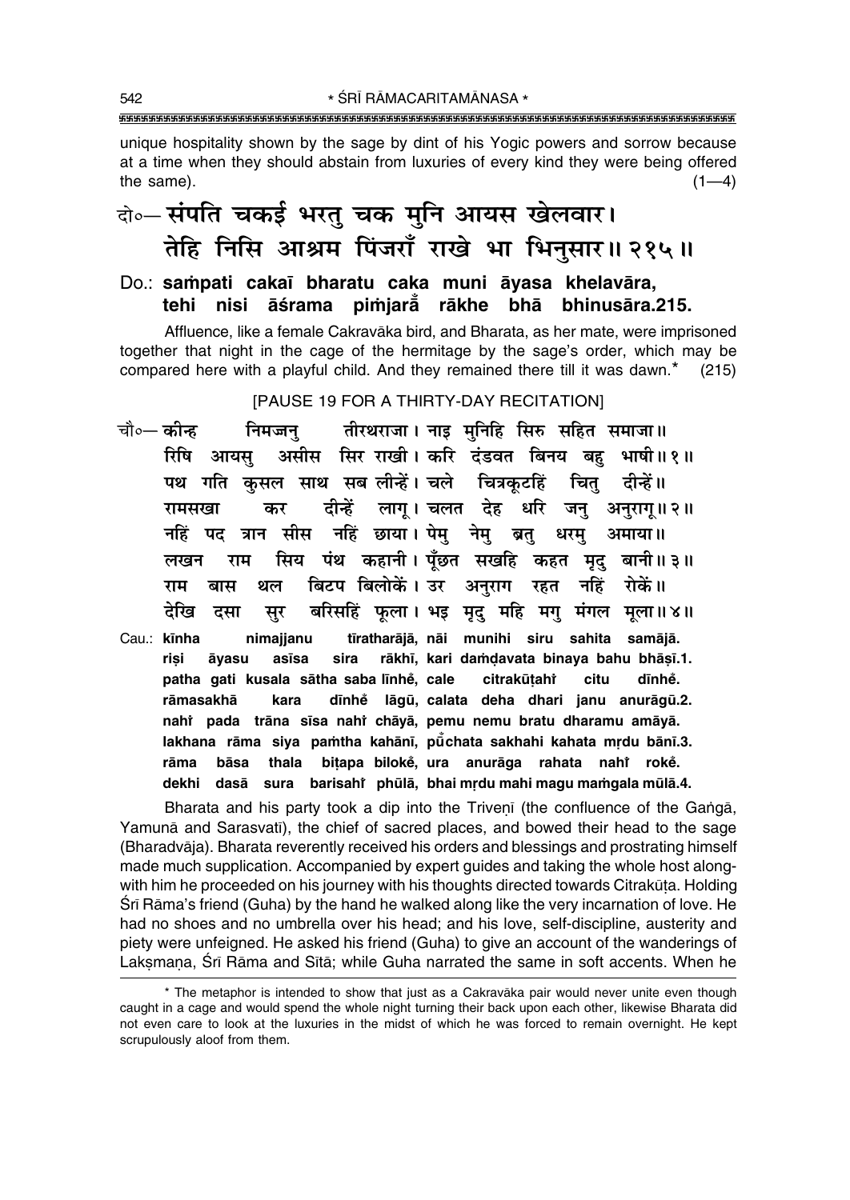unique hospitality shown by the sage by dint of his Yogic powers and sorrow because at a time when they should abstain from luxuries of every kind they were being offered the same). (1—4)

दो०— संपति चकई भरतु चक मुनि आयस खेलवार।
तेहि निसि आश्रम पिंजराँ राखे भा भिनुसार॥ २१५॥

**Do.: saṁpati cakaī bharatu caka muni āyasa khelavāra,**
**tehi nisi āśrama piṁjarā̐ rākhe bhā bhinusāra.215.**

Affluence, like a female Cakravāka bird, and Bharata, as her mate, were imprisoned together that night in the cage of the hermitage by the sage's order, which may be compared here with a playful child. And they remained there till it was dawn.* (215)

[PAUSE 19 FOR A THIRTY-DAY RECITATION]

चौ०— कीन्ह निमज्जनु तीरथराजा। नाइ मुनिहि सिरु सहित समाजा॥
रिषि आयसु असीस सिर राखी। करि दंडवत बिनय बहु भाषी॥ १॥
पथ गति कुसल साथ सब लीन्हें। चले चित्रकूटहिं चितु दीन्हें॥
रामसखा कर दीन्हें लागू। चलत देह धरि जनु अनुरागू॥ २॥
नहिं पद त्रान सीस नहिं छाया। पेमु नेमु ब्रतु धरमु अमाया॥
लखन राम सिय पंथ कहानी। पूँछत सखहि कहत मृदु बानी॥ ३॥
राम बास थल बिटप बिलोकें। उर अनुराग रहत नहिं रोकें॥
देखि दसा सुर बरिसहिं फूला। भइ मृदु महि मगु मंगल मूला॥ ४॥

**Cau.: kīnha nimajjanu tīratharājā, nāi munihi siru sahita samājā.**
**riṣi āyasu asīsa sira rākhī, kari daṁḍavata binaya bahu bhāṣī.1.**
**patha gati kusala sātha saba līnhe̐, cale citrakūṭahiṁ citu dīnhe̐.**
**rāmasakhā kara dīnhe̐ lāgū, calata deha dhari janu anurāgū.2.**
**nahiṁ pada trāna sīsa nahiṁ chāyā, pemu nemu bratu dharamu amāyā.**
**lakhana rāma siya paṁtha kahānī, pū̐chata sakhahi kahata mṛdu bānī.3.**
**rāma bāsa thala biṭapa biloke̐, ura anurāga rahata nahiṁ roke̐.**
**dekhi dasā sura barisahiṁ phūlā, bhai mṛdu mahi magu maṁgala mūlā.4.**

Bharata and his party took a dip into the Triveṇī (the confluence of the Gaṅgā, Yamunā and Sarasvatī), the chief of sacred places, and bowed their head to the sage (Bharadvāja). Bharata reverently received his orders and blessings and prostrating himself made much supplication. Accompanied by expert guides and taking the whole host alongwith him he proceeded on his journey with his thoughts directed towards Citrakūṭa. Holding Śrī Rāma's friend (Guha) by the hand he walked along like the very incarnation of love. He had no shoes and no umbrella over his head; and his love, self-discipline, austerity and piety were unfeigned. He asked his friend (Guha) to give an account of the wanderings of Lakṣmaṇa, Śrī Rāma and Sītā; while Guha narrated the same in soft accents. When he

---

* The metaphor is intended to show that just as a Cakravāka pair would never unite even though caught in a cage and would spend the whole night turning their back upon each other, likewise Bharata did not even care to look at the luxuries in the midst of which he was forced to remain overnight. He kept scrupulously aloof from them.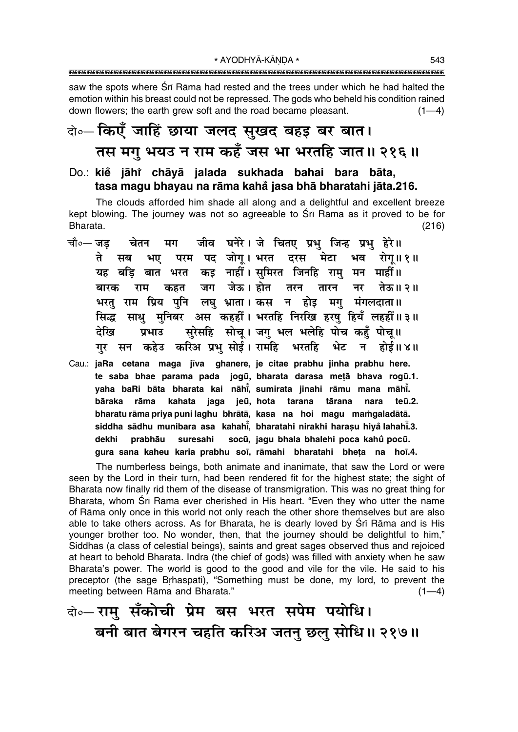saw the spots where Śrī Rāma had rested and the trees under which he had halted the emotion within his breast could not be repressed. The gods who beheld his condition rained down flowers; the earth grew soft and the road became pleasant. (1—4)

दो०— किएँ जाहिं छाया जलद सुखद बहइ बर बात।
तस मगु भयउ न राम कहँ जस भा भरतहि जात॥ २१६॥

Do.: **kiẽ jāhĩ chāyā jalada sukhada bahai bara bāta, tasa magu bhayau na rāma kahȧ̃ jasa bhā bharatahi jāta.216.**

The clouds afforded him shade all along and a delightful and excellent breeze kept blowing. The journey was not so agreeable to Śrī Rāma as it proved to be for Bharata. (216)

चौ०— जड़ चेतन मग जीव घनेरे। जे चितए प्रभु जिन्ह प्रभु हेरे॥
ते सब भए परम पद जोगू। भरत दरस मेटा भव रोगू॥ १॥
यह बड़ि बात भरत कइ नाहीं। सुमिरत जिनहि रामु मन माहीं॥
बारक राम कहत जग जेऊ। होत तरन तारन नर तेऊ॥ २॥
भरतु राम प्रिय पुनि लघु भ्राता। कस न होइ मगु मंगलदाता॥
सिद्ध साधु मुनिबर अस कहहीं। भरतहि निरखि हरषु हियँ लहहीं॥ ३॥
देखि प्रभाउ सुरेसहि सोचू। जगु भल भलेहि पोच कहुँ पोचू॥
गुर सन कहेउ करिअ प्रभु सोई। रामहि भरतहि भेट न होई॥ ४॥

Cau.: **jaRa cetana maga jīva ghanere, je citae prabhu jinha prabhu here. te saba bhae parama pada jogū, bharata darasa meṭā bhava rogū.1. yaha baRi bāta bharata kai nāhī̃, sumirata jinahi rāmu mana māhī̃. bāraka rāma kahata jaga jeū, hota tarana tārana nara teū.2. bharatu rāma priya puni laghu bhrātā, kasa na hoi magu maṁgaladātā. siddha sādhu munibara asa kahahī̃, bharatahi nirakhi harasu hiyȧ̃ lahahī̃.3. dekhi prabhāu suresahi socū, jagu bhala bhalehi poca kahȧ̃ pocū. gura sana kaheu karia prabhu soī, rāmahi bharatahi bheṭa na hoī.4.**

The numberless beings, both animate and inanimate, that saw the Lord or were seen by the Lord in their turn, had been rendered fit for the highest state; the sight of Bharata now finally rid them of the disease of transmigration. This was no great thing for Bharata, whom Śrī Rāma ever cherished in His heart. "Even they who utter the name of Rāma only once in this world not only reach the other shore themselves but are also able to take others across. As for Bharata, he is dearly loved by Śrī Rāma and is His younger brother too. No wonder, then, that the journey should be delightful to him," Siddhas (a class of celestial beings), saints and great sages observed thus and rejoiced at heart to behold Bharata. Indra (the chief of gods) was filled with anxiety when he saw Bharata's power. The world is good to the good and vile for the vile. He said to his preceptor (the sage Bṛhaspati), "Something must be done, my lord, to prevent the meeting between Rāma and Bharata." (1—4)

दो०— रामु सँकोची प्रेम बस भरत सपेम पयोधि।
बनी बात बेगरन चहति करिअ जतनु छलु सोधि॥ २१७॥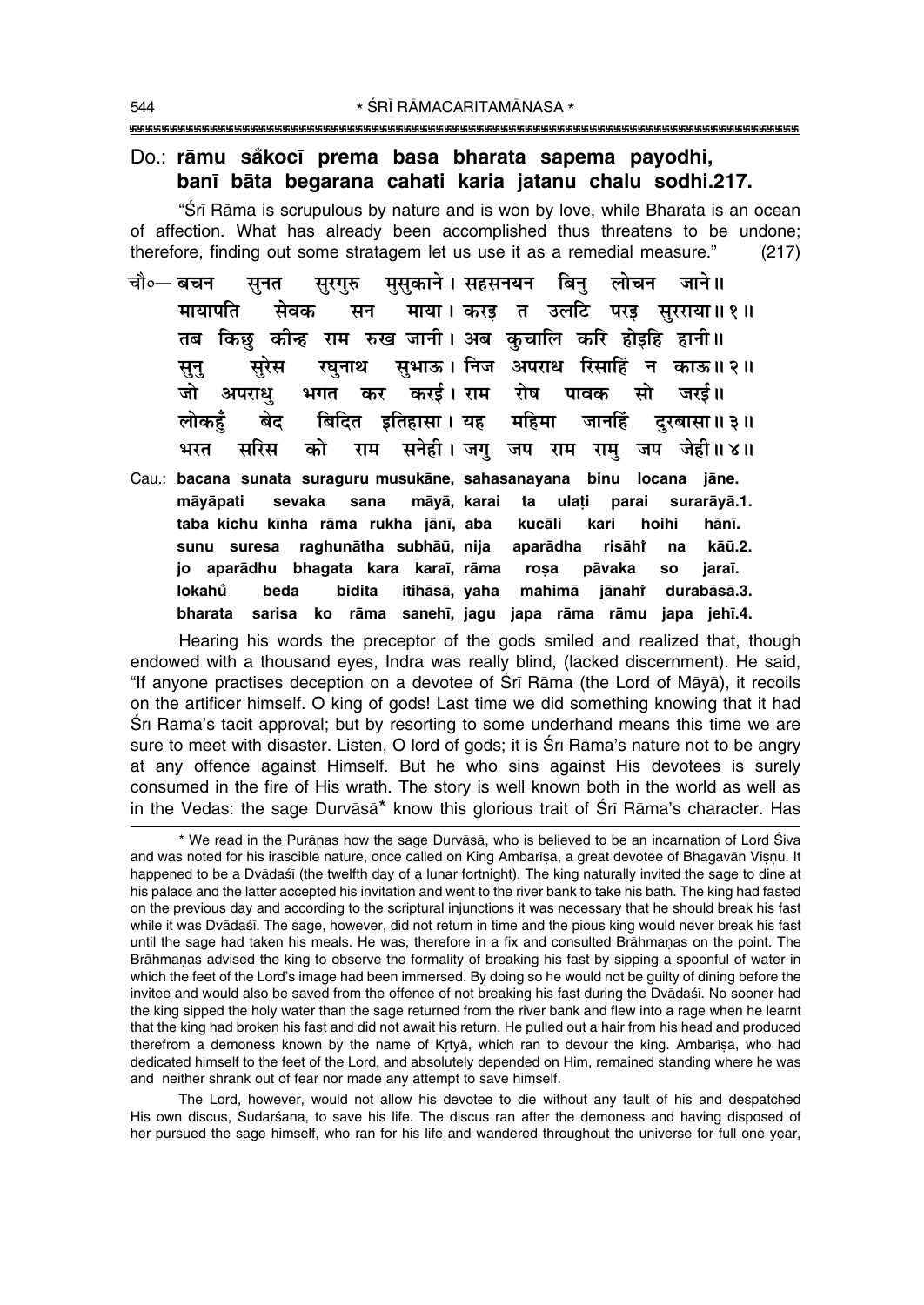Do.: **rāmu sa̐kocī prema basa bharata sapema payodhi, banī bāta begarana cahati karia jatanu chalu sodhi.217.**

"Śrī Rāma is scrupulous by nature and is won by love, while Bharata is an ocean of affection. What has already been accomplished thus threatens to be undone; therefore, finding out some stratagem let us use it as a remedial measure." (217)

चौ०— बचन सुनत सुरगुरु मुसुकाने। सहसनयन बिनु लोचन जाने॥
मायापति सेवक सन माया। करइ त उलटि परइ सुरराया॥१॥
तब किछु कीन्ह राम रुख जानी। अब कुचालि करि होइहि हानी॥
सुनु सुरेस रघुनाथ सुभाऊ। निज अपराध रिसाहिं न काऊ॥२॥
जो अपराधु भगत कर करई। राम रोष पावक सो जरई॥
लोकहुँ बेद बिदित इतिहासा। यह महिमा जानहिं दुरबासा॥३॥
भरत सरिस को राम सनेही। जगु जप राम रामु जप जेही॥४॥

Cau.: **bacana sunata suraguru musukāne, sahasanayana binu locana jāne. māyāpati sevaka sana māyā, karai ta ulaṭi parai surarāyā.1. taba kichu kīnha rāma rukha jānī, aba kucāli kari hoihi hānī. sunu suresa raghunātha subhāū, nija aparādha risāhi̐ na kāū.2. jo aparādhu bhagata kara karaī, rāma roṣa pāvaka so jaraī. lokahu̐ beda bidita itihāsā, yaha mahimā jānahi̐ durabāsā.3. bharata sarisa ko rāma sanehī, jagu japa rāma rāmu japa jehī.4.**

Hearing his words the preceptor of the gods smiled and realized that, though endowed with a thousand eyes, Indra was really blind, (lacked discernment). He said, "If anyone practises deception on a devotee of Śrī Rāma (the Lord of Māyā), it recoils on the artificer himself. O king of gods! Last time we did something knowing that it had Śrī Rāma's tacit approval; but by resorting to some underhand means this time we are sure to meet with disaster. Listen, O lord of gods; it is Śrī Rāma's nature not to be angry at any offence against Himself. But he who sins against His devotees is surely consumed in the fire of His wrath. The story is well known both in the world as well as in the Vedas: the sage Durvāsā* know this glorious trait of Śrī Rāma's character. Has

* We read in the Purāṇas how the sage Durvāsā, who is believed to be an incarnation of Lord Śiva and was noted for his irascible nature, once called on King Ambarīṣa, a great devotee of Bhagavān Viṣṇu. It happened to be a Dvādaśī (the twelfth day of a lunar fortnight). The king naturally invited the sage to dine at his palace and the latter accepted his invitation and went to the river bank to take his bath. The king had fasted on the previous day and according to the scriptural injunctions it was necessary that he should break his fast while it was Dvādaśī. The sage, however, did not return in time and the pious king would never break his fast until the sage had taken his meals. He was, therefore in a fix and consulted Brāhmaṇas on the point. The Brāhmaṇas advised the king to observe the formality of breaking his fast by sipping a spoonful of water in which the feet of the Lord's image had been immersed. By doing so he would not be guilty of dining before the invitee and would also be saved from the offence of not breaking his fast during the Dvādaśī. No sooner had the king sipped the holy water than the sage returned from the river bank and flew into a rage when he learnt that the king had broken his fast and did not await his return. He pulled out a hair from his head and produced therefrom a demoness known by the name of Kṛtyā, which ran to devour the king. Ambarīṣa, who had dedicated himself to the feet of the Lord, and absolutely depended on Him, remained standing where he was and neither shrank out of fear nor made any attempt to save himself.

The Lord, however, would not allow his devotee to die without any fault of his and despatched His own discus, Sudarśana, to save his life. The discus ran after the demoness and having disposed of her pursued the sage himself, who ran for his life and wandered throughout the universe for full one year,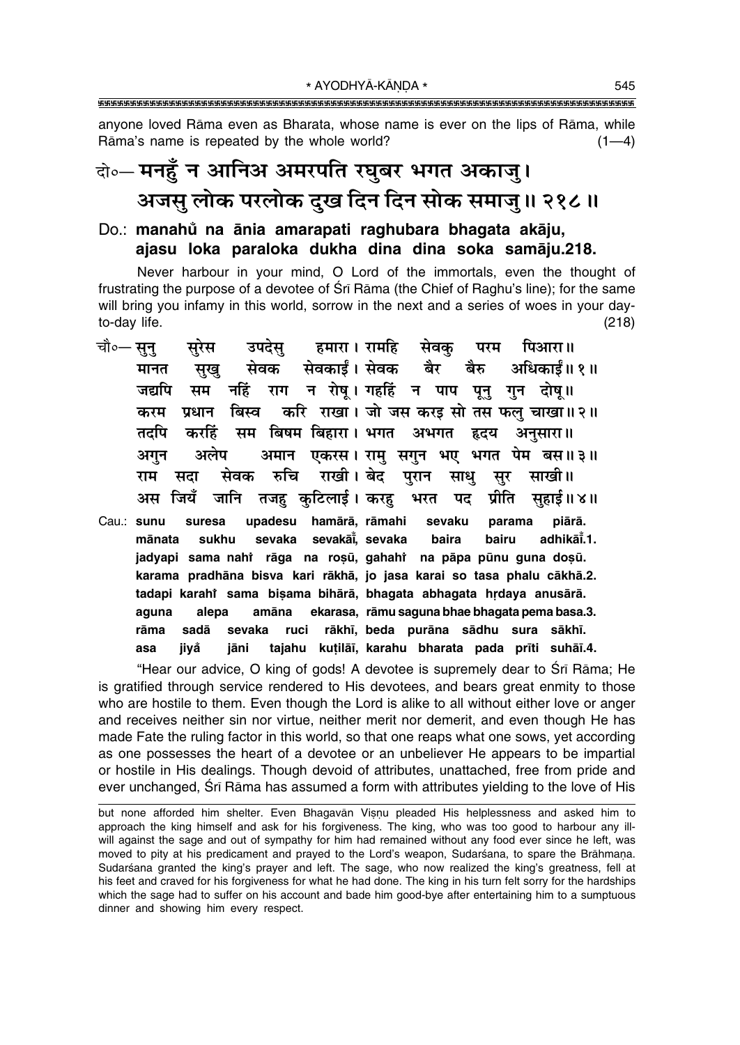anyone loved Rāma even as Bharata, whose name is ever on the lips of Rāma, while Rāma's name is repeated by the whole world? (1—4)

## दो०— मनहुँ न आनिअ अमरपति रघुबर भगत अकाजु। अजसु लोक परलोक दुख दिन दिन सोक समाजु॥ २१८॥

**Do.: manahů na ānia amarapati raghubara bhagata akāju, ajasu loka paraloka dukha dina dina soka samāju.218.**

Never harbour in your mind, O Lord of the immortals, even the thought of frustrating the purpose of a devotee of Śrī Rāma (the Chief of Raghu's line); for the same will bring you infamy in this world, sorrow in the next and a series of woes in your day-to-day life. (218)

चौ०— सुनु सुरेस उपदेसु हमारा। रामहि सेवकु परम पिआरा॥
मानत सुखु सेवक सेवकाईं। सेवक बैर बैरु अधिकाईं॥ १॥
जद्यपि सम नहिं राग न रोषू। गहहिं न पाप पूनु गुन दोषू॥
करम प्रधान बिस्व करि राखा। जो जस करइ सो तस फलु चाखा॥ २॥
तदपि करहिं सम बिषम बिहारा। भगत अभगत हृदय अनुसारा॥
अगुन अलेप अमान एकरस। रामु सगुन भए भगत पेम बस॥ ३॥
राम सदा सेवक रुचि राखी। बेद पुरान साधु सुर साखी॥
अस जियँ जानि तजहु कुटिलाई। करहु भरत पद प्रीति सुहाई॥ ४॥

**Cau.: sunu suresa upadesu hamārā, rāmahi sevaku parama piārā. mānata sukhu sevaka sevakāī̃, sevaka baira bairu adhikāī̃.1. jadyapi sama nahi̇̃ rāga na roṣū, gahahi̇̃ na pāpa pūnu guna doṣū. karama pradhāna bisva kari rākhā, jo jasa karai so tasa phalu cākhā.2. tadapi karahi̇̃ sama biṣama bihārā, bhagata abhagata hṛdaya anusārā. aguna alepa amāna ekarasa, rāmu saguna bhae bhagata pema basa.3. rāma sadā sevaka ruci rākhī, beda purāna sādhu sura sākhī. asa jiyå̃ jāni tajahu kuṭilāī, karahu bharata pada prīti suhāī.4.**

"Hear our advice, O king of gods! A devotee is supremely dear to Śrī Rāma; He is gratified through service rendered to His devotees, and bears great enmity to those who are hostile to them. Even though the Lord is alike to all without either love or anger and receives neither sin nor virtue, neither merit nor demerit, and even though He has made Fate the ruling factor in this world, so that one reaps what one sows, yet according as one possesses the heart of a devotee or an unbeliever He appears to be impartial or hostile in His dealings. Though devoid of attributes, unattached, free from pride and ever unchanged, Śrī Rāma has assumed a form with attributes yielding to the love of His

---

but none afforded him shelter. Even Bhagavān Viṣṇu pleaded His helplessness and asked him to approach the king himself and ask for his forgiveness. The king, who was too good to harbour any ill-will against the sage and out of sympathy for him had remained without any food ever since he left, was moved to pity at his predicament and prayed to the Lord's weapon, Sudarśana, to spare the Brāhmaṇa. Sudarśana granted the king's prayer and left. The sage, who now realized the king's greatness, fell at his feet and craved for his forgiveness for what he had done. The king in his turn felt sorry for the hardships which the sage had to suffer on his account and bade him good-bye after entertaining him to a sumptuous dinner and showing him every respect.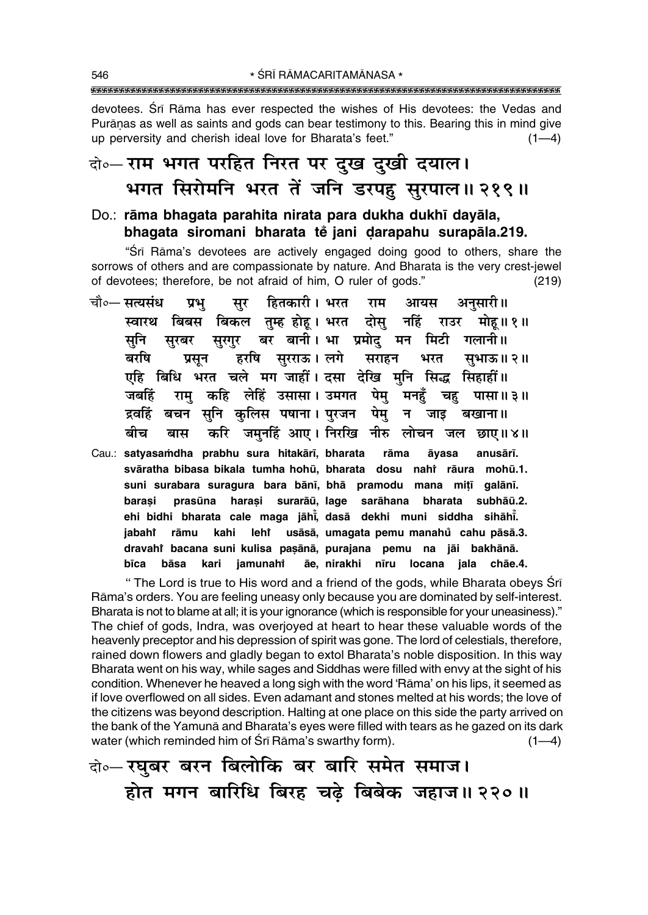devotees. Śrī Rāma has ever respected the wishes of His devotees: the Vedas and Purāṇas as well as saints and gods can bear testimony to this. Bearing this in mind give up perversity and cherish ideal love for Bharata's feet." (1—4)

दो०— राम भगत परहित निरत पर दुख दुखी दयाल।
भगत सिरोमनि भरत तें जनि डरपहु सुरपाल॥ २१९॥

Do.: **rāma bhagata parahita nirata para dukha dukhī dayāla,
bhagata siromani bharata tẽ jani ḍarapahu surapāla.219.**

"Śrī Rāma's devotees are actively engaged doing good to others, share the sorrows of others and are compassionate by nature. And Bharata is the very crest-jewel of devotees; therefore, be not afraid of him, O ruler of gods." (219)

चौ०— सत्यसंध प्रभु सुर हितकारी। भरत राम आयस अनुसारी॥
स्वारथ बिबस बिकल तुम्ह होहू। भरत दोसु नहिं राउर मोहू॥ १॥
सुनि सुरबर सुरगुर बर बानी। भा प्रमोदु मन मिटी गलानी॥
बरषि प्रसून हरषि सुरराऊ। लगे सराहन भरत सुभाऊ॥ २॥
एहि बिधि भरत चले मग जाहीं। दसा देखि मुनि सिद्ध सिहाहीं॥
जबहिं रामु कहि लेहिं उसासा। उमगत पेमु मनहुँ चहु पासा॥ ३॥
द्रवहिं बचन सुनि कुलिस पषाना। पुरजन पेमु न जाइ बखाना॥
बीच बास करि जमुनहिं आए। निरखि नीरु लोचन जल छाए॥ ४॥

Cau.: **satyasaṁdha prabhu sura hitakārī, bharata rāma āyasa anusārī.
svāratha bibasa bikala tumha hohū, bharata dosu nahi̐ rāura mohū.1.
suni surabara suragura bara bānī, bhā pramodu mana miṭī galānī.
baraṣi prasūna haraṣi surarāū, lage sarāhana bharata subhāū.2.
ehi bidhi bharata cale maga jāhī̐, dasā dekhi muni siddha sihāhī̐.
jabahi̐ rāmu kahi lehi̐ usāsā, umagata pemu manahũ cahu pāsā.3.
dravahi̐ bacana suni kulisa paṣānā, purajana pemu na jāi bakhānā.
bīca bāsa kari jamunahi̐ āe, nirakhi nīru locana jala chāe.4.**

"The Lord is true to His word and a friend of the gods, while Bharata obeys Śrī Rāma's orders. You are feeling uneasy only because you are dominated by self-interest. Bharata is not to blame at all; it is your ignorance (which is responsible for your uneasiness)." The chief of gods, Indra, was overjoyed at heart to hear these valuable words of the heavenly preceptor and his depression of spirit was gone. The lord of celestials, therefore, rained down flowers and gladly began to extol Bharata's noble disposition. In this way Bharata went on his way, while sages and Siddhas were filled with envy at the sight of his condition. Whenever he heaved a long sigh with the word 'Rāma' on his lips, it seemed as if love overflowed on all sides. Even adamant and stones melted at his words; the love of the citizens was beyond description. Halting at one place on this side the party arrived on the bank of the Yamunā and Bharata's eyes were filled with tears as he gazed on its dark water (which reminded him of Śrī Rāma's swarthy form). (1—4)

दो०— रघुबर बरन बिलोकि बर बारि समेत समाज।
होत मगन बारिधि बिरह चढ़े बिबेक जहाज॥ २२०॥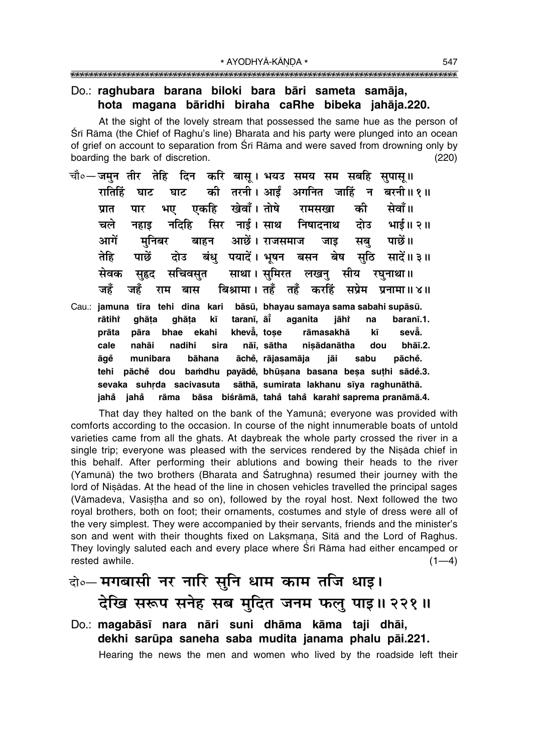Do.: **raghubara barana biloki bara bāri sameta samāja,**
**hota magana bāridhi biraha caRhe bibeka jahāja.220.**

At the sight of the lovely stream that possessed the same hue as the person of Śrī Rāma (the Chief of Raghu's line) Bharata and his party were plunged into an ocean of grief on account to separation from Śrī Rāma and were saved from drowning only by boarding the bark of discretion. (220)

चौ०—जमुन तीर तेहि दिन करि बासू। भयउ समय सम सबहि सुपासू॥
रातिहिं घाट घाट की तरनी। आईं अगनित जाहिं न बरनी॥१॥
प्रात पार भए एकहि खेवाँ। तोषे रामसखा की सेवाँ॥
चले नहाइ नदिहि सिर नाई। साथ निषादनाथ दोउ भाई॥२॥
आगें मुनिबर बाहन आछें। राजसमाज जाइ सबु पाछें॥
तेहि पाछें दोउ बंधु पयादें। भूषन बसन बेष सुठि सादें॥३॥
सेवक सुहृद सचिवसुत साथा। सुमिरत लखनु सीय रघुनाथा॥
जहँ जहँ राम बास बिश्रामा। तहँ तहँ करहिं सप्रेम प्रनामा॥४॥

Cau.: **jamuna tīra tehi dina kari bāsū, bhayau samaya sama sabahi supāsū.**
**rātihi̐ ghāṭa ghāṭa kī taranī, āī̐ aganita jāhi̐ na baranī.1.**
**prāta pāra bhae ekahi khevā̐, toṣe rāmasakhā kī sevā̐.**
**cale nahāi nadihi sira nāī, sātha niṣādanātha dou bhāī.2.**
**āge̐ munibara bāhana āche̐, rājasamāja jāi sabu pāche̐.**
**tehi pāche̐ dou baṁdhu payāde̐, bhūṣana basana beṣa suṭhi sāde̐.3.**
**sevaka suhṛda sacivasuta sāthā, sumirata lakhanu sīya raghunāthā.**
**jaha̐ jaha̐ rāma bāsa biśrāmā, taha̐ taha̐ karahi̐ saprema pranāmā.4.**

That day they halted on the bank of the Yamunā; everyone was provided with comforts according to the occasion. In course of the night innumerable boats of untold varieties came from all the ghats. At daybreak the whole party crossed the river in a single trip; everyone was pleased with the services rendered by the Niṣāda chief in this behalf. After performing their ablutions and bowing their heads to the river (Yamunā) the two brothers (Bharata and Śatrughna) resumed their journey with the lord of Niṣādas. At the head of the line in chosen vehicles travelled the principal sages (Vāmadeva, Vasiṣṭha and so on), followed by the royal host. Next followed the two royal brothers, both on foot; their ornaments, costumes and style of dress were all of the very simplest. They were accompanied by their servants, friends and the minister's son and went with their thoughts fixed on Lakṣmaṇa, Sītā and the Lord of Raghus. They lovingly saluted each and every place where Śrī Rāma had either encamped or rested awhile. (1—4)

दो०—मगबासी नर नारि सुनि धाम काम तजि धाइ।
देखि सरूप सनेह सब मुदित जनम फलु पाइ॥२२१॥

Do.: **magabāsī nara nāri suni dhāma kāma taji dhāi,**
**dekhi sarūpa saneha saba mudita janama phalu pāi.221.**

Hearing the news the men and women who lived by the roadside left their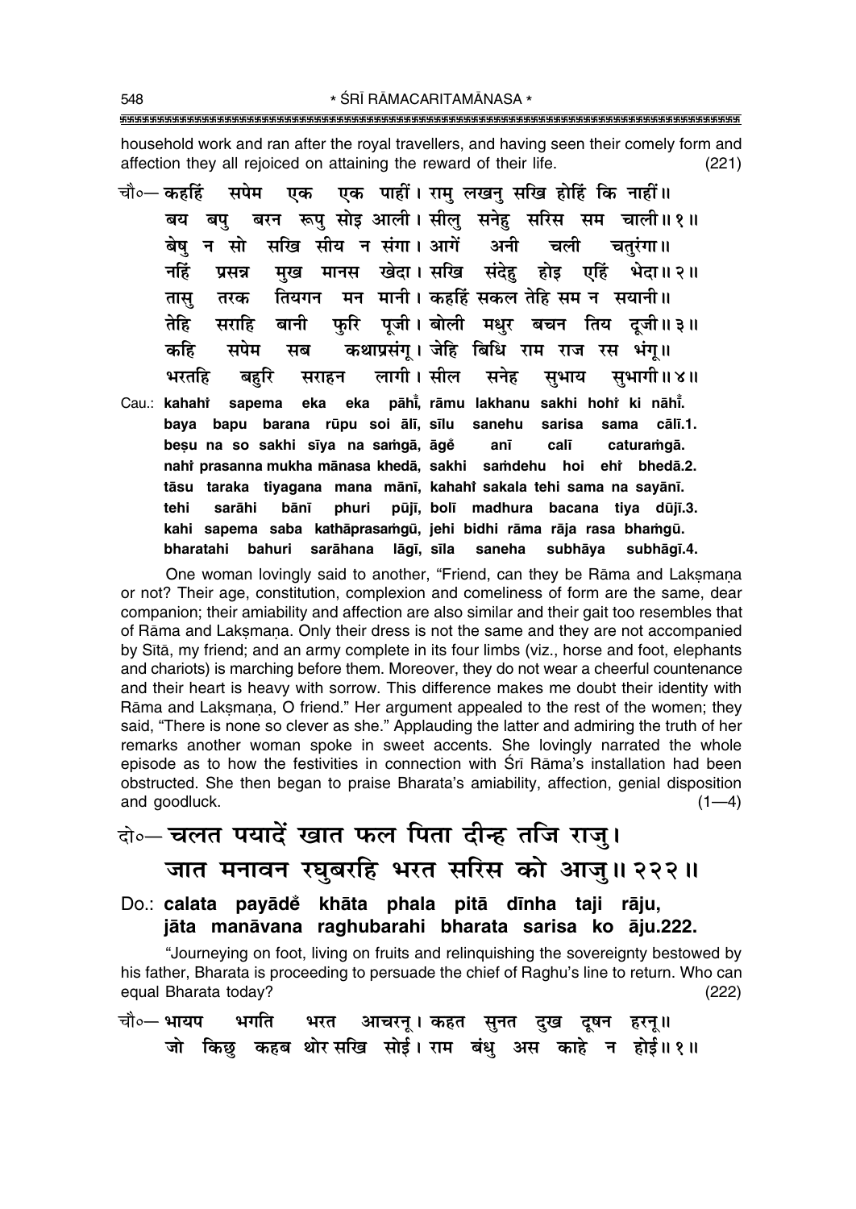household work and ran after the royal travellers, and having seen their comely form and affection they all rejoiced on attaining the reward of their life. (221)

चौ०— कहहिं सपेम एक एक पाहीं। रामु लखनु सखि होहिं कि नाहीं॥
बय बपु बरन रूपु सोइ आली। सीलु सनेहु सरिस सम चाली॥१॥
बेषु न सो सखि सीय न संगा। आगें अनी चली चतुरंगा॥
नहिं प्रसन्न मुख मानस खेदा। सखि संदेहु होइ एहिं भेदा॥२॥
तासु तरक तियगन मन मानी। कहहिं सकल तेहि सम न सयानी॥
तेहि सराहि बानी फुरि पूजी। बोली मधुर बचन तिय दूजी॥३॥
कहि सपेम सब कथाप्रसंगू। जेहि बिधि राम राज रस भंगू॥
भरतहि बहुरि सराहन लागी। सील सनेह सुभाय सुभागी॥४॥

Cau.: **kahahiṁ sapema eka eka pāhīṁ, rāmu lakhanu sakhi hohiṁ ki nāhīṁ.**
**baya bapu barana rūpu soi ālī, sīlu sanehu sarisa sama cālī.1.**
**beṣu na so sakhi sīya na saṁgā, āgeṁ anī calī caturaṁgā.**
**nahiṁ prasanna mukha mānasa khedā, sakhi saṁdehu hoi ehiṁ bhedā.2.**
**tāsu taraka tiyagana mana mānī, kahahiṁ sakala tehi sama na sayānī.**
**tehi sarāhi bānī phuri pūjī, bolī madhura bacana tiya dūjī.3.**
**kahi sapema saba kathāprasaṁgū, jehi bidhi rāma rāja rasa bhaṁgū.**
**bharatahi bahuri sarāhana lāgī, sīla saneha subhāya subhāgī.4.**

One woman lovingly said to another, "Friend, can they be Rāma and Lakṣmaṇa or not? Their age, constitution, complexion and comeliness of form are the same, dear companion; their amiability and affection are also similar and their gait too resembles that of Rāma and Lakṣmaṇa. Only their dress is not the same and they are not accompanied by Sītā, my friend; and an army complete in its four limbs (viz., horse and foot, elephants and chariots) is marching before them. Moreover, they do not wear a cheerful countenance and their heart is heavy with sorrow. This difference makes me doubt their identity with Rāma and Lakṣmaṇa, O friend." Her argument appealed to the rest of the women; they said, "There is none so clever as she." Applauding the latter and admiring the truth of her remarks another woman spoke in sweet accents. She lovingly narrated the whole episode as to how the festivities in connection with Śrī Rāma's installation had been obstructed. She then began to praise Bharata's amiability, affection, genial disposition and goodluck. (1—4)

दो०— **चलत पयादें खात फल पिता दीन्ह तजि राजु।**
**जात मनावन रघुबरहि भरत सरिस को आजु॥२२२॥**

Do.: **calata payādeṁ khāta phala pitā dīnha taji rāju,**
**jāta manāvana raghubarahi bharata sarisa ko āju.222.**

"Journeying on foot, living on fruits and relinquishing the sovereignty bestowed by his father, Bharata is proceeding to persuade the chief of Raghu's line to return. Who can equal Bharata today? (222)

चौ०— भायप भगति भरत आचरनू। कहत सुनत दुख दूषन हरनू॥
जो किछु कहब थोर सखि सोई। राम बंधु अस काहे न होई॥१॥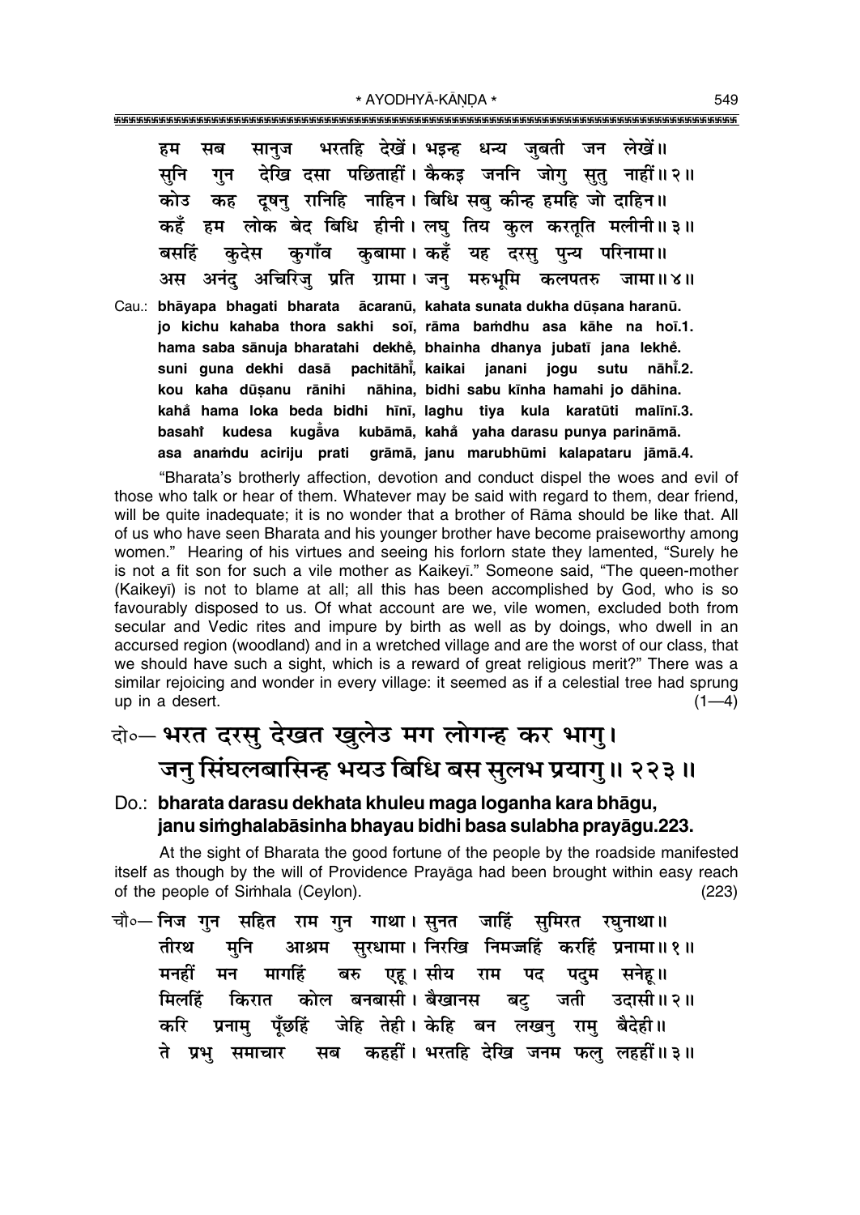हम सब सानुज भरतहि देखें। भइन्ह धन्य जुबती जन लेखें॥
सुनि गुन देखि दसा पछिताहीं। कैकइ जननि जोगु सुतु नाहीं॥ २॥
कोउ कह दूषनु रानिहि नाहिन। बिधि सबु कीन्ह हमहि जो दाहिन॥
कहँ हम लोक बेद बिधि हीनी। लघु तिय कुल करतूति मलीनी॥ ३॥
बसहिं कुदेस कुगाँव कुबामा। कहँ यह दरसु पुन्य परिनामा॥
अस अनंदु अचिरिजु प्रति ग्रामा। जनु मरुभूमि कलपतरु जामा॥ ४॥

Cau.: **bhāyapa bhagati bharata ācaranū, kahata sunata dukha dūṣana haranū.**
**jo kichu kahaba thora sakhi soī, rāma baṁdhu asa kāhe na hoī.1.**
**hama saba sānuja bharatahi dekhe̐, bhainha dhanya jubatī jana lekhe̐.**
**suni guna dekhi dasā pachitāhī̐, kaikai janani jogu sutu nāhī̐.2.**
**kou kaha dūṣanu rānihi nāhina, bidhi sabu kīnha hamahi jo dāhina.**
**kaha̐ hama loka beda bidhi hīnī, laghu tiya kula karatūti malīnī.3.**
**basahī̐ kudesa kuga̐va kubāmā, kaha̐ yaha darasu punya parināmā.**
**asa anaṁdu aciriju prati grāmā, janu marubhūmi kalapataru jāmā.4.**

"Bharata's brotherly affection, devotion and conduct dispel the woes and evil of those who talk or hear of them. Whatever may be said with regard to them, dear friend, will be quite inadequate; it is no wonder that a brother of Rāma should be like that. All of us who have seen Bharata and his younger brother have become praiseworthy among women." Hearing of his virtues and seeing his forlorn state they lamented, "Surely he is not a fit son for such a vile mother as Kaikeyī." Someone said, "The queen-mother (Kaikeyī) is not to blame at all; all this has been accomplished by God, who is so favourably disposed to us. Of what account are we, vile women, excluded both from secular and Vedic rites and impure by birth as well as by doings, who dwell in an accursed region (woodland) and in a wretched village and are the worst of our class, that we should have such a sight, which is a reward of great religious merit?" There was a similar rejoicing and wonder in every village: it seemed as if a celestial tree had sprung up in a desert. (1—4)

दो०— भरत दरसु देखत खुलेउ मग लोगन्ह कर भागु।
जनु सिंघलबासिन्ह भयउ बिधि बस सुलभ प्रयागु॥ २२३॥

Do.: **bharata darasu dekhata khuleu maga loganha kara bhāgu,**
**janu siṁghalabāsinha bhayau bidhi basa sulabha prayāgu.223.**

At the sight of Bharata the good fortune of the people by the roadside manifested itself as though by the will of Providence Prayāga had been brought within easy reach of the people of Siṁhala (Ceylon). (223)

चौ०— निज गुन सहित राम गुन गाथा। सुनत जाहिं सुमिरत रघुनाथा॥
तीरथ मुनि आश्रम सुरधामा। निरखि निमज्जहिं करहिं प्रनामा॥ १॥
मनहीं मन मागहिं बरु एहू। सीय राम पद पदुम सनेहू॥
मिलहिं किरात कोल बनबासी। बैखानस बटु जती उदासी॥ २॥
करि प्रनामु पूँछहिं जेहि तेही। केहि बन लखनु रामु बैदेही॥
ते प्रभु समाचार सब कहहीं। भरतहि देखि जनम फलु लहहीं॥ ३॥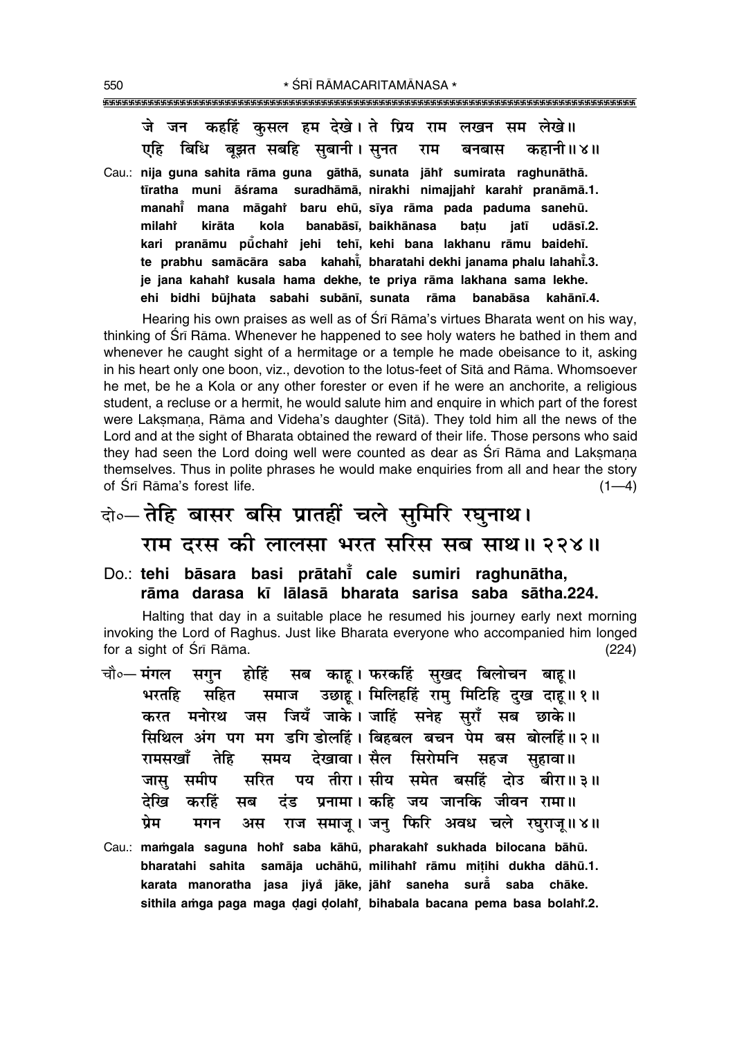जे जन कहहिं कुसल हम देखे। ते प्रिय राम लखन सम लेखे॥
एहि बिधि बूझत सबहि सुबानी। सुनत राम बनबास कहानी॥४॥

Cau.: **nija guna sahita rāma guna gāthā, sunata jāhi̐ sumirata raghunāthā. tīratha muni āśrama suradhāmā, nirakhi nimajjahi̐ karahi̐ pranāmā.1. manahi̐ mana māgahi̐ baru ehū, sīya rāma pada paduma sanehū. milahi̐ kirāta kola banabāsī, baikhānasa baṭu jatī udāsī.2. kari pranāmu pū̐chahi̐ jehi tehī, kehi bana lakhanu rāmu baidehī. te prabhu samācāra saba kahahī̐, bharatahi dekhi janama phalu lahahī̐.3. je jana kahahi̐ kusala hama dekhe, te priya rāma lakhana sama lekhe. ehi bidhi būjhata sabahi subānī, sunata rāma banabāsa kahānī.4.**

Hearing his own praises as well as of Śrī Rāma's virtues Bharata went on his way, thinking of Śrī Rāma. Whenever he happened to see holy waters he bathed in them and whenever he caught sight of a hermitage or a temple he made obeisance to it, asking in his heart only one boon, viz., devotion to the lotus-feet of Sītā and Rāma. Whomsoever he met, be he a Kola or any other forester or even if he were an anchorite, a religious student, a recluse or a hermit, he would salute him and enquire in which part of the forest were Lakṣmaṇa, Rāma and Videha's daughter (Sītā). They told him all the news of the Lord and at the sight of Bharata obtained the reward of their life. Those persons who said they had seen the Lord doing well were counted as dear as Śrī Rāma and Lakṣmaṇa themselves. Thus in polite phrases he would make enquiries from all and hear the story of Śrī Rāma's forest life. (1—4)

दो०— तेहि बासर बसि प्रातहीं चले सुमिरि रघुनाथ।
राम दरस की लालसा भरत सरिस सब साथ॥ २२४॥

Do.: **tehi bāsara basi prātahī̐ cale sumiri raghunātha, rāma darasa kī lālasā bharata sarisa saba sātha.224.**

Halting that day in a suitable place he resumed his journey early next morning invoking the Lord of Raghus. Just like Bharata everyone who accompanied him longed for a sight of Śrī Rāma. (224)

चौ०— मंगल सगुन होहिं सब काहू। फरकहिं सुखद बिलोचन बाहू॥
भरतहि सहित समाज उछाहू। मिलिहहिं रामु मिटिहि दुख दाहू॥१॥
करत मनोरथ जस जियँ जाके। जाहिं सनेह सुराँ सब छाके॥
सिथिल अंग पग मग डगि डोलहिं। बिहबल बचन पेम बस बोलहिं॥२॥
रामसखाँ तेहि समय देखावा। सैल सिरोमनि सहज सुहावा॥
जासु समीप सरित पय तीरा। सीय समेत बसहिं दोउ बीरा॥३॥
देखि करहिं सब दंड प्रनामा। कहि जय जानकि जीवन रामा॥
प्रेम मगन अस राज समाजू। जनु फिरि अवध चले रघुराजू॥४॥

Cau.: **maṁgala saguna hohi̐ saba kāhū, pharakahi̐ sukhada bilocana bāhū. bharatahi sahita samāja uchāhū, milihahi̐ rāmu miṭihi dukha dāhū.1. karata manoratha jasa jiya̐ jāke, jāhi̐ saneha surā̐ saba chāke. sithila aṁga paga maga ḍagi ḍolahi̐, bihabala bacana pema basa bolahi̐.2.**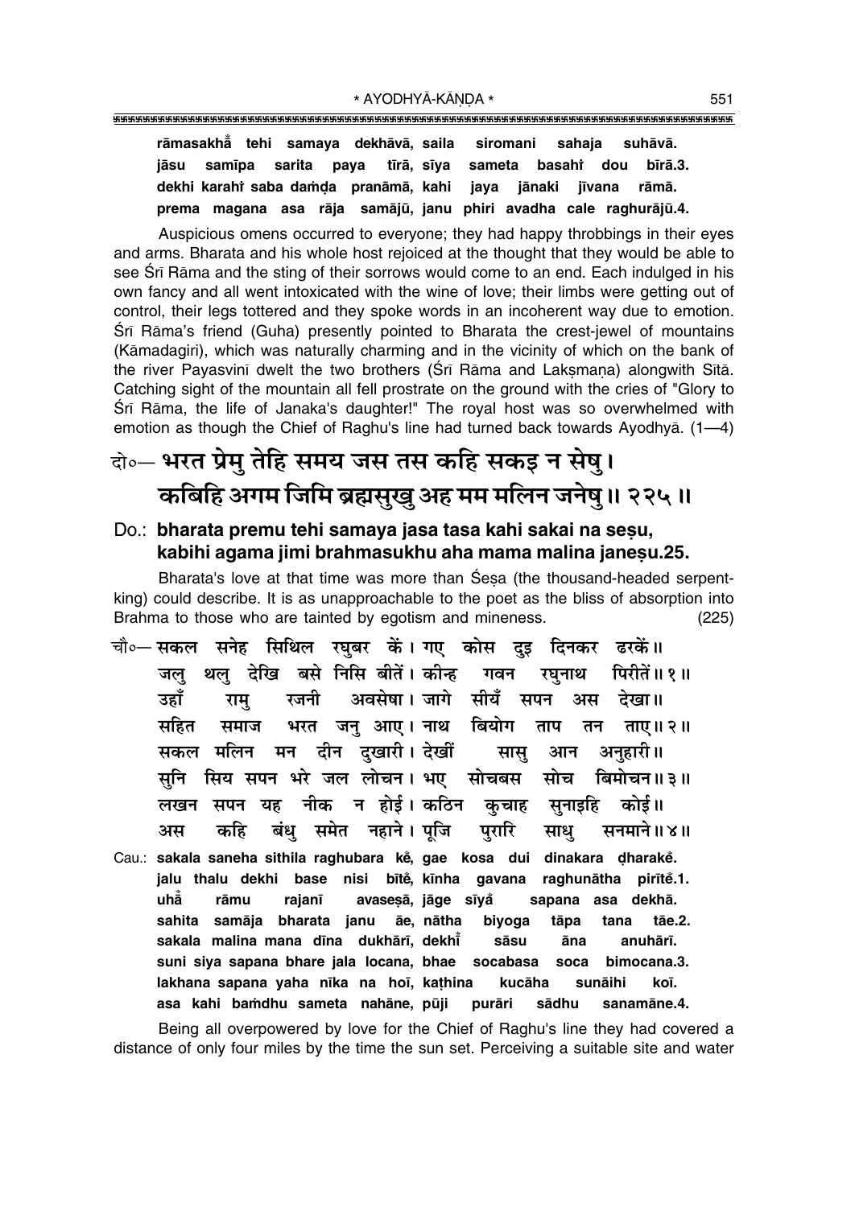**rāmasakhå° tehi samaya dekhāvā, saila siromani sahaja suhāvā.**
**jāsu samīpa sarita paya tīrā, sīya sameta basahiÚ dou bīrā.3.**
**dekhi karahiÚ saba daṁḍa pranāmā, kahi jaya jānaki jīvana rāmā.**
**prema magana asa rāja samājū, janu phiri avadha cale raghurājū.4.**

Auspicious omens occurred to everyone; they had happy throbbings in their eyes and arms. Bharata and his whole host rejoiced at the thought that they would be able to see Śrī Rāma and the sting of their sorrows would come to an end. Each indulged in his own fancy and all went intoxicated with the wine of love; their limbs were getting out of control, their legs tottered and they spoke words in an incoherent way due to emotion. Śrī Rāma's friend (Guha) presently pointed to Bharata the crest-jewel of mountains (Kāmadagiri), which was naturally charming and in the vicinity of which on the bank of the river Payasvinī dwelt the two brothers (Śrī Rāma and Lakṣmaṇa) alongwith Sītā. Catching sight of the mountain all fell prostrate on the ground with the cries of "Glory to Śrī Rāma, the life of Janaka's daughter!" The royal host was so overwhelmed with emotion as though the Chief of Raghu's line had turned back towards Ayodhyā. (1—4)

## दो०— भरत प्रेमु तेहि समय जस तस कहि सकइ न सेषु। कबिहि अगम जिमि ब्रह्मसुखु अह मम मलिन जनेषु॥ २२५॥

### Do.: bharata premu tehi samaya jasa tasa kahi sakai na seṣu, kabihi agama jimi brahmasukhu aha mama malina janeṣu.25.

Bharata's love at that time was more than Śeṣa (the thousand-headed serpent-king) could describe. It is as unapproachable to the poet as the bliss of absorption into Brahma to those who are tainted by egotism and mineness. (225)

चौ०— सकल सनेह सिथिल रघुबर कें। गए कोस दुइ दिनकर ढरकें॥
जलु थलु देखि बसे निसि बीतें। कीन्ह गवन रघुनाथ पिरीतें॥ १॥
उहाँ रामु रजनी अवसेषा। जागे सीयँ सपन अस देखा॥
सहित समाज भरत जनु आए। नाथ बियोग ताप तन ताए॥ २॥
सकल मलिन मन दीन दुखारी। देखीं सासु आन अनुहारी॥
सुनि सिय सपन भरे जल लोचन। भए सोचबस सोच बिमोचन॥ ३॥
लखन सपन यह नीक न होई। कठिन कुचाह सुनाइहि कोई॥
अस कहि बंधु समेत नहाने। पूजि पुरारि साधु सनमाने॥ ४॥

Cau.: **sakala saneha sithila raghubara kẽ, gae kosa dui dinakara ḍharakẽ.**
**jalu thalu dekhi base nisi bītẽ, kīnha gavana raghunātha pirītẽ.1.**
**uhā̐ rāmu rajanī avaseṣā, jāge sīyā̐ sapana asa dekhā.**
**sahita samāja bharata janu āe, nātha biyoga tāpa tana tāe.2.**
**sakala malina mana dīna dukhārī, dekhī̐ sāsu āna anuhārī.**
**suni siya sapana bhare jala locana, bhae socabasa soca bimocana.3.**
**lakhana sapana yaha nīka na hoī, kaṭhina kucāha sunāihi koī.**
**asa kahi baṁdhu sameta nahāne, pūji purāri sādhu sanamāne.4.**

Being all overpowered by love for the Chief of Raghu's line they had covered a distance of only four miles by the time the sun set. Perceiving a suitable site and water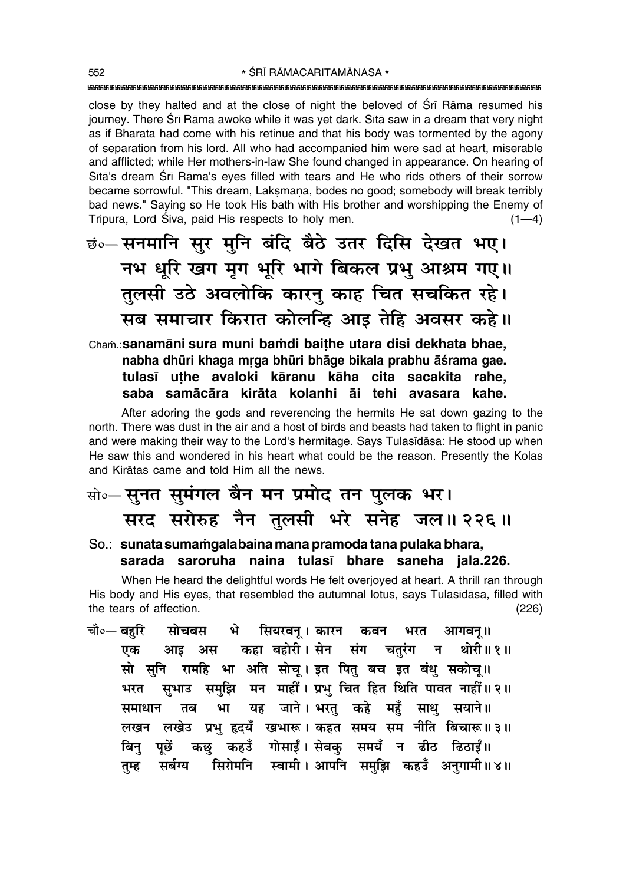close by they halted and at the close of night the beloved of Śrī Rāma resumed his journey. There Śrī Rāma awoke while it was yet dark. Sītā saw in a dream that very night as if Bharata had come with his retinue and that his body was tormented by the agony of separation from his lord. All who had accompanied him were sad at heart, miserable and afflicted; while Her mothers-in-law She found changed in appearance. On hearing of Sītā's dream Śrī Rāma's eyes filled with tears and He who rids others of their sorrow became sorrowful. "This dream, Lakṣmaṇa, bodes no good; somebody will break terribly bad news." Saying so He took His bath with His brother and worshipping the Enemy of Tripura, Lord Śiva, paid His respects to holy men. (1—4)

छं०— सनमानि सुर मुनि बंदि बैठे उतर दिसि देखत भए।
नभ धूरि खग मृग भूरि भागे बिकल प्रभु आश्रम गए॥
तुलसी उठे अवलोकि कारनु काह चित सचकित रहे।
सब समाचार किरात कोलन्हि आइ तेहि अवसर कहे॥

Chaṁ.: **sanamāni sura muni baṁdi baiṭhe utara disi dekhata bhae, nabha dhūri khaga mṛga bhūri bhāge bikala prabhu āśrama gae. tulasī uṭhe avaloki kāranu kāha cita sacakita rahe, saba samācāra kirāta kolanhi āi tehi avasara kahe.**

After adoring the gods and reverencing the hermits He sat down gazing to the north. There was dust in the air and a host of birds and beasts had taken to flight in panic and were making their way to the Lord's hermitage. Says Tulasīdāsa: He stood up when He saw this and wondered in his heart what could be the reason. Presently the Kolas and Kirātas came and told Him all the news.

सो०— सुनत सुमंगल बैन मन प्रमोद तन पुलक भर।
सरद सरोरुह नैन तुलसी भरे सनेह जल॥ २२६॥

So.: **sunata sumaṁgala baina mana pramoda tana pulaka bhara, sarada saroruha naina tulasī bhare saneha jala.226.**

When He heard the delightful words He felt overjoyed at heart. A thrill ran through His body and His eyes, that resembled the autumnal lotus, says Tulasīdāsa, filled with the tears of affection. (226)

चौ०— बहुरि सोचबस भे सियरवनू। कारन कवन भरत आगवनू॥
एक आइ अस कहा बहोरी। सेन संग चतुरंग न थोरी॥ १॥
सो सुनि रामहि भा अति सोचू। इत पितु बच इत बंधु सकोचू॥
भरत सुभाउ समुझि मन माहीं। प्रभु चित हित थिति पावत नाहीं॥ २॥
समाधान तब भा यह जाने। भरतु कहे महुँ साधु सयाने॥
लखन लखेउ प्रभु हृदयँ खभारू। कहत समय सम नीति बिचारू॥ ३॥
बिनु पूछें कछु कहउँ गोसाईं। सेवकु समयँ न ढीठ ढिठाईं॥
तुम्ह सर्बग्य सिरोमनि स्वामी। आपनि समुझि कहउँ अनुगामी॥ ४॥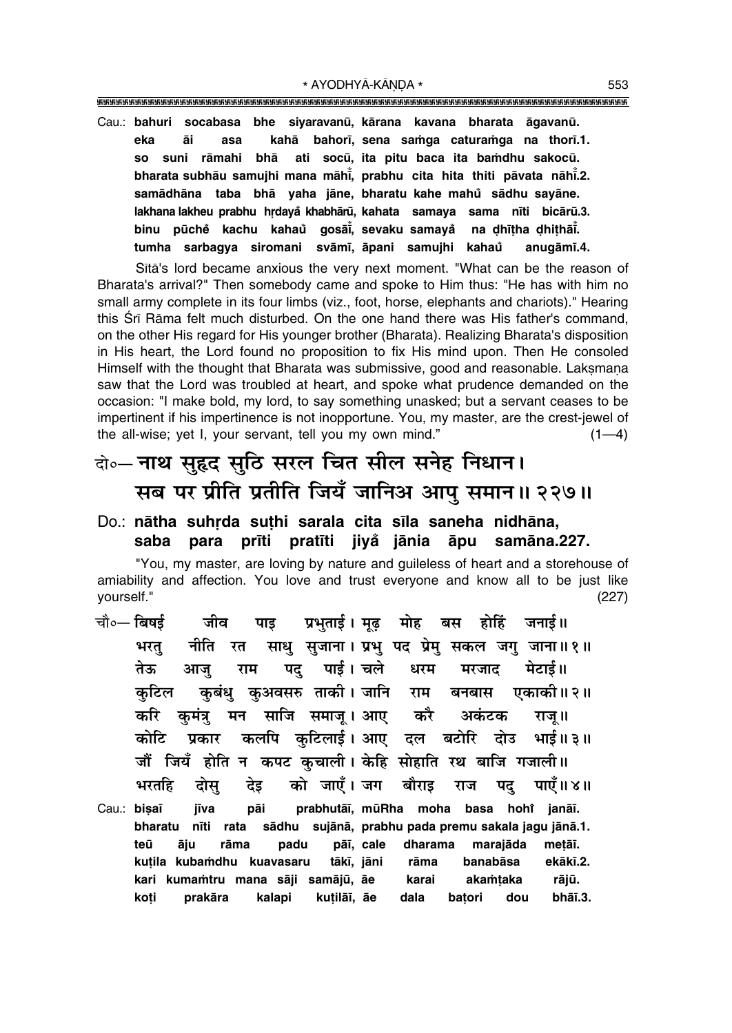Cau.: **bahuri socabasa bhe siyaravanū, kārana kavana bharata āgavanū.**
**eka āi asa kahā bahorī, sena saṁga caturaṁga na thorī.1.**
**so suni rāmahi bhā ati socū, ita pitu baca ita baṁdhu sakocū.**
**bharata subhāu samujhi mana māhī̐, prabhu cita hita thiti pāvata nāhī̐.2.**
**samādhāna taba bhā yaha jāne, bharatu kahe mahu̐ sādhu sayāne.**
**lakhana lakheu prabhu hṛdaya̐ khabhārū, kahata samaya sama nīti bicārū.3.**
**binu pūche̐ kachu kahau̐ gosāī̐, sevaku samaya̐ na ḍhīṭha ḍhiṭhāī̐.**
**tumha sarbagya siromani svāmī, āpani samujhi kahau̐ anugāmī.4.**

Sītā's lord became anxious the very next moment. "What can be the reason of Bharata's arrival?" Then somebody came and spoke to Him thus: "He has with him no small army complete in its four limbs (viz., foot, horse, elephants and chariots)." Hearing this Śrī Rāma felt much disturbed. On the one hand there was His father's command, on the other His regard for His younger brother (Bharata). Realizing Bharata's disposition in His heart, the Lord found no proposition to fix His mind upon. Then He consoled Himself with the thought that Bharata was submissive, good and reasonable. Lakṣmaṇa saw that the Lord was troubled at heart, and spoke what prudence demanded on the occasion: "I make bold, my lord, to say something unasked; but a servant ceases to be impertinent if his impertinence is not inopportune. You, my master, are the crest-jewel of the all-wise; yet I, your servant, tell you my own mind." (1—4)

# दो०— नाथ सुहृद सुठि सरल चित सील सनेह निधान। सब पर प्रीति प्रतीति जियँ जानिअ आपु समान॥ २२७॥

Do.: **nātha suhṛda suṭhi sarala cita sīla saneha nidhāna,**
**saba para prīti pratīti jiya̐ jānia āpu samāna.227.**

"You, my master, are loving by nature and guileless of heart and a storehouse of amiability and affection. You love and trust everyone and know all to be just like yourself." (227)

चौ०— बिषई जीव पाइ प्रभुताई। मूढ़ मोह बस होहिं जनाई॥
भरतु नीति रत साधु सुजाना। प्रभु पद प्रेमु सकल जगु जाना॥ १॥
तेऊ आजु राम पदु पाई। चले धरम मरजाद मेटाई॥
कुटिल कुबंधु कुअवसरु ताकी। जानि राम बनबास एकाकी॥ २॥
करि कुमंत्रु मन साजि समाजू। आए करै अकंटक राजू॥
कोटि प्रकार कलपि कुटिलाई। आए दल बटोरि दोउ भाई॥ ३॥
जौं जियँ होति न कपट कुचाली। केहि सोहाति रथ बाजि गजाली॥
भरतहि दोसु देइ को जाएँ। जग बौराइ राज पदु पाएँ॥ ४॥

Cau.: **biṣaī jīva pāi prabhutāī, mūRha moha basa hohi̐ janāī.**
**bharatu nīti rata sādhu sujānā, prabhu pada premu sakala jagu jānā.1.**
**teū āju rāma padu pāī, cale dharama marajāda meṭāī.**
**kuṭila kubaṁdhu kuavasaru tākī, jāni rāma banabāsa ekākī.2.**
**kari kumaṁtru mana sāji samājū, āe karai akaṁṭaka rājū.**
**koṭi prakāra kalapi kuṭilāī, āe dala baṭori dou bhāī.3.**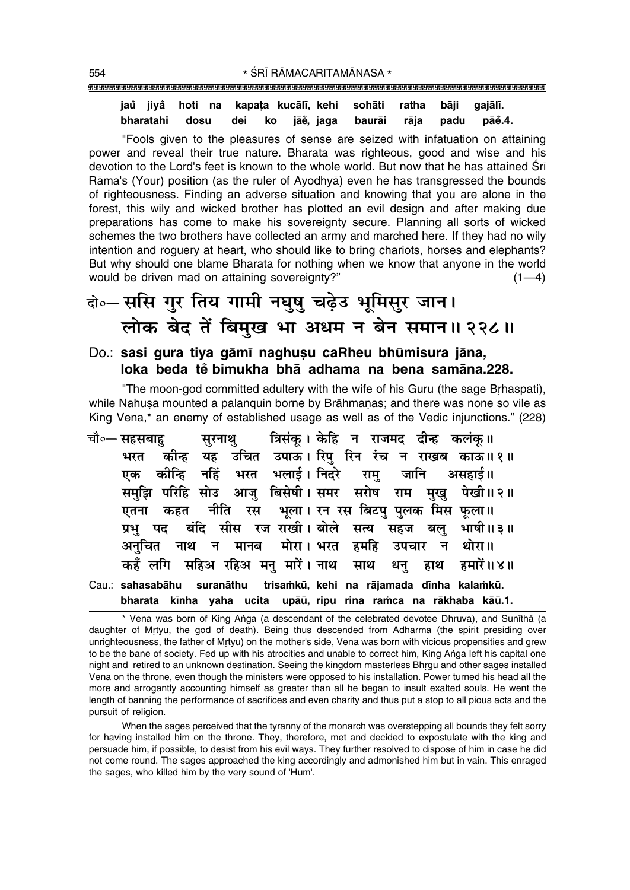**jaů jiyǎ hoti na kapaṭa kucālī, kehi sohāti ratha bāji gajālī.**
**bharatahi dosu dei ko jāe̐, jaga baurāi rāja padu pāe̐.4.**

"Fools given to the pleasures of sense are seized with infatuation on attaining power and reveal their true nature. Bharata was righteous, good and wise and his devotion to the Lord's feet is known to the whole world. But now that he has attained Śrī Rāma's (Your) position (as the ruler of Ayodhyā) even he has transgressed the bounds of righteousness. Finding an adverse situation and knowing that you are alone in the forest, this wily and wicked brother has plotted an evil design and after making due preparations has come to make his sovereignty secure. Planning all sorts of wicked schemes the two brothers have collected an army and marched here. If they had no wily intention and roguery at heart, who should like to bring chariots, horses and elephants? But why should one blame Bharata for nothing when we know that anyone in the world would be driven mad on attaining sovereignty?" (1—4)

दो०— ससि गुर तिय गामी नघुषु चढ़ेउ भूमिसुर जान।
लोक बेद तें बिमुख भा अधम न बेन समान॥ २२८॥

**Do.: sasi gura tiya gāmī naghuṣu caRheu bhūmisura jāna,**
**loka beda te̐ bimukha bhā adhama na bena samāna.228.**

"The moon-god committed adultery with the wife of his Guru (the sage Bṛhaspati), while Nahuṣa mounted a palanquin borne by Brāhmaṇas; and there was none so vile as King Vena,* an enemy of established usage as well as of the Vedic injunctions." (228)

चौ०— सहसबाहु सुरनाथु त्रिसंकू। केहि न राजमद दीन्ह कलंकू॥
भरत कीन्ह यह उचित उपाऊ। रिपु रिन रंच न राखब काऊ॥ १॥
एक कीन्हि नहिं भरत भलाई। निदरे रामु जानि असहाई॥
समुझि परिहि सोउ आजु बिसेषी। समर सरोष राम मुखु पेखी॥ २॥
एतना कहत नीति रस भूला। रन रस बिटपु पुलक मिस फूला॥
प्रभु पद बंदि सीस रज राखी। बोले सत्य सहज बलु भाषी॥ ३॥
अनुचित नाथ न मानब मोरा। भरत हमहि उपचार न थोरा॥
कहँ लगि सहिअ रहिअ मनु मारें। नाथ साथ धनु हाथ हमारें॥ ४॥

**Cau.: sahasabāhu suranāthu trisaṁkū, kehi na rājamada dīnha kalaṁkū.**
**bharata kīnha yaha ucita upāū, ripu rina raṁca na rākhaba kāū.1.**

---

* Vena was born of King Aṅga (a descendant of the celebrated devotee Dhruva), and Sunīthā (a daughter of Mṛtyu, the god of death). Being thus descended from Adharma (the spirit presiding over unrighteousness, the father of Mṛtyu) on the mother's side, Vena was born with vicious propensities and grew to be the bane of society. Fed up with his atrocities and unable to correct him, King Aṅga left his capital one night and retired to an unknown destination. Seeing the kingdom masterless Bhṛgu and other sages installed Vena on the throne, even though the ministers were opposed to his installation. Power turned his head all the more and arrogantly accounting himself as greater than all he began to insult exalted souls. He went the length of banning the performance of sacrifices and even charity and thus put a stop to all pious acts and the pursuit of religion.

When the sages perceived that the tyranny of the monarch was overstepping all bounds they felt sorry for having installed him on the throne. They, therefore, met and decided to expostulate with the king and persuade him, if possible, to desist from his evil ways. They further resolved to dispose of him in case he did not come round. The sages approached the king accordingly and admonished him but in vain. This enraged the sages, who killed him by the very sound of 'Hum'.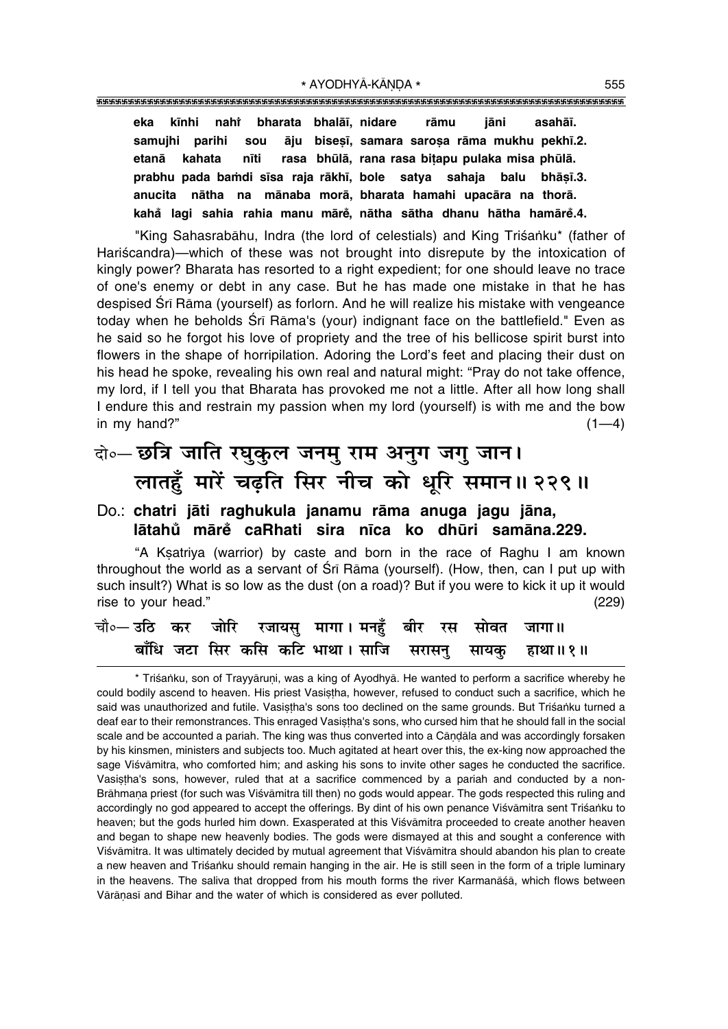**eka kīnhi nahiṁ bharata bhalāī, nidare rāmu jāni asahāī.**
**samujhi parihi sou āju biseṣī, samara saroṣa rāma mukhu pekhī.2.**
**etanā kahata nīti rasa bhūlā, rana rasa biṭapu pulaka misa phūlā.**
**prabhu pada baṁdi sīsa raja rākhī, bole satya sahaja balu bhāṣī.3.**
**anucita nātha na mānaba morā, bharata hamahi upacāra na thorā.**
**kahaÌ lagi sahia rahia manu māreÌ, nātha sātha dhanu hātha hamāreÌ.4.**

"King Sahasrabāhu, Indra (the lord of celestials) and King Triśaṅku* (father of Hariścandra)—which of these was not brought into disrepute by the intoxication of kingly power? Bharata has resorted to a right expedient; for one should leave no trace of one's enemy or debt in any case. But he has made one mistake in that he has despised Śrī Rāma (yourself) as forlorn. And he will realize his mistake with vengeance today when he beholds Śrī Rāma's (your) indignant face on the battlefield." Even as he said so he forgot his love of propriety and the tree of his bellicose spirit burst into flowers in the shape of horripilation. Adoring the Lord's feet and placing their dust on his head he spoke, revealing his own real and natural might: "Pray do not take offence, my lord, if I tell you that Bharata has provoked me not a little. After all how long shall I endure this and restrain my passion when my lord (yourself) is with me and the bow in my hand?" (1—4)

दो०— छत्रि जाति रघुकुल जनमु राम अनुग जगु जान।
लातहुँ मारें चढ़ति सिर नीच को धूरि समान॥ २२९॥

**Do.: chatri jāti raghukula janamu rāma anuga jagu jāna,**
**lātahuÌ māreÌ caRhati sira nīca ko dhūri samāna.229.**

"A Kṣatriya (warrior) by caste and born in the race of Raghu I am known throughout the world as a servant of Śrī Rāma (yourself). (How, then, can I put up with such insult?) What is so low as the dust (on a road)? But if you were to kick it up it would rise to your head." (229)

चौ०— उठि कर जोरि रजायसु मागा। मनहुँ बीर रस सोवत जागा॥
बाँधि जटा सिर कसि कटि भाथा। साजि सरासनु सायकु हाथा॥ १॥

---

* Triśaṅku, son of Trayyāruṇi, was a king of Ayodhyā. He wanted to perform a sacrifice whereby he could bodily ascend to heaven. His priest Vasiṣṭha, however, refused to conduct such a sacrifice, which he said was unauthorized and futile. Vasiṣṭha's sons too declined on the same grounds. But Triśaṅku turned a deaf ear to their remonstrances. This enraged Vasiṣṭha's sons, who cursed him that he should fall in the social scale and be accounted a pariah. The king was thus converted into a Cāṇḍāla and was accordingly forsaken by his kinsmen, ministers and subjects too. Much agitated at heart over this, the ex-king now approached the sage Viśvāmitra, who comforted him; and asking his sons to invite other sages he conducted the sacrifice. Vasiṣṭha's sons, however, ruled that at a sacrifice commenced by a pariah and conducted by a non-Brāhmaṇa priest (for such was Viśvāmitra till then) no gods would appear. The gods respected this ruling and accordingly no god appeared to accept the offerings. By dint of his own penance Viśvāmitra sent Triśaṅku to heaven; but the gods hurled him down. Exasperated at this Viśvāmitra proceeded to create another heaven and began to shape new heavenly bodies. The gods were dismayed at this and sought a conference with Viśvāmitra. It was ultimately decided by mutual agreement that Viśvāmitra should abandon his plan to create a new heaven and Triśaṅku should remain hanging in the air. He is still seen in the form of a triple luminary in the heavens. The saliva that dropped from his mouth forms the river Karmanāśā, which flows between Vārāṇasī and Bihar and the water of which is considered as ever polluted.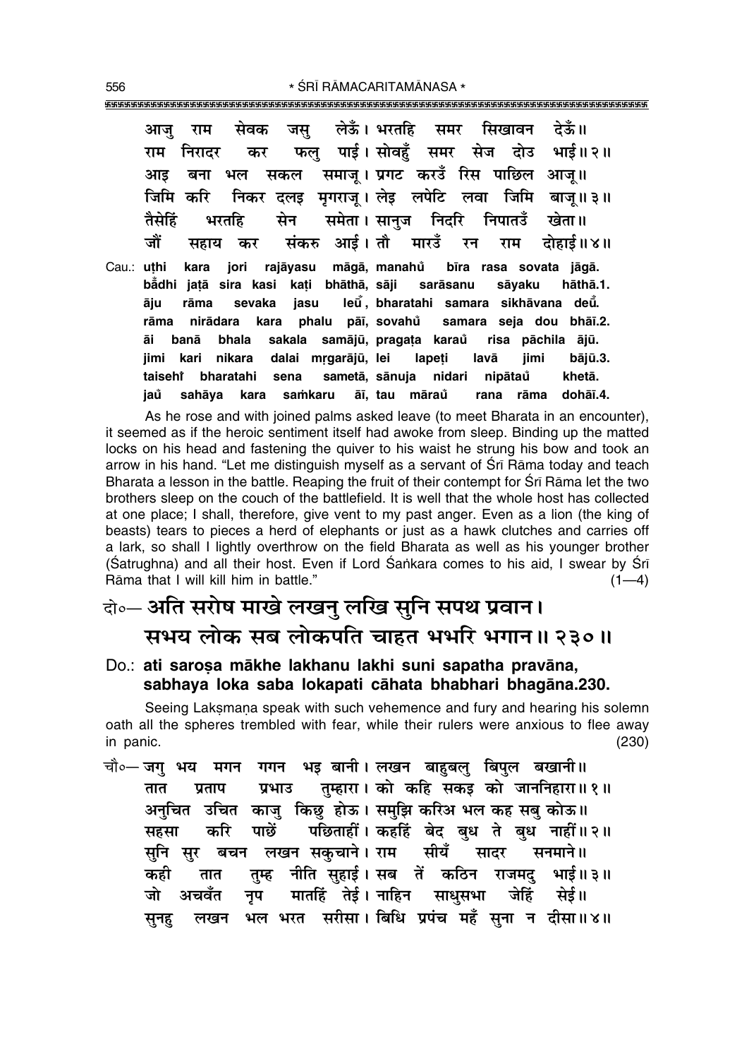आजु राम सेवक जसु लेऊँ। भरतहि समर सिखावन देऊँ॥
राम निरादर कर फलु पाई। सोवहुँ समर सेज दोउ भाई॥ २॥
आइ बना भल सकल समाजू। प्रगट करउँ रिस पाछिल आजू॥
जिमि करि निकर दलइ मृगराजू। लेइ लपेटि लवा जिमि बाजू॥ ३॥
तैसेहिं भरतहि सेन समेता। सानुज निदरि निपातउँ खेता॥
जौं सहाय कर संकरु आई। तौ मारउँ रन राम दोहाई॥ ४॥

Cau.: **uṭhi kara jori rajāyasu māgā, manahů̐ bīra rasa sovata jāgā.**
**ba̐dhi jaṭā sira kasi kaṭi bhāthā, sāji sarāsanu sāyaku hāthā.1.**
**āju rāma sevaka jasu leū̐, bharatahi samara sikhāvana deū̐.**
**rāma nirādara kara phalu pāī, sovahů̐ samara seja dou bhāī.2.**
**āi banā bhala sakala samājū, pragaṭa karaů̐ risa pāchila ājū.**
**jimi kari nikara dalai mṛgarājū, lei lapeṭi lavā jimi bājū.3.**
**taiseht̐ bharatahi sena sametā, sānuja nidari nipātaů̐ khetā.**
**jaů̐ sahāya kara saṁkaru āī, tau māraů̐ rana rāma dohāī.4.**

As he rose and with joined palms asked leave (to meet Bharata in an encounter), it seemed as if the heroic sentiment itself had awoke from sleep. Binding up the matted locks on his head and fastening the quiver to his waist he strung his bow and took an arrow in his hand. "Let me distinguish myself as a servant of Śrī Rāma today and teach Bharata a lesson in the battle. Reaping the fruit of their contempt for Śrī Rāma let the two brothers sleep on the couch of the battlefield. It is well that the whole host has collected at one place; I shall, therefore, give vent to my past anger. Even as a lion (the king of beasts) tears to pieces a herd of elephants or just as a hawk clutches and carries off a lark, so shall I lightly overthrow on the field Bharata as well as his younger brother (Śatrughna) and all their host. Even if Lord Śaṅkara comes to his aid, I swear by Śrī Rāma that I will kill him in battle." (1—4)

## दो०— अति सरोष माखे लखनु लखि सुनि सपथ प्रवान। सभय लोक सब लोकपति चाहत भभरि भगान॥ २३०॥

Do.: **ati saroṣa mākhe lakhanu lakhi suni sapatha pravāna, sabhaya loka saba lokapati cāhata bhabhari bhagāna.230.**

Seeing Lakṣmaṇa speak with such vehemence and fury and hearing his solemn oath all the spheres trembled with fear, while their rulers were anxious to flee away in panic. (230)

चौ०— जगु भय मगन गगन भइ बानी। लखन बाहुबलु बिपुल बखानी॥
तात प्रताप प्रभाउ तुम्हारा। को कहि सकइ को जाननिहारा॥ १॥
अनुचित उचित काजु किछु होऊ। समुझि करिअ भल कह सबु कोऊ॥
सहसा करि पाछें पछिताहीं। कहहिं बेद बुध ते बुध नाहीं॥ २॥
सुनि सुर बचन लखन सकुचाने। राम सीयँ सादर सनमाने॥
कही तात तुम्ह नीति सुहाई। सब तें कठिन राजमदु भाई॥ ३॥
जो अचवँत नृप मातहिं तेई। नाहिन साधुसभा जेहिं सेई॥
सुनहु लखन भल भरत सरीसा। बिधि प्रपंच महँ सुना न दीसा॥ ४॥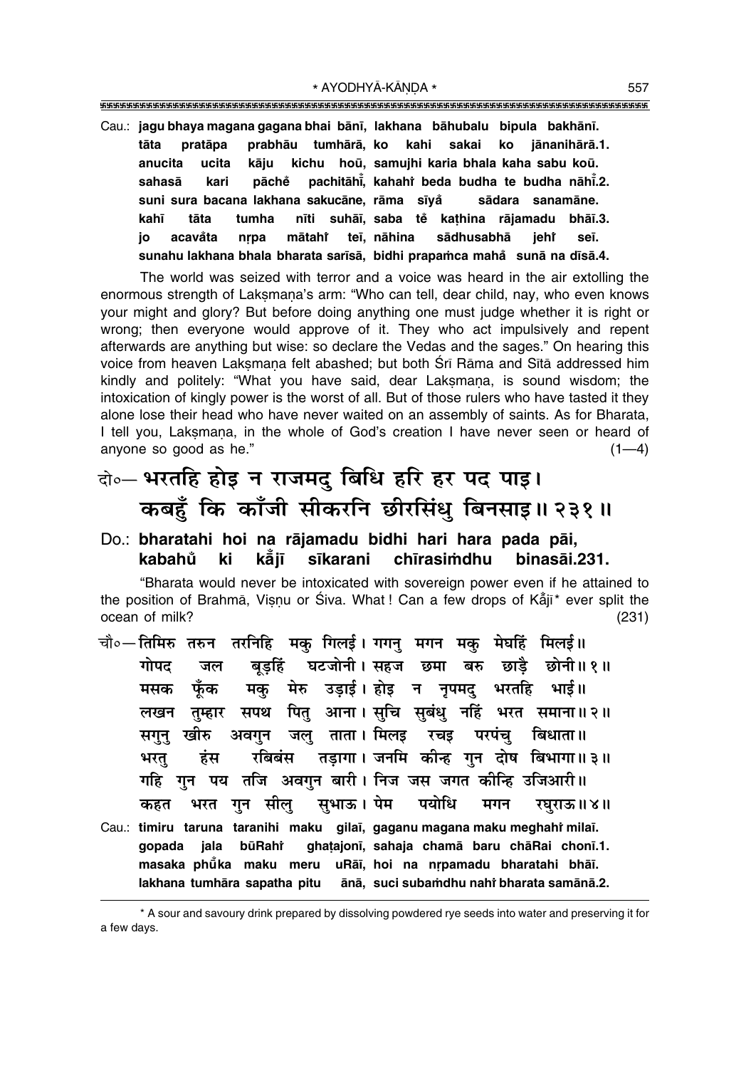Cau.: **jagu bhaya magana gagana bhai bānī, lakhana bāhubalu bipula bakhānī.**
**tāta pratāpa prabhāu tumhārā, ko kahi sakai ko jānanihārā.1.**
**anucita ucita kāju kichu hoū, samujhi karia bhala kaha sabu koū.**
**sahasā kari pāche pachitāhī̃, kahahiṁ beda budha te budha nāhī̃.2.**
**suni sura bacana lakhana sakucāne, rāma sīyā̃ sādara sanamāne.**
**kahī tāta tumha nīti suhāī, saba tẽ kaṭhina rājamadu bhāī.3.**
**jo acavã̄ta nṛpa mātahiṁ teī, nāhina sādhusabhā jehiṁ seī.**
**sunahu lakhana bhala bharata sarīsā, bidhi prapaṁca mahã̄ sunā na dīsā.4.**

The world was seized with terror and a voice was heard in the air extolling the enormous strength of Lakṣmaṇa's arm: "Who can tell, dear child, nay, who even knows your might and glory? But before doing anything one must judge whether it is right or wrong; then everyone would approve of it. They who act impulsively and repent afterwards are anything but wise: so declare the Vedas and the sages." On hearing this voice from heaven Lakṣmaṇa felt abashed; but both Śrī Rāma and Sītā addressed him kindly and politely: "What you have said, dear Lakṣmaṇa, is sound wisdom; the intoxication of kingly power is the worst of all. But of those rulers who have tasted it they alone lose their head who have never waited on an assembly of saints. As for Bharata, I tell you, Lakṣmaṇa, in the whole of God's creation I have never seen or heard of anyone so good as he." (1—4)

## दो०— भरतहि होइ न राजमदु बिधि हरि हर पद पाइ। कबहुँ कि काँजी सीकरनि छीरसिंधु बिनसाइ॥ २३१॥

Do.: **bharatahi hoi na rājamadu bidhi hari hara pada pāi,**
**kabahũ ki kā̃jī sīkarani chīrasiṁdhu binasāi.231.**

"Bharata would never be intoxicated with sovereign power even if he attained to the position of Brahmā, Viṣṇu or Śiva. What ! Can a few drops of Kā̃jī* ever split the ocean of milk? (231)

चौ०— तिमिरु तरुन तरनिहि मकु गिलई। गगनु मगन मकु मेघहिं मिलई॥
गोपद जल बूड़हिं घटजोनी। सहज छमा बरु छाड़ै छोनी॥ १॥
मसक फूँक मकु मेरु उड़ाई। होइ न नृपमदु भरतहि भाई॥
लखन तुम्हार सपथ पितु आना। सुचि सुबंधु नहिं भरत समाना॥ २॥
सगुनु खीरु अवगुन जलु ताता। मिलइ रचइ परपंचु बिधाता॥
भरतु हंस रबिबंस तड़ागा। जनमि कीन्ह गुन दोष बिभागा॥ ३॥
गहि गुन पय तजि अवगुन बारी। निज जस जगत कीन्हि उजिआरी॥
कहत भरत गुन सीलु सुभाऊ। पेम पयोधि मगन रघुराऊ॥ ४॥

Cau.: **timiru taruna taranihi maku gilaī, gaganu magana maku meghahiṁ milaī.**
**gopada jala būRahiṁ ghaṭajonī, sahaja chamā baru chāRai chonī.1.**
**masaka phū̃ka maku meru uRāī, hoi na nṛpamadu bharatahi bhāī.**
**lakhana tumhāra sapatha pitu ānā, suci subaṁdhu nahiṁ bharata samānā.2.**

* A sour and savoury drink prepared by dissolving powdered rye seeds into water and preserving it for a few days.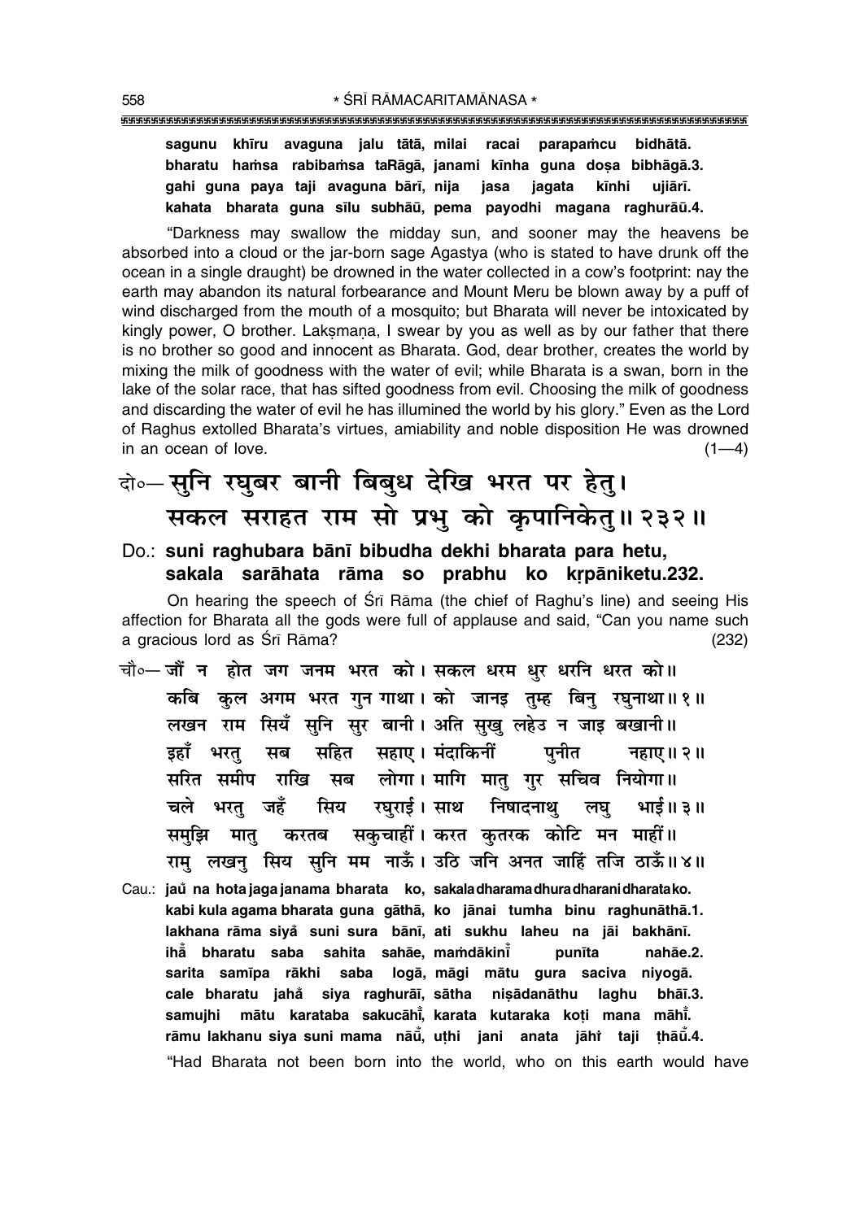**sagunu khīru avaguna jalu tātā, milai racai parapaṁcu bidhātā.**
**bharatu haṁsa rabibaṁsa taRāgā, janami kīnha guna doṣa bibhāgā.3.**
**gahi guna paya taji avaguna bārī, nija jasa jagata kīnhi ujiārī.**
**kahata bharata guna sīlu subhāū, pema payodhi magana raghurāū.4.**

"Darkness may swallow the midday sun, and sooner may the heavens be absorbed into a cloud or the jar-born sage Agastya (who is stated to have drunk off the ocean in a single draught) be drowned in the water collected in a cow's footprint: nay the earth may abandon its natural forbearance and Mount Meru be blown away by a puff of wind discharged from the mouth of a mosquito; but Bharata will never be intoxicated by kingly power, O brother. Lakṣmaṇa, I swear by you as well as by our father that there is no brother so good and innocent as Bharata. God, dear brother, creates the world by mixing the milk of goodness with the water of evil; while Bharata is a swan, born in the lake of the solar race, that has sifted goodness from evil. Choosing the milk of goodness and discarding the water of evil he has illumined the world by his glory." Even as the Lord of Raghus extolled Bharata's virtues, amiability and noble disposition He was drowned in an ocean of love. (1—4)

दो०— सुनि रघुबर बानी बिबुध देखि भरत पर हेतु।
सकल सराहत राम सो प्रभु को कृपानिकेतु॥ २३२॥

**Do.: suni raghubara bānī bibudha dekhi bharata para hetu,**
**sakala sarāhata rāma so prabhu ko kṛpāniketu.232.**

On hearing the speech of Śrī Rāma (the chief of Raghu's line) and seeing His affection for Bharata all the gods were full of applause and said, "Can you name such a gracious lord as Śrī Rāma? (232)

चौ०— जौं न होत जग जनम भरत को। सकल धरम धुर धरनि धरत को॥
कबि कुल अगम भरत गुन गाथा। को जानइ तुम्ह बिनु रघुनाथा॥ १॥
लखन राम सियँ सुनि सुर बानी। अति सुखु लहेउ न जाइ बखानी॥
इहाँ भरतु सब सहित सहाए। मंदाकिनीं पुनीत नहाए॥ २॥
सरित समीप राखि सब लोगा। मागि मातु गुर सचिव नियोगा॥
चले भरतु जहँ सिय रघुराई। साथ निषादनाथु लघु भाई॥ ३॥
समुझि मातु करतब सकुचाहीं। करत कुतरक कोटि मन माहीं॥
रामु लखनु सिय सुनि मम नाऊँ। उठि जनि अनत जाहिं तजि ठाऊँ॥ ४॥

**Cau.: jau̐ na hota jaga janama bharata ko, sakala dharama dhura dharani dharata ko.**
**kabi kula agama bharata guna gāthā, ko jānai tumha binu raghunāthā.1.**
**lakhana rāma siya̐ suni sura bānī, ati sukhu laheu na jāi bakhānī.**
**ihā̐ bharatu saba sahita sahāe, maṁdākinī̐ punīta nahāe.2.**
**sarita samīpa rākhi saba logā, māgi mātu gura saciva niyogā.**
**cale bharatu jaha̐ siya raghurāī, sātha niṣādanāthu laghu bhāī.3.**
**samujhi mātu karataba sakucāhī̐, karata kutaraka koṭi mana māhī̐.**
**rāmu lakhanu siya suni mama nāū̐, uṭhi jani anata jāhi̐ taji ṭhāū̐.4.**

"Had Bharata not been born into the world, who on this earth would have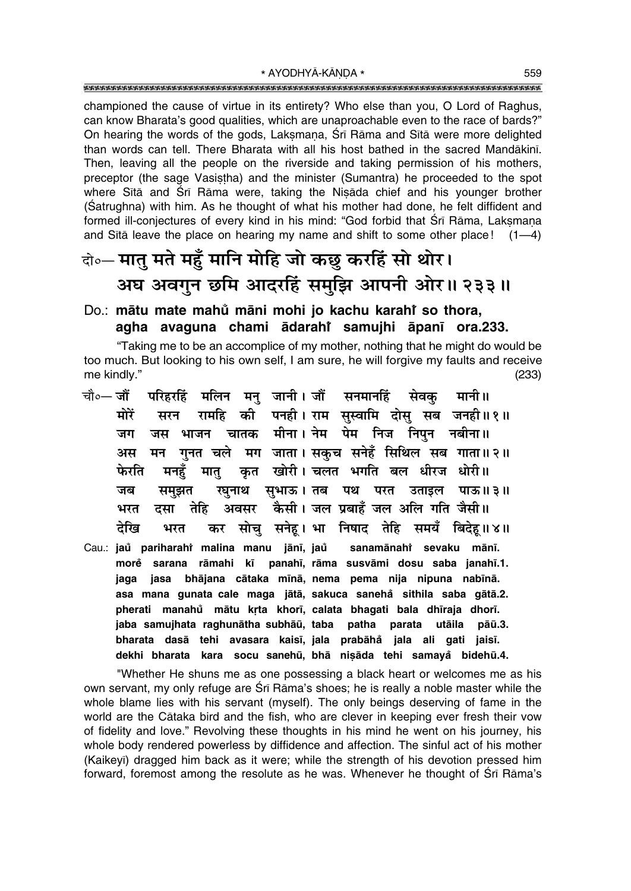championed the cause of virtue in its entirety? Who else than you, O Lord of Raghus, can know Bharata's good qualities, which are unapproachable even to the race of bards?" On hearing the words of the gods, Lakṣmaṇa, Śrī Rāma and Sītā were more delighted than words can tell. There Bharata with all his host bathed in the sacred Mandākinī. Then, leaving all the people on the riverside and taking permission of his mothers, preceptor (the sage Vasiṣṭha) and the minister (Sumantra) he proceeded to the spot where Sītā and Śrī Rāma were, taking the Niṣāda chief and his younger brother (Śatrughna) with him. As he thought of what his mother had done, he felt diffident and formed ill-conjectures of every kind in his mind: "God forbid that Śrī Rāma, Lakṣmaṇa and Sītā leave the place on hearing my name and shift to some other place! (1—4)

## दो०— मातु मते महुँ मानि मोहि जो कछु करहिं सो थोर। अघ अवगुन छमि आदरहिं समुझि आपनी ओर॥ २३३॥

**Do.: mātu mate mahů māni mohi jo kachu karahi̊ so thora, agha avaguna chami ādarahi̊ samujhi āpanī ora.233.**

"Taking me to be an accomplice of my mother, nothing that he might do would be too much. But looking to his own self, I am sure, he will forgive my faults and receive me kindly." (233)

चौ०— जौं परिहरहिं मलिन मनु जानी। जौं सनमानहिं सेवकु मानी॥
मोरें सरन रामहि की पनही। राम सुस्वामि दोसु सब जनही॥ १॥
जग जस भाजन चातक मीना। नेम पेम निज निपुन नबीना॥
अस मन गुनत चले मग जाता। सकुच सनेहँ सिथिल सब गाता॥ २॥
फेरति मनहुँ मातु कृत खोरी। चलत भगति बल धीरज धोरी॥
जब समुझत रघुनाथ सुभाऊ। तब पथ परत उताइल पाऊ॥ ३॥
भरत दसा तेहि अवसर कैसी। जल प्रबाहँ जल अलि गति जैसी॥
देखि भरत कर सोचु सनेहू। भा निषाद तेहि समयँ बिदेहू॥ ४॥

**Cau.: jaů pariharahi̊ malina manu jānī, jaů sanamānahi̊ sevaku mānī. morě sarana rāmahi kī panahī, rāma susvāmi dosu saba janahī.1. jaga jasa bhājana cātaka mīnā, nema pema nija nipuna nabīnā. asa mana gunata cale maga jātā, sakuca sanehå sithila saba gātā.2. pherati manahů mātu kṛta khorī, calata bhagati bala dhīraja dhorī. jaba samujhata raghunātha subhāū, taba patha parata utāila pāū.3. bharata dasā tehi avasara kaisī, jala prabāhå jala ali gati jaisī. dekhi bharata kara socu sanehū, bhā niṣāda tehi samayå bidehū.4.**

"Whether He shuns me as one possessing a black heart or welcomes me as his own servant, my only refuge are Śrī Rāma's shoes; he is really a noble master while the whole blame lies with his servant (myself). The only beings deserving of fame in the world are the Cātaka bird and the fish, who are clever in keeping ever fresh their vow of fidelity and love." Revolving these thoughts in his mind he went on his journey, his whole body rendered powerless by diffidence and affection. The sinful act of his mother (Kaikeyī) dragged him back as it were; while the strength of his devotion pressed him forward, foremost among the resolute as he was. Whenever he thought of Śrī Rāma's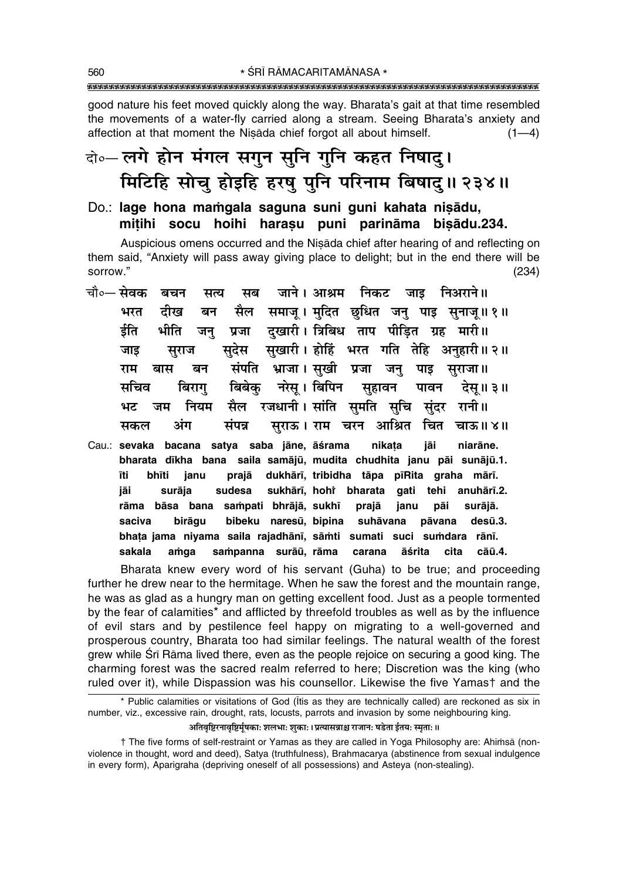good nature his feet moved quickly along the way. Bharata's gait at that time resembled the movements of a water-fly carried along a stream. Seeing Bharata's anxiety and affection at that moment the Niṣāda chief forgot all about himself. (1—4)

## दो०— लगे होन मंगल सगुन सुनि गुनि कहत निषादु। मिटिहि सोचु होइहि हरषु पुनि परिनाम बिषादु॥ २३४॥

**Do.: lage hona maṁgala saguna suni guni kahata niṣādu, miṭihi socu hoihi haraṣu puni parināma biṣādu.234.**

Auspicious omens occurred and the Niṣāda chief after hearing of and reflecting on them said, "Anxiety will pass away giving place to delight; but in the end there will be sorrow." (234)

चौ०— सेवक बचन सत्य सब जाने। आश्रम निकट जाइ निअराने॥
भरत दीख बन सैल समाजू। मुदित छुधित जनु पाइ सुनाजू॥ १॥
ईति भीति जनु प्रजा दुखारी। त्रिबिध ताप पीड़ित ग्रह मारी॥
जाइ सुराज सुदेस सुखारी। होहिं भरत गति तेहि अनुहारी॥ २॥
राम बास बन संपति भ्राजा। सुखी प्रजा जनु पाइ सुराजा॥
सचिव बिरागु बिबेकु नरेसू। बिपिन सुहावन पावन देसू॥ ३॥
भट जम नियम सैल रजधानी। सांति सुमति सुचि सुंदर रानी॥
सकल अंग संपन्न सुराऊ। राम चरन आश्रित चित चाऊ॥ ४॥

**Cau.: sevaka bacana satya saba jāne, āśrama nikaṭa jāi niarāne.
bharata dīkha bana saila samājū, mudita chudhita janu pāi sunājū.1.
īti bhīti janu prajā dukhārī, tribidha tāpa pīRita graha mārī.
jāi surāja sudesa sukhārī, hohi̇̃ bharata gati tehi anuhārī.2.
rāma bāsa bana saṁpati bhrājā, sukhī prajā janu pāi surājā.
saciva birāgu bibeku naresū, bipina suhāvana pāvana desū.3.
bhaṭa jama niyama saila rajadhānī, sāṁti sumati suci suṁdara rānī.
sakala aṁga saṁpanna surāū, rāma carana āśrita cita cāū.4.**

Bharata knew every word of his servant (Guha) to be true; and proceeding further he drew near to the hermitage. When he saw the forest and the mountain range, he was as glad as a hungry man on getting excellent food. Just as a people tormented by the fear of calamities* and afflicted by threefold troubles as well as by the influence of evil stars and by pestilence feel happy on migrating to a well-governed and prosperous country, Bharata too had similar feelings. The natural wealth of the forest grew while Śrī Rāma lived there, even as the people rejoice on securing a good king. The charming forest was the sacred realm referred to here; Discretion was the king (who ruled over it), while Dispassion was his counsellor. Likewise the five Yamas† and the

---

\* Public calamities or visitations of God (Ītis as they are technically called) are reckoned as six in number, viz., excessive rain, drought, rats, locusts, parrots and invasion by some neighbouring king.

अतिवृष्टिरनावृष्टिर्मूषकाः शलभाः शुकाः। प्रत्यासन्नाश्च राजानः षडेता ईतयः स्मृताः॥

† The five forms of self-restraint or Yamas as they are called in Yoga Philosophy are: Ahiṁsā (non-violence in thought, word and deed), Satya (truthfulness), Brahmacarya (abstinence from sexual indulgence in every form), Aparigraha (depriving oneself of all possessions) and Asteya (non-stealing).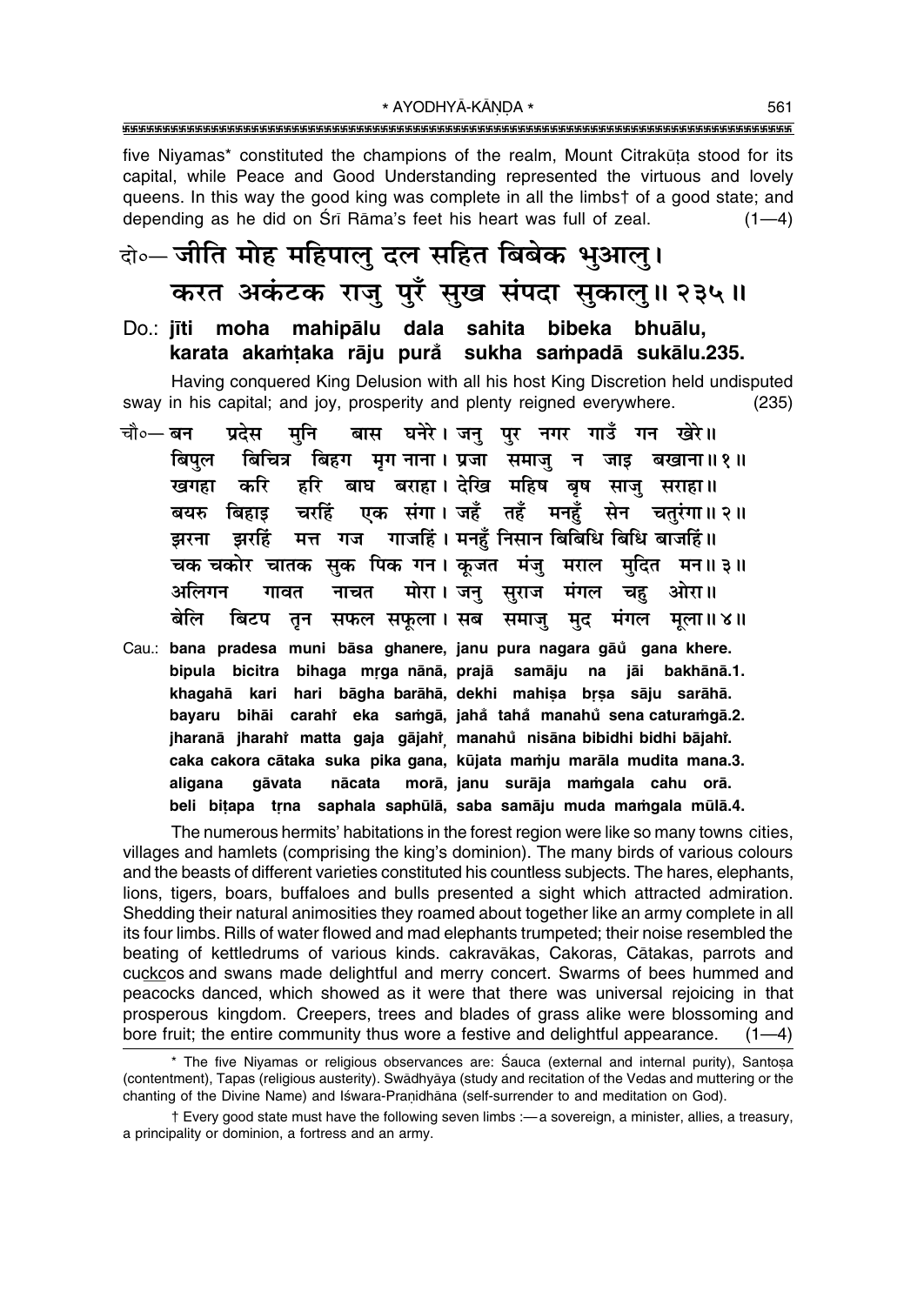five Niyamas* constituted the champions of the realm, Mount Citrakūṭa stood for its capital, while Peace and Good Understanding represented the virtuous and lovely queens. In this way the good king was complete in all the limbs† of a good state; and depending as he did on Śrī Rāma's feet his heart was full of zeal. (1—4)

दो०— जीति मोह महिपालु दल सहित बिबेक भुआलु।
करत अकंटक राजु पुरँ सुख संपदा सुकालु॥ २३५॥

Do.: **jīti moha mahipālu dala sahita bibeka bhuālu,**
**karata akaṁṭaka rāju purǎ sukha saṁpadā sukālu.235.**

Having conquered King Delusion with all his host King Discretion held undisputed sway in his capital; and joy, prosperity and plenty reigned everywhere. (235)

चौ०— बन प्रदेस मुनि बास घनेरे। जनु पुर नगर गाउँ गन खेरे॥
बिपुल बिचित्र बिहग मृग नाना। प्रजा समाजु न जाइ बखाना॥ १॥
खगहा करि हरि बाघ बराहा। देखि महिष बृष साजु सराहा॥
बयरु बिहाइ चरहिं एक संगा। जहँ तहँ मनहुँ सेन चतुरंगा॥ २॥
झरना झरहिं मत्त गज गाजहिं। मनहुँ निसान बिबिधि बिधि बाजहिं॥
चक चकोर चातक सुक पिक गन। कूजत मंजु मराल मुदित मन॥ ३॥
अलिगन गावत नाचत मोरा। जनु सुराज मंगल चहु ओरा॥
बेलि बिटप तृन सफल सफूला। सब समाजु मुद मंगल मूला॥ ४॥

Cau.: **bana pradesa muni bāsa ghanere, janu pura nagara gāů gana khere.**
**bipula bicitra bihaga mṛga nānā, prajā samāju na jāi bakhānā.1.**
**khagahā kari hari bāgha barāhā, dekhi mahiṣa bṛṣa sāju sarāhā.**
**bayaru bihāi carahiṁ eka saṁgā, jahǎ tahǎ manahů sena caturaṁgā.2.**
**jharanā jharahiṁ matta gaja gājahiṁ, manahů nisāna bibidhi bidhi bājahiṁ.**
**caka cakora cātaka suka pika gana, kūjata maṁju marāla mudita mana.3.**
**aligana gāvata nācata morā, janu surāja maṁgala cahu orā.**
**beli biṭapa tṛna saphala saphūlā, saba samāju muda maṁgala mūlā.4.**

The numerous hermits' habitations in the forest region were like so many towns cities, villages and hamlets (comprising the king's dominion). The many birds of various colours and the beasts of different varieties constituted his countless subjects. The hares, elephants, lions, tigers, boars, buffaloes and bulls presented a sight which attracted admiration. Shedding their natural animosities they roamed about together like an army complete in all its four limbs. Rills of water flowed and mad elephants trumpeted; their noise resembled the beating of kettledrums of various kinds. cakravākas, Cakoras, Cātakas, parrots and cuckcos and swans made delightful and merry concert. Swarms of bees hummed and peacocks danced, which showed as it were that there was universal rejoicing in that prosperous kingdom. Creepers, trees and blades of grass alike were blossoming and bore fruit; the entire community thus wore a festive and delightful appearance. (1—4)

* The five Niyamas or religious observances are: Śauca (external and internal purity), Santoṣa (contentment), Tapas (religious austerity). Swādhyāya (study and recitation of the Vedas and muttering or the chanting of the Divine Name) and Iśwara-Praṇidhāna (self-surrender to and meditation on God).

† Every good state must have the following seven limbs :—a sovereign, a minister, allies, a treasury, a principality or dominion, a fortress and an army.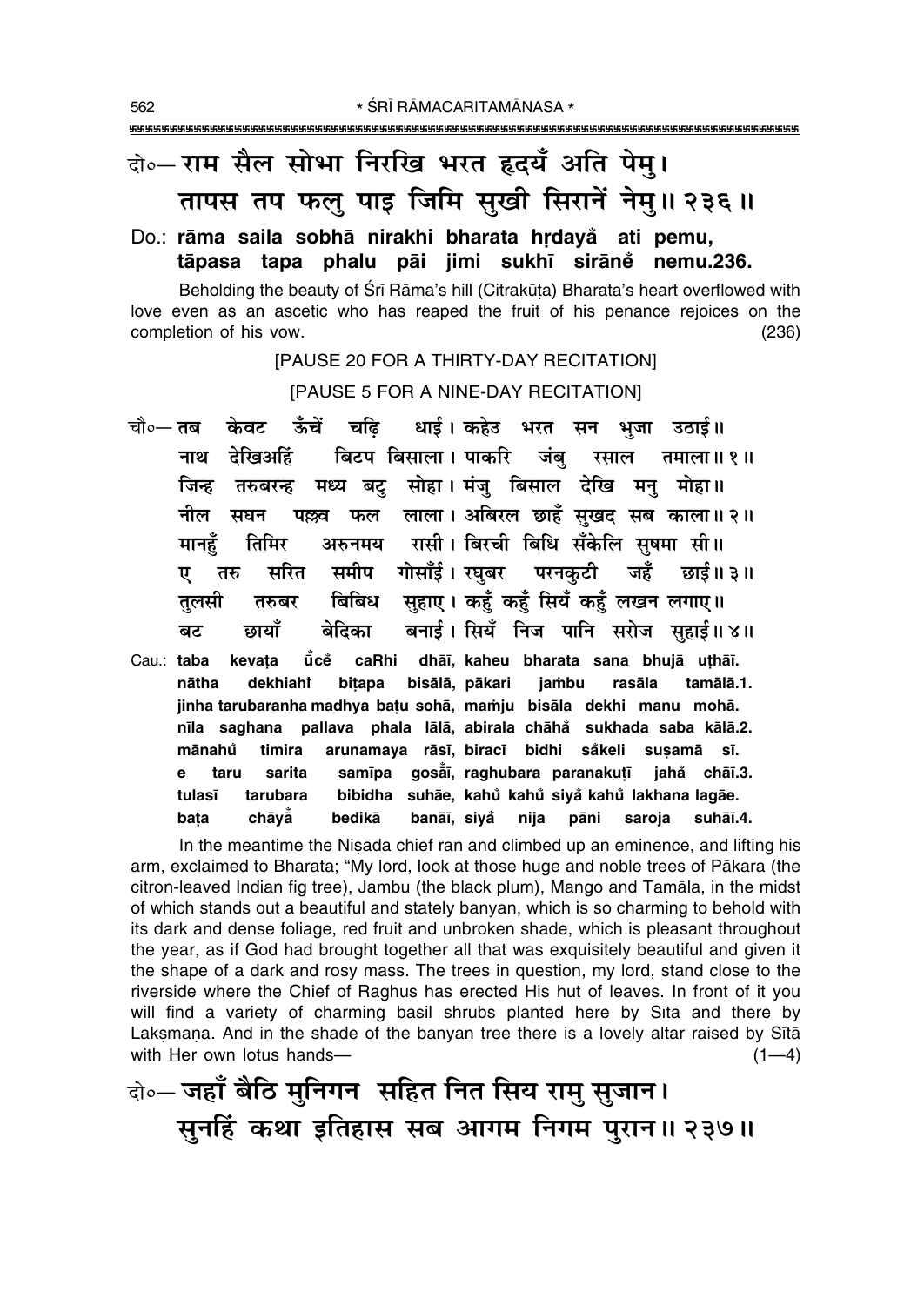दो०— राम सैल सोभा निरखि भरत हृदयँ अति पेमु।
तापस तप फलु पाइ जिमि सुखी सिरानें नेमु॥ २३६॥

Do.: **rāma saila sobhā nirakhi bharata hṛdayå̐ ati pemu,**
**tāpasa tapa phalu pāi jimi sukhī sirāne̐ nemu.236.**

Beholding the beauty of Śrī Rāma's hill (Citrakūṭa) Bharata's heart overflowed with love even as an ascetic who has reaped the fruit of his penance rejoices on the completion of his vow. (236)

[PAUSE 20 FOR A THIRTY-DAY RECITATION]

[PAUSE 5 FOR A NINE-DAY RECITATION]

चौ०— तब केवट ऊँचें चढ़ि धाई। कहेउ भरत सन भुजा उठाई॥
नाथ देखिअहिं बिटप बिसाला। पाकरि जंबु रसाल तमाला॥ १॥
जिन्ह तरुबरन्ह मध्य बटु सोहा। मंजु बिसाल देखि मनु मोहा॥
नील सघन पल्लव फल लाला। अबिरल छाहँ सुखद सब काला॥ २॥
मानहुँ तिमिर अरुनमय रासी। बिरची बिधि सँकेलि सुषमा सी॥
ए तरु सरित समीप गोसाँई। रघुबर परनकुटी जहँ छाई॥ ३॥
तुलसी तरुबर बिबिध सुहाए। कहुँ कहुँ सियँ कहुँ लखन लगाए॥
बट छायाँ बेदिका बनाई। सियँ निज पानि सरोज सुहाई॥ ४॥

Cau.: **taba kevaṭa ū̐ce̐ caRhi dhāī, kaheu bharata sana bhujā uṭhāī.**
**nātha dekhiahiṁ biṭapa bisālā, pākari jaṁbu rasāla tamālā.1.**
**jinha tarubaranha madhya baṭu sohā, maṁju bisāla dekhi manu mohā.**
**nīla saghana pallava phala lālā, abirala chāhå̐ sukhada saba kālā.2.**
**mānahů timira arunamaya rāsī, biracī bidhi så̐keli suṣamā sī.**
**e taru sarita samīpa gosā̐ī, raghubara paranakuṭī jahå̐ chāī.3.**
**tulasī tarubara bibidha suhāe, kahů kahů siyå̐ kahů lakhana lagāe.**
**baṭa chāyā̐ bedikā banāī, siyå̐ nija pāni saroja suhāī.4.**

In the meantime the Niṣāda chief ran and climbed up an eminence, and lifting his arm, exclaimed to Bharata; "My lord, look at those huge and noble trees of Pākara (the citron-leaved Indian fig tree), Jambu (the black plum), Mango and Tamāla, in the midst of which stands out a beautiful and stately banyan, which is so charming to behold with its dark and dense foliage, red fruit and unbroken shade, which is pleasant throughout the year, as if God had brought together all that was exquisitely beautiful and given it the shape of a dark and rosy mass. The trees in question, my lord, stand close to the riverside where the Chief of Raghus has erected His hut of leaves. In front of it you will find a variety of charming basil shrubs planted here by Sītā and there by Lakṣmaṇa. And in the shade of the banyan tree there is a lovely altar raised by Sītā with Her own lotus hands— (1—4)

दो०— जहाँ बैठि मुनिगन सहित नित सिय रामु सुजान।
सुनहिं कथा इतिहास सब आगम निगम पुरान॥ २३७॥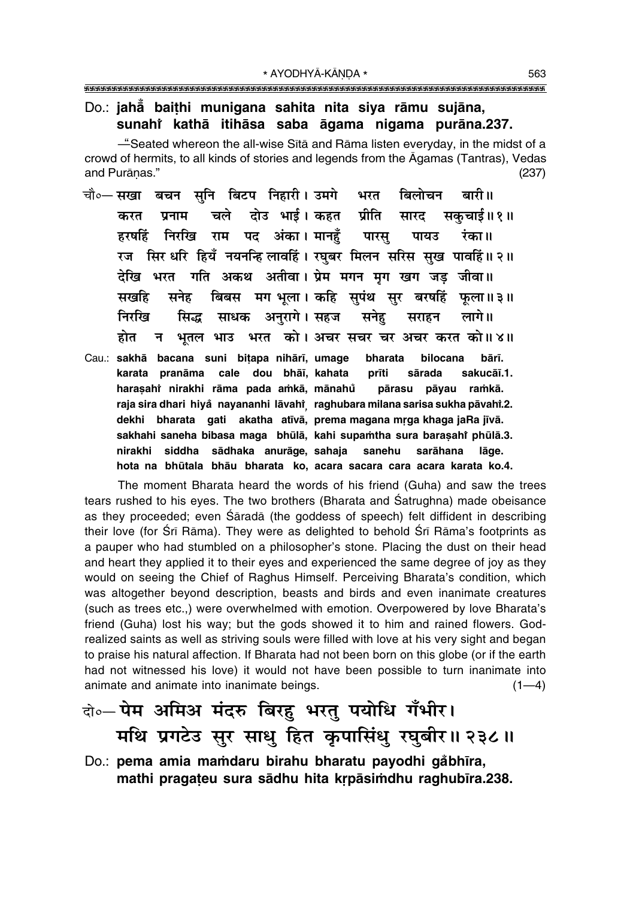Do.: **jahå° bai¢hi munigana sahita nita siya råmu sujåna, sunahiÚ kathå itihåsa saba ågama nigama puråna.237.**

—"Seated whereon the all-wise Sītā and Rāma listen everyday, in the midst of a crowd of hermits, to all kinds of stories and legends from the Āgamas (Tantras), Vedas and Purāṇas." (237)

चौ०— सखा बचन सुनि बिटप निहारी। उमगे भरत बिलोचन बारी॥
करत प्रनाम चले दोउ भाई। कहत प्रीति सारद सकुचाई॥१॥
हरषहिं निरखि राम पद अंका। मानहुँ पारसु पायउ रंका॥
रज सिर धरि हियँ नयनन्हि लावहिं। रघुबर मिलन सरिस सुख पावहिं॥२॥
देखि भरत गति अकथ अतीवा। प्रेम मगन मृग खग जड़ जीवा॥
सखहि सनेह बिबस मग भूला। कहि सुपंथ सुर बरषहिं फूला॥३॥
निरखि सिद्ध साधक अनुरागे। सहज सनेहु सराहन लागे॥
होत न भूतल भाउ भरत को। अचर सचर चर अचर करत को॥४॥

Cau.: **sakhå bacana suni bi¢apa nihår∂, umage bharata bilocana bår∂.
karata pranåma cale dou bhå∂, kahata pr∂ti sårada sakucå∂.1.
hara¶ahiÚ nirakhi råma pada a≈kå, månahu° pårasu påyau ra≈kå.
raja sira dhari hiya° nayananhi låvahiÚ, raghubara milana sarisa sukha påvahiÚ.2.
dekhi bharata gati akatha at∂vå, prema magana mæga khaga jaRa j∂vå.
sakhahi saneha bibasa maga bhµulå, kahi supa≈tha sura bara¶ahiÚ phµulå.3.
nirakhi siddha sådhaka anuråge, sahaja sanehu saråhana låge.
hota na bhµutala bhåu bharata ko, acara sacara cara acara karata ko.4.**

The moment Bharata heard the words of his friend (Guha) and saw the trees tears rushed to his eyes. The two brothers (Bharata and Śatrughna) made obeisance as they proceeded; even Śāradā (the goddess of speech) felt diffident in describing their love (for Śrī Rāma). They were as delighted to behold Śrī Rāma's footprints as a pauper who had stumbled on a philosopher's stone. Placing the dust on their head and heart they applied it to their eyes and experienced the same degree of joy as they would on seeing the Chief of Raghus Himself. Perceiving Bharata's condition, which was altogether beyond description, beasts and birds and even inanimate creatures (such as trees etc.,) were overwhelmed with emotion. Overpowered by love Bharata's friend (Guha) lost his way; but the gods showed it to him and rained flowers. God-realized saints as well as striving souls were filled with love at his very sight and began to praise his natural affection. If Bharata had not been born on this globe (or if the earth had not witnessed his love) it would not have been possible to turn inanimate into animate and animate into inanimate beings. (1—4)

दो०— पेम अमिअ मंदरु बिरहु भरतु पयोधि गँभीर।
मथि प्रगटेउ सुर साधु हित कृपासिंधु रघुबीर॥२३८॥

Do.: **pema amia ma≈daru birahu bharatu payodhi ga°bh∂ra, mathi praga¢eu sura sådhu hita kæpåsi≈dhu raghub∂ra.238.**